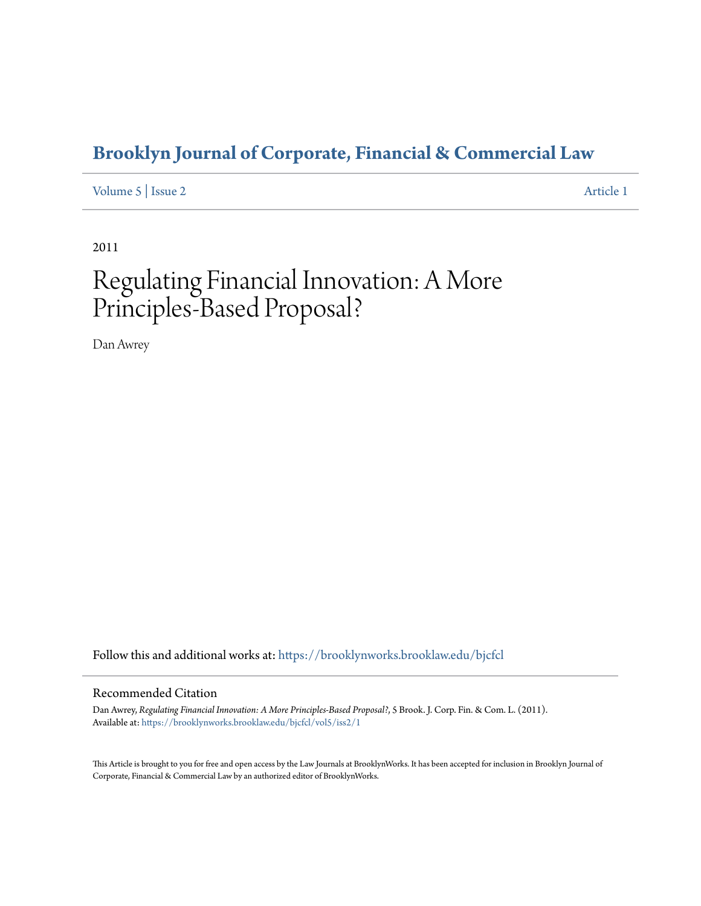# Brooklyn Journal of Corporate, Financial & Commercial Law

Volume 5 | Issue 2 Article 1

2011

# Regulating Financial Innovation: A More Principles-Based Proposal?

Dan Awrey

Follow this and additional works at: https://brooklynworks.brooklaw.edu/bjcfcl

## Recommended Citation

Dan Awrey, *Regulating Financial Innovation: A More Principles-Based Proposal?*, 5 Brook. J. Corp. Fin. & Com. L. (2011).
Available at: https://brooklynworks.brooklaw.edu/bjcfcl/vol5/iss2/1

This Article is brought to you for free and open access by the Law Journals at BrooklynWorks. It has been accepted for inclusion in Brooklyn Journal of Corporate, Financial & Commercial Law by an authorized editor of BrooklynWorks.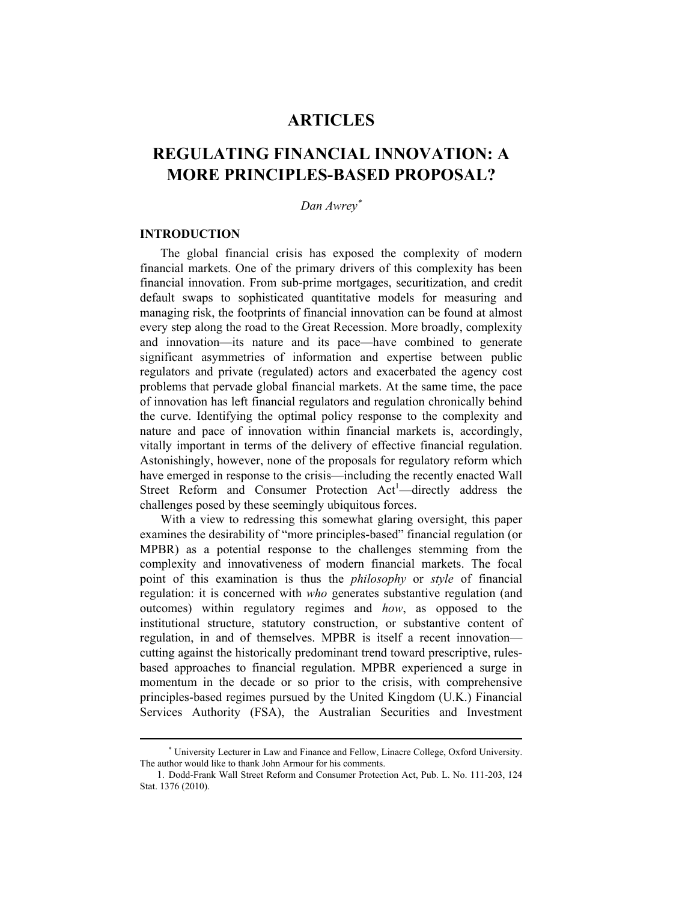# ARTICLES

# REGULATING FINANCIAL INNOVATION: A MORE PRINCIPLES-BASED PROPOSAL?

*Dan Awrey*[*]

## INTRODUCTION

The global financial crisis has exposed the complexity of modern financial markets. One of the primary drivers of this complexity has been financial innovation. From sub-prime mortgages, securitization, and credit default swaps to sophisticated quantitative models for measuring and managing risk, the footprints of financial innovation can be found at almost every step along the road to the Great Recession. More broadly, complexity and innovation—its nature and its pace—have combined to generate significant asymmetries of information and expertise between public regulators and private (regulated) actors and exacerbated the agency cost problems that pervade global financial markets. At the same time, the pace of innovation has left financial regulators and regulation chronically behind the curve. Identifying the optimal policy response to the complexity and nature and pace of innovation within financial markets is, accordingly, vitally important in terms of the delivery of effective financial regulation. Astonishingly, however, none of the proposals for regulatory reform which have emerged in response to the crisis—including the recently enacted Wall Street Reform and Consumer Protection Act[1]—directly address the challenges posed by these seemingly ubiquitous forces.

With a view to redressing this somewhat glaring oversight, this paper examines the desirability of "more principles-based" financial regulation (or MPBR) as a potential response to the challenges stemming from the complexity and innovativeness of modern financial markets. The focal point of this examination is thus the *philosophy* or *style* of financial regulation: it is concerned with *who* generates substantive regulation (and outcomes) within regulatory regimes and *how*, as opposed to the institutional structure, statutory construction, or substantive content of regulation, in and of themselves. MPBR is itself a recent innovation—cutting against the historically predominant trend toward prescriptive, rules-based approaches to financial regulation. MPBR experienced a surge in momentum in the decade or so prior to the crisis, with comprehensive principles-based regimes pursued by the United Kingdom (U.K.) Financial Services Authority (FSA), the Australian Securities and Investment

---

[*] University Lecturer in Law and Finance and Fellow, Linacre College, Oxford University. The author would like to thank John Armour for his comments.

1. Dodd-Frank Wall Street Reform and Consumer Protection Act, Pub. L. No. 111-203, 124 Stat. 1376 (2010).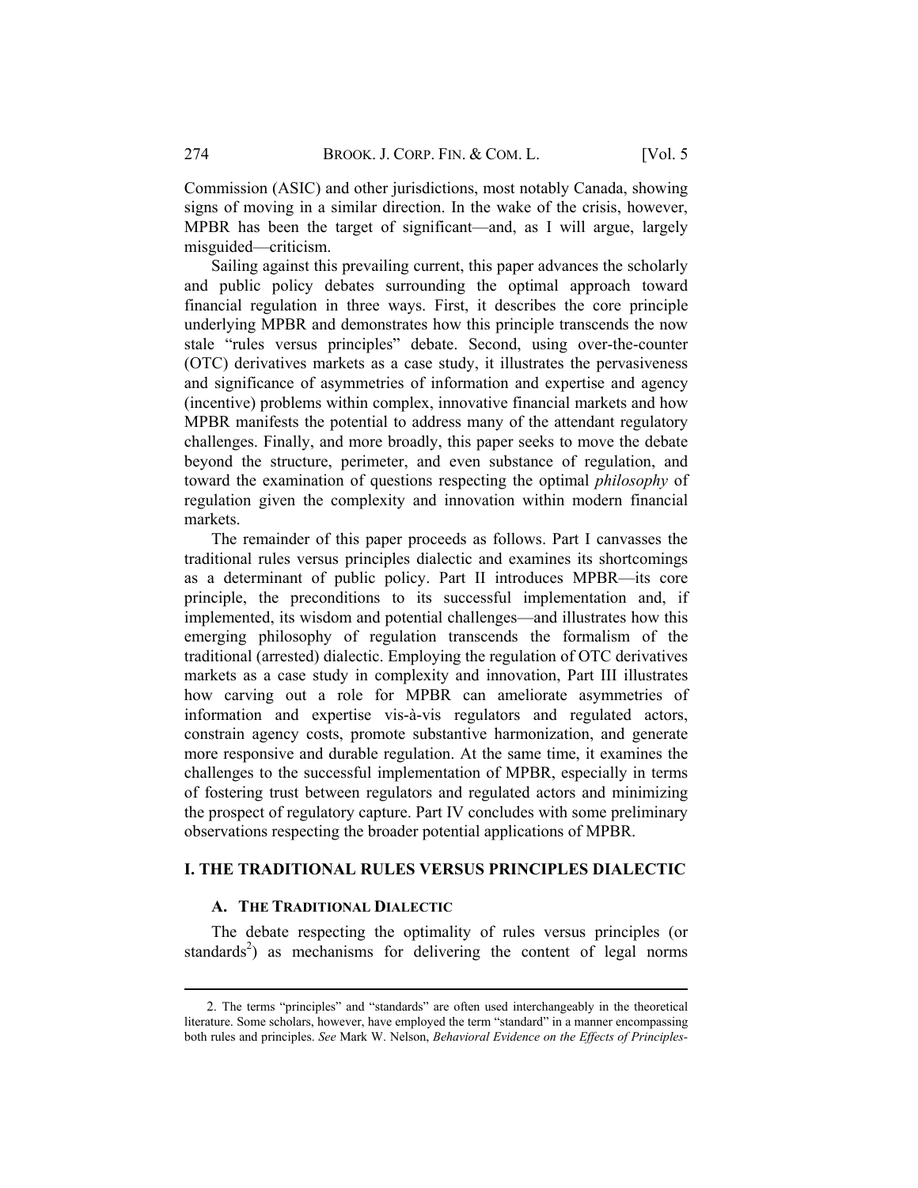Commission (ASIC) and other jurisdictions, most notably Canada, showing signs of moving in a similar direction. In the wake of the crisis, however, MPBR has been the target of significant—and, as I will argue, largely misguided—criticism.

Sailing against this prevailing current, this paper advances the scholarly and public policy debates surrounding the optimal approach toward financial regulation in three ways. First, it describes the core principle underlying MPBR and demonstrates how this principle transcends the now stale "rules versus principles" debate. Second, using over-the-counter (OTC) derivatives markets as a case study, it illustrates the pervasiveness and significance of asymmetries of information and expertise and agency (incentive) problems within complex, innovative financial markets and how MPBR manifests the potential to address many of the attendant regulatory challenges. Finally, and more broadly, this paper seeks to move the debate beyond the structure, perimeter, and even substance of regulation, and toward the examination of questions respecting the optimal *philosophy* of regulation given the complexity and innovation within modern financial markets.

The remainder of this paper proceeds as follows. Part I canvasses the traditional rules versus principles dialectic and examines its shortcomings as a determinant of public policy. Part II introduces MPBR—its core principle, the preconditions to its successful implementation and, if implemented, its wisdom and potential challenges—and illustrates how this emerging philosophy of regulation transcends the formalism of the traditional (arrested) dialectic. Employing the regulation of OTC derivatives markets as a case study in complexity and innovation, Part III illustrates how carving out a role for MPBR can ameliorate asymmetries of information and expertise vis-à-vis regulators and regulated actors, constrain agency costs, promote substantive harmonization, and generate more responsive and durable regulation. At the same time, it examines the challenges to the successful implementation of MPBR, especially in terms of fostering trust between regulators and regulated actors and minimizing the prospect of regulatory capture. Part IV concludes with some preliminary observations respecting the broader potential applications of MPBR.

## I. THE TRADITIONAL RULES VERSUS PRINCIPLES DIALECTIC

### A. THE TRADITIONAL DIALECTIC

The debate respecting the optimality of rules versus principles (or standards[2]) as mechanisms for delivering the content of legal norms

---

2. The terms "principles" and "standards" are often used interchangeably in the theoretical literature. Some scholars, however, have employed the term "standard" in a manner encompassing both rules and principles. *See* Mark W. Nelson, *Behavioral Evidence on the Effects of Principles-*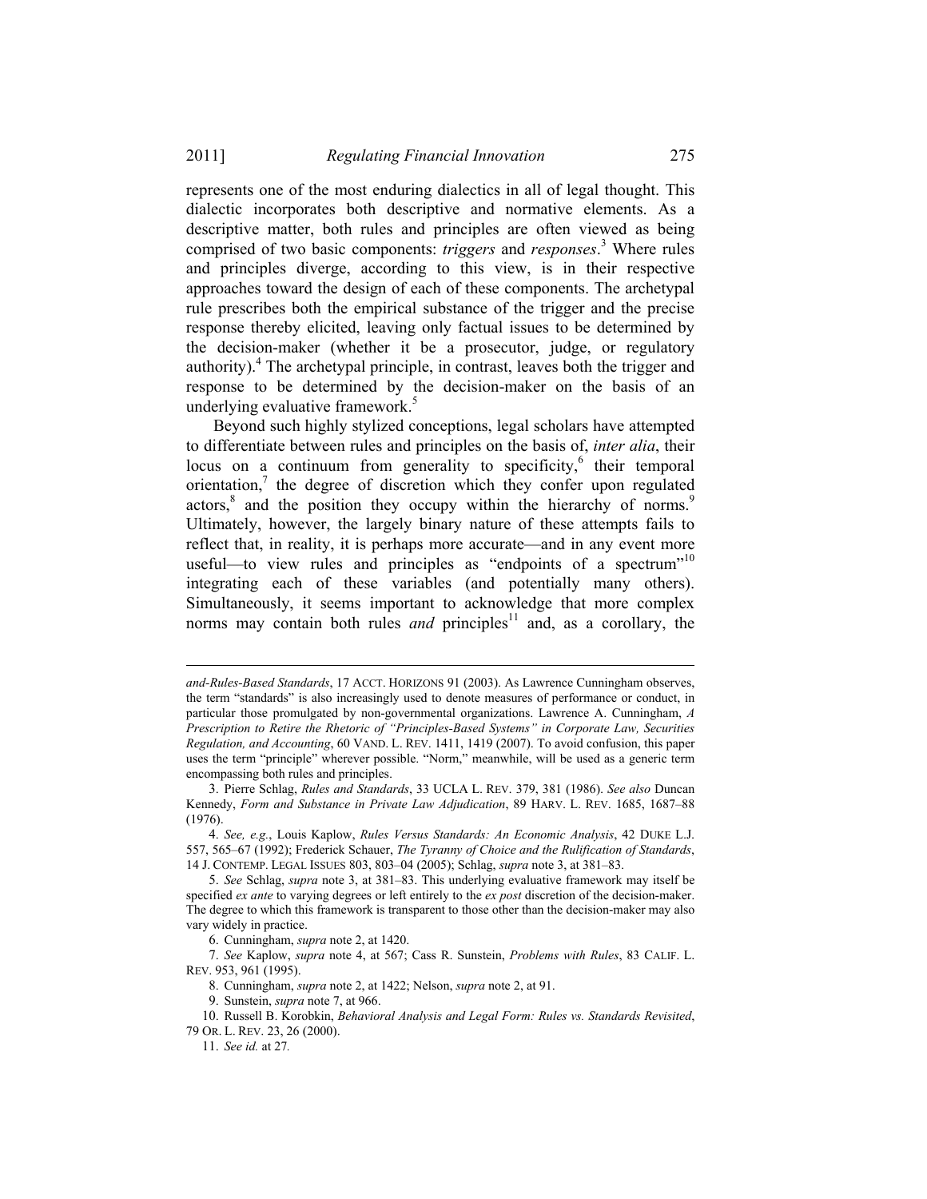represents one of the most enduring dialectics in all of legal thought. This dialectic incorporates both descriptive and normative elements. As a descriptive matter, both rules and principles are often viewed as being comprised of two basic components: *triggers* and *responses*.[3] Where rules and principles diverge, according to this view, is in their respective approaches toward the design of each of these components. The archetypal rule prescribes both the empirical substance of the trigger and the precise response thereby elicited, leaving only factual issues to be determined by the decision-maker (whether it be a prosecutor, judge, or regulatory authority).[4] The archetypal principle, in contrast, leaves both the trigger and response to be determined by the decision-maker on the basis of an underlying evaluative framework.[5]

Beyond such highly stylized conceptions, legal scholars have attempted to differentiate between rules and principles on the basis of, *inter alia*, their locus on a continuum from generality to specificity,[6] their temporal orientation,[7] the degree of discretion which they confer upon regulated actors,[8] and the position they occupy within the hierarchy of norms.[9] Ultimately, however, the largely binary nature of these attempts fails to reflect that, in reality, it is perhaps more accurate—and in any event more useful—to view rules and principles as "endpoints of a spectrum"[10] integrating each of these variables (and potentially many others). Simultaneously, it seems important to acknowledge that more complex norms may contain both rules *and* principles[11] and, as a corollary, the

---

*and-Rules-Based Standards*, 17 ACCT. HORIZONS 91 (2003). As Lawrence Cunningham observes, the term "standards" is also increasingly used to denote measures of performance or conduct, in particular those promulgated by non-governmental organizations. Lawrence A. Cunningham, *A Prescription to Retire the Rhetoric of "Principles-Based Systems" in Corporate Law, Securities Regulation, and Accounting*, 60 VAND. L. REV. 1411, 1419 (2007). To avoid confusion, this paper uses the term "principle" wherever possible. "Norm," meanwhile, will be used as a generic term encompassing both rules and principles.

3. Pierre Schlag, *Rules and Standards*, 33 UCLA L. REV. 379, 381 (1986). *See also* Duncan Kennedy, *Form and Substance in Private Law Adjudication*, 89 HARV. L. REV. 1685, 1687–88 (1976).

4. *See, e.g.*, Louis Kaplow, *Rules Versus Standards: An Economic Analysis*, 42 DUKE L.J. 557, 565–67 (1992); Frederick Schauer, *The Tyranny of Choice and the Rulification of Standards*, 14 J. CONTEMP. LEGAL ISSUES 803, 803–04 (2005); Schlag, *supra* note 3, at 381–83.

5. *See* Schlag, *supra* note 3, at 381–83. This underlying evaluative framework may itself be specified *ex ante* to varying degrees or left entirely to the *ex post* discretion of the decision-maker. The degree to which this framework is transparent to those other than the decision-maker may also vary widely in practice.

6. Cunningham, *supra* note 2, at 1420.

7. *See* Kaplow, *supra* note 4, at 567; Cass R. Sunstein, *Problems with Rules*, 83 CALIF. L. REV. 953, 961 (1995).

8. Cunningham, *supra* note 2, at 1422; Nelson, *supra* note 2, at 91.

9. Sunstein, *supra* note 7, at 966.

10. Russell B. Korobkin, *Behavioral Analysis and Legal Form: Rules vs. Standards Revisited*, 79 OR. L. REV. 23, 26 (2000).

11. *See id.* at 27.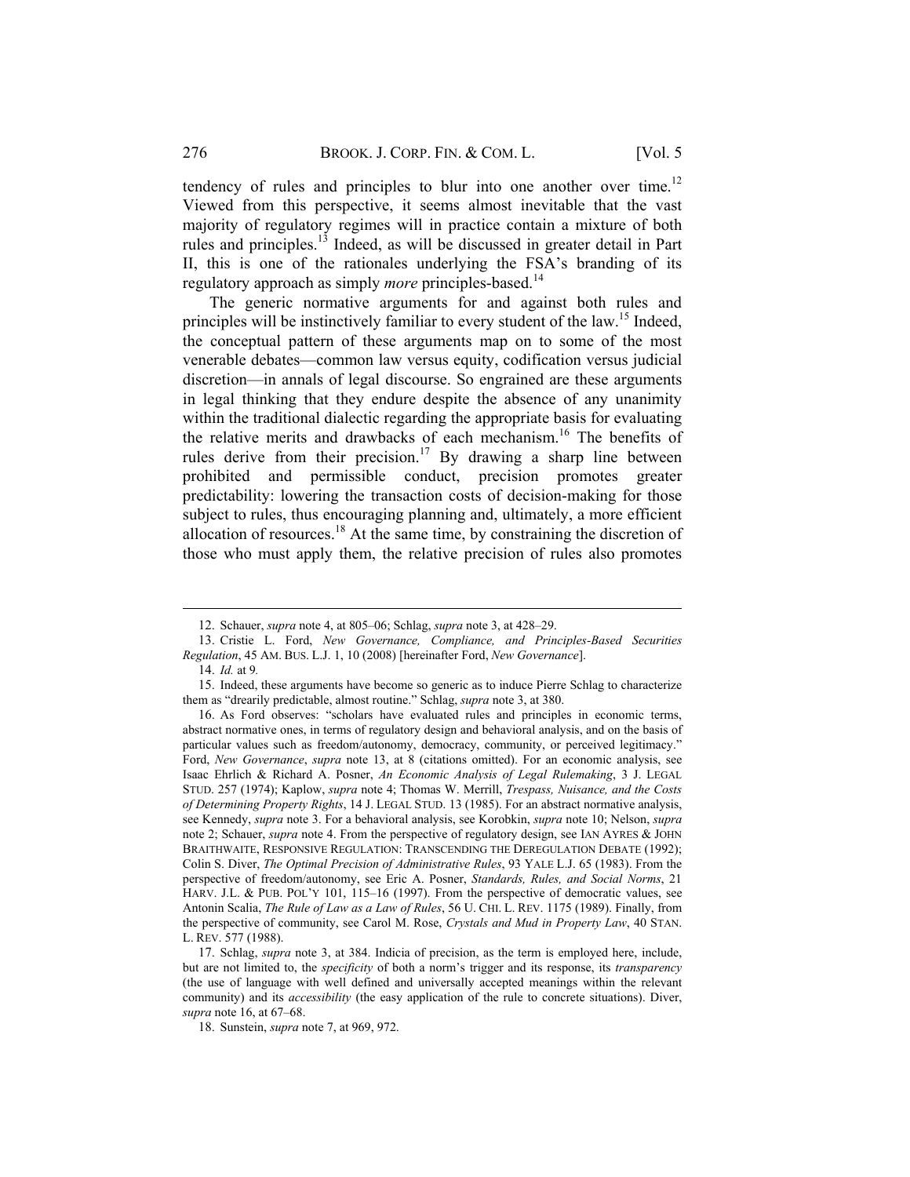tendency of rules and principles to blur into one another over time.[12] Viewed from this perspective, it seems almost inevitable that the vast majority of regulatory regimes will in practice contain a mixture of both rules and principles.[13] Indeed, as will be discussed in greater detail in Part II, this is one of the rationales underlying the FSA's branding of its regulatory approach as simply *more* principles-based.[14]

The generic normative arguments for and against both rules and principles will be instinctively familiar to every student of the law.[15] Indeed, the conceptual pattern of these arguments map on to some of the most venerable debates—common law versus equity, codification versus judicial discretion—in annals of legal discourse. So engrained are these arguments in legal thinking that they endure despite the absence of any unanimity within the traditional dialectic regarding the appropriate basis for evaluating the relative merits and drawbacks of each mechanism.[16] The benefits of rules derive from their precision.[17] By drawing a sharp line between prohibited and permissible conduct, precision promotes greater predictability: lowering the transaction costs of decision-making for those subject to rules, thus encouraging planning and, ultimately, a more efficient allocation of resources.[18] At the same time, by constraining the discretion of those who must apply them, the relative precision of rules also promotes

---

12. Schauer, *supra* note 4, at 805–06; Schlag, *supra* note 3, at 428–29.

13. Cristie L. Ford, *New Governance, Compliance, and Principles-Based Securities Regulation*, 45 AM. BUS. L.J. 1, 10 (2008) [hereinafter Ford, *New Governance*].

14. *Id.* at 9*.*

15. Indeed, these arguments have become so generic as to induce Pierre Schlag to characterize them as "drearily predictable, almost routine." Schlag, *supra* note 3, at 380.

16. As Ford observes: "scholars have evaluated rules and principles in economic terms, abstract normative ones, in terms of regulatory design and behavioral analysis, and on the basis of particular values such as freedom/autonomy, democracy, community, or perceived legitimacy." Ford, *New Governance*, *supra* note 13, at 8 (citations omitted). For an economic analysis, see Isaac Ehrlich & Richard A. Posner, *An Economic Analysis of Legal Rulemaking*, 3 J. LEGAL STUD. 257 (1974); Kaplow, *supra* note 4; Thomas W. Merrill, *Trespass, Nuisance, and the Costs of Determining Property Rights*, 14 J. LEGAL STUD. 13 (1985). For an abstract normative analysis, see Kennedy, *supra* note 3. For a behavioral analysis, see Korobkin, *supra* note 10; Nelson, *supra* note 2; Schauer, *supra* note 4. From the perspective of regulatory design, see IAN AYRES & JOHN BRAITHWAITE, RESPONSIVE REGULATION: TRANSCENDING THE DEREGULATION DEBATE (1992); Colin S. Diver, *The Optimal Precision of Administrative Rules*, 93 YALE L.J. 65 (1983). From the perspective of freedom/autonomy, see Eric A. Posner, *Standards, Rules, and Social Norms*, 21 HARV. J.L. & PUB. POL'Y 101, 115–16 (1997). From the perspective of democratic values, see Antonin Scalia, *The Rule of Law as a Law of Rules*, 56 U. CHI. L. REV. 1175 (1989). Finally, from the perspective of community, see Carol M. Rose, *Crystals and Mud in Property Law*, 40 STAN. L. REV. 577 (1988).

17. Schlag, *supra* note 3, at 384. Indicia of precision, as the term is employed here, include, but are not limited to, the *specificity* of both a norm's trigger and its response, its *transparency* (the use of language with well defined and universally accepted meanings within the relevant community) and its *accessibility* (the easy application of the rule to concrete situations). Diver, *supra* note 16, at 67–68.

18. Sunstein, *supra* note 7, at 969, 972.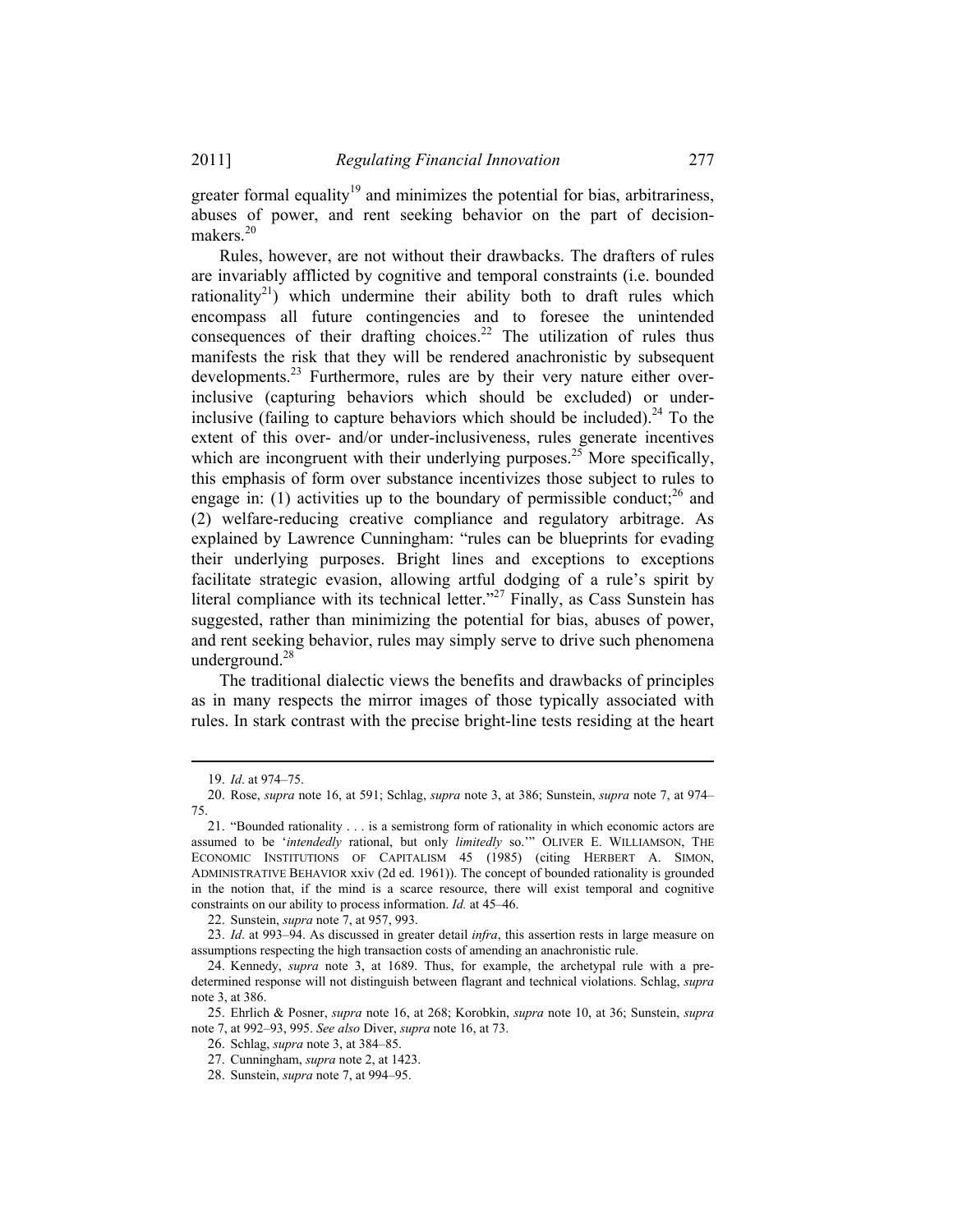greater formal equality[19] and minimizes the potential for bias, arbitrariness, abuses of power, and rent seeking behavior on the part of decision-makers.[20]

Rules, however, are not without their drawbacks. The drafters of rules are invariably afflicted by cognitive and temporal constraints (i.e. bounded rationality[21]) which undermine their ability both to draft rules which encompass all future contingencies and to foresee the unintended consequences of their drafting choices.[22] The utilization of rules thus manifests the risk that they will be rendered anachronistic by subsequent developments.[23] Furthermore, rules are by their very nature either over-inclusive (capturing behaviors which should be excluded) or under-inclusive (failing to capture behaviors which should be included).[24] To the extent of this over- and/or under-inclusiveness, rules generate incentives which are incongruent with their underlying purposes.[25] More specifically, this emphasis of form over substance incentivizes those subject to rules to engage in: (1) activities up to the boundary of permissible conduct;[26] and (2) welfare-reducing creative compliance and regulatory arbitrage. As explained by Lawrence Cunningham: "rules can be blueprints for evading their underlying purposes. Bright lines and exceptions to exceptions facilitate strategic evasion, allowing artful dodging of a rule's spirit by literal compliance with its technical letter."[27] Finally, as Cass Sunstein has suggested, rather than minimizing the potential for bias, abuses of power, and rent seeking behavior, rules may simply serve to drive such phenomena underground.[28]

The traditional dialectic views the benefits and drawbacks of principles as in many respects the mirror images of those typically associated with rules. In stark contrast with the precise bright-line tests residing at the heart

---

19. *Id*. at 974–75.

20. Rose, *supra* note 16, at 591; Schlag, *supra* note 3, at 386; Sunstein, *supra* note 7, at 974–75.

21. "Bounded rationality . . . is a semistrong form of rationality in which economic actors are assumed to be '*intendedly* rational, but only *limitedly* so.'" OLIVER E. WILLIAMSON, THE ECONOMIC INSTITUTIONS OF CAPITALISM 45 (1985) (citing HERBERT A. SIMON, ADMINISTRATIVE BEHAVIOR xxiv (2d ed. 1961)). The concept of bounded rationality is grounded in the notion that, if the mind is a scarce resource, there will exist temporal and cognitive constraints on our ability to process information. *Id.* at 45–46.

22. Sunstein, *supra* note 7, at 957, 993.

23. *Id*. at 993–94. As discussed in greater detail *infra*, this assertion rests in large measure on assumptions respecting the high transaction costs of amending an anachronistic rule.

24. Kennedy, *supra* note 3, at 1689. Thus, for example, the archetypal rule with a pre-determined response will not distinguish between flagrant and technical violations. Schlag, *supra* note 3, at 386.

25. Ehrlich & Posner, *supra* note 16, at 268; Korobkin, *supra* note 10, at 36; Sunstein, *supra* note 7, at 992–93, 995. *See also* Diver, *supra* note 16, at 73.

26. Schlag, *supra* note 3, at 384–85.

27. Cunningham, *supra* note 2, at 1423.

28. Sunstein, *supra* note 7, at 994–95.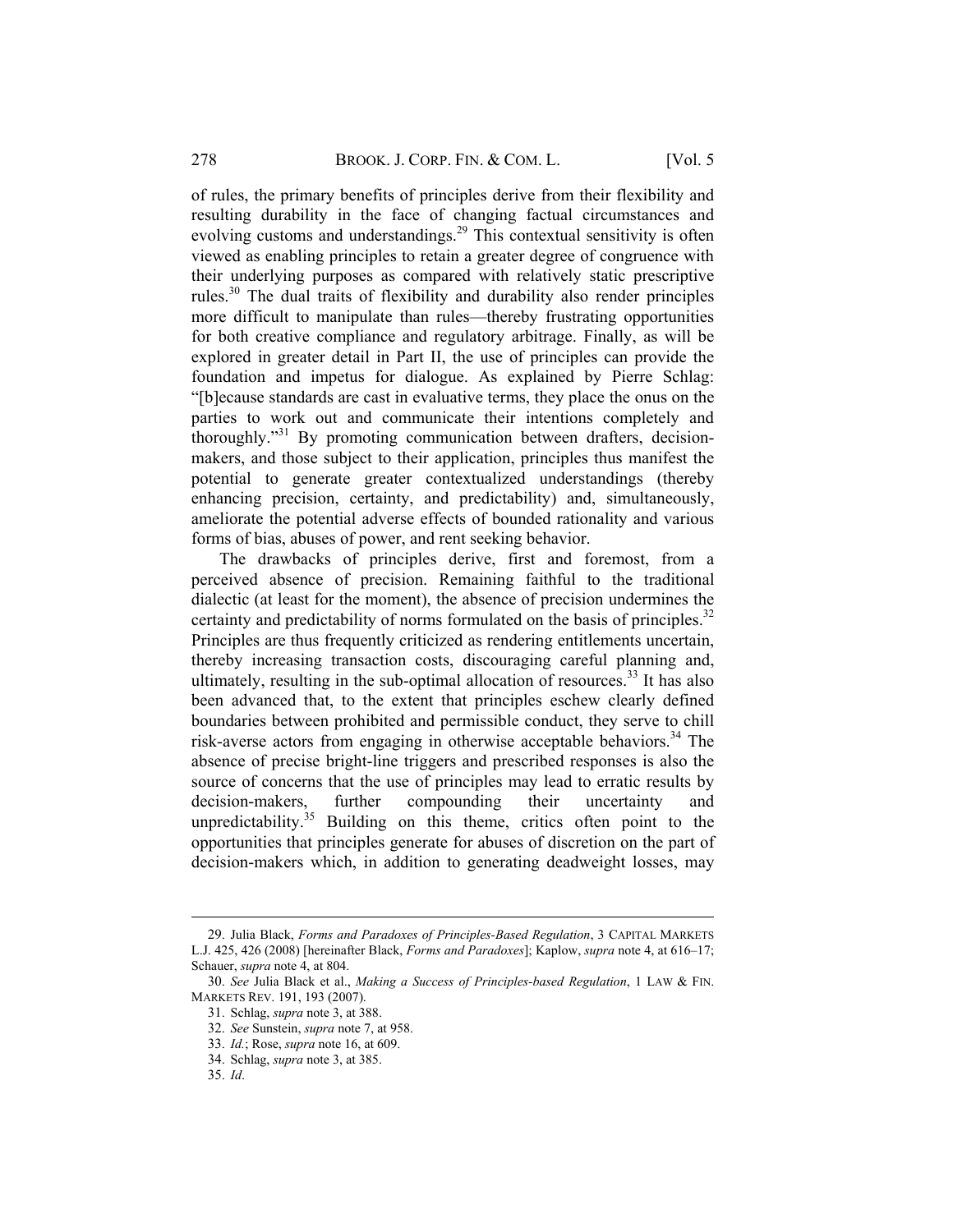of rules, the primary benefits of principles derive from their flexibility and resulting durability in the face of changing factual circumstances and evolving customs and understandings.[29] This contextual sensitivity is often viewed as enabling principles to retain a greater degree of congruence with their underlying purposes as compared with relatively static prescriptive rules.[30] The dual traits of flexibility and durability also render principles more difficult to manipulate than rules—thereby frustrating opportunities for both creative compliance and regulatory arbitrage. Finally, as will be explored in greater detail in Part II, the use of principles can provide the foundation and impetus for dialogue. As explained by Pierre Schlag: "[b]ecause standards are cast in evaluative terms, they place the onus on the parties to work out and communicate their intentions completely and thoroughly."[31] By promoting communication between drafters, decision-makers, and those subject to their application, principles thus manifest the potential to generate greater contextualized understandings (thereby enhancing precision, certainty, and predictability) and, simultaneously, ameliorate the potential adverse effects of bounded rationality and various forms of bias, abuses of power, and rent seeking behavior.

The drawbacks of principles derive, first and foremost, from a perceived absence of precision. Remaining faithful to the traditional dialectic (at least for the moment), the absence of precision undermines the certainty and predictability of norms formulated on the basis of principles.[32] Principles are thus frequently criticized as rendering entitlements uncertain, thereby increasing transaction costs, discouraging careful planning and, ultimately, resulting in the sub-optimal allocation of resources.[33] It has also been advanced that, to the extent that principles eschew clearly defined boundaries between prohibited and permissible conduct, they serve to chill risk-averse actors from engaging in otherwise acceptable behaviors.[34] The absence of precise bright-line triggers and prescribed responses is also the source of concerns that the use of principles may lead to erratic results by decision-makers, further compounding their uncertainty and unpredictability.[35] Building on this theme, critics often point to the opportunities that principles generate for abuses of discretion on the part of decision-makers which, in addition to generating deadweight losses, may

---

29. Julia Black, *Forms and Paradoxes of Principles-Based Regulation*, 3 CAPITAL MARKETS L.J. 425, 426 (2008) [hereinafter Black, *Forms and Paradoxes*]; Kaplow, *supra* note 4, at 616–17; Schauer, *supra* note 4, at 804.

30. *See* Julia Black et al., *Making a Success of Principles-based Regulation*, 1 LAW & FIN. MARKETS REV. 191, 193 (2007).

31. Schlag, *supra* note 3, at 388.

32. *See* Sunstein, *supra* note 7, at 958.

33. *Id.*; Rose, *supra* note 16, at 609.

34. Schlag, *supra* note 3, at 385.

35. *Id*.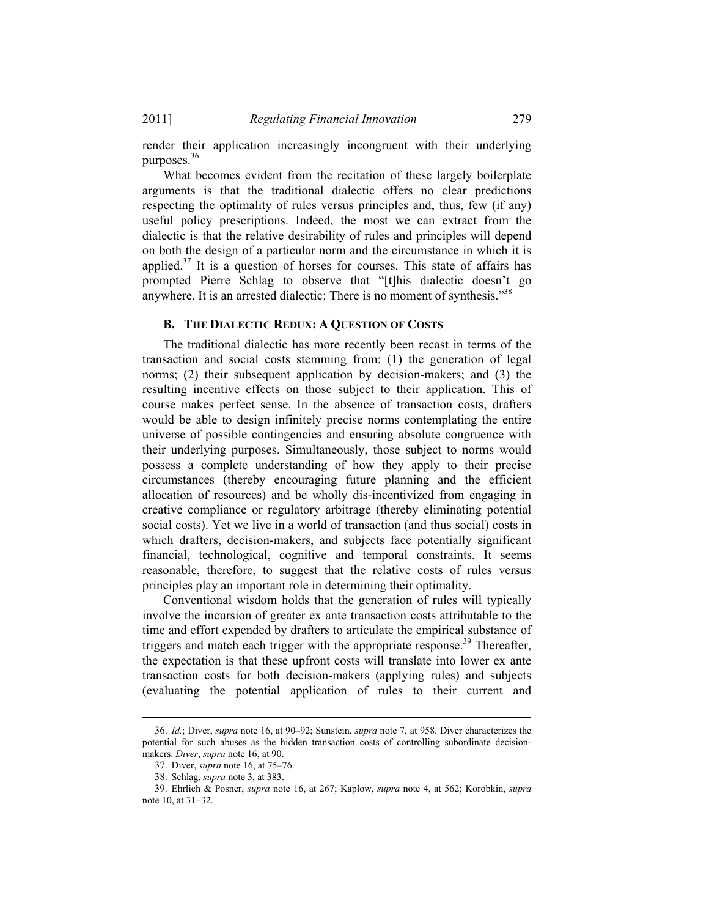render their application increasingly incongruent with their underlying purposes.[36]

What becomes evident from the recitation of these largely boilerplate arguments is that the traditional dialectic offers no clear predictions respecting the optimality of rules versus principles and, thus, few (if any) useful policy prescriptions. Indeed, the most we can extract from the dialectic is that the relative desirability of rules and principles will depend on both the design of a particular norm and the circumstance in which it is applied.[37] It is a question of horses for courses. This state of affairs has prompted Pierre Schlag to observe that "[t]his dialectic doesn't go anywhere. It is an arrested dialectic: There is no moment of synthesis."[38]

### B. THE DIALECTIC REDUX: A QUESTION OF COSTS

The traditional dialectic has more recently been recast in terms of the transaction and social costs stemming from: (1) the generation of legal norms; (2) their subsequent application by decision-makers; and (3) the resulting incentive effects on those subject to their application. This of course makes perfect sense. In the absence of transaction costs, drafters would be able to design infinitely precise norms contemplating the entire universe of possible contingencies and ensuring absolute congruence with their underlying purposes. Simultaneously, those subject to norms would possess a complete understanding of how they apply to their precise circumstances (thereby encouraging future planning and the efficient allocation of resources) and be wholly dis-incentivized from engaging in creative compliance or regulatory arbitrage (thereby eliminating potential social costs). Yet we live in a world of transaction (and thus social) costs in which drafters, decision-makers, and subjects face potentially significant financial, technological, cognitive and temporal constraints. It seems reasonable, therefore, to suggest that the relative costs of rules versus principles play an important role in determining their optimality.

Conventional wisdom holds that the generation of rules will typically involve the incursion of greater ex ante transaction costs attributable to the time and effort expended by drafters to articulate the empirical substance of triggers and match each trigger with the appropriate response.[39] Thereafter, the expectation is that these upfront costs will translate into lower ex ante transaction costs for both decision-makers (applying rules) and subjects (evaluating the potential application of rules to their current and

---

36. *Id.*; Diver, *supra* note 16, at 90–92; Sunstein, *supra* note 7, at 958. Diver characterizes the potential for such abuses as the hidden transaction costs of controlling subordinate decision-makers. *Diver*, *supra* note 16, at 90.

37. Diver, *supra* note 16, at 75–76.

38. Schlag, *supra* note 3, at 383.

39. Ehrlich & Posner, *supra* note 16, at 267; Kaplow, *supra* note 4, at 562; Korobkin, *supra* note 10, at 31–32.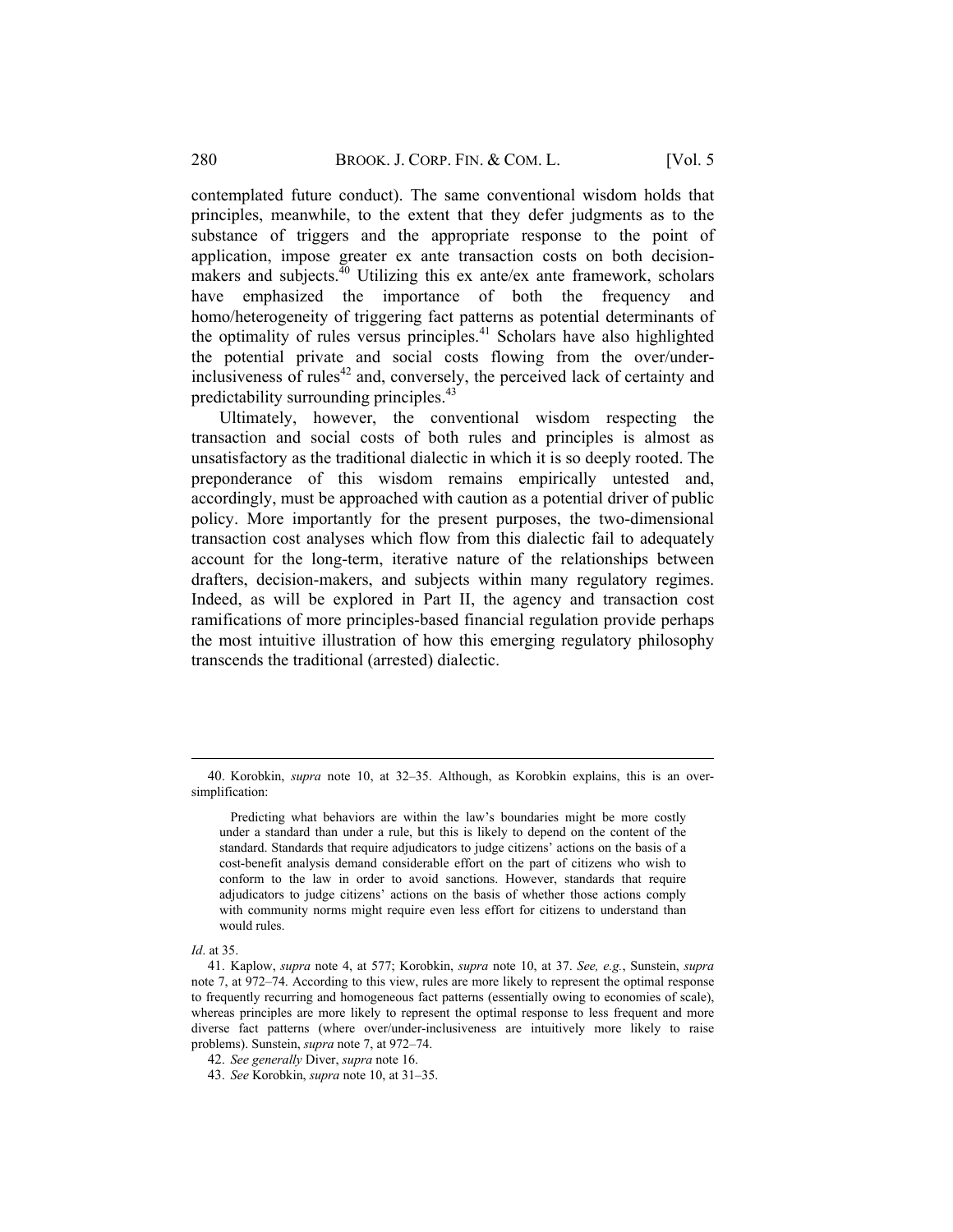contemplated future conduct). The same conventional wisdom holds that principles, meanwhile, to the extent that they defer judgments as to the substance of triggers and the appropriate response to the point of application, impose greater ex ante transaction costs on both decision-makers and subjects.[40] Utilizing this ex ante/ex ante framework, scholars have emphasized the importance of both the frequency and homo/heterogeneity of triggering fact patterns as potential determinants of the optimality of rules versus principles.[41] Scholars have also highlighted the potential private and social costs flowing from the over/under-inclusiveness of rules[42] and, conversely, the perceived lack of certainty and predictability surrounding principles.[43]

Ultimately, however, the conventional wisdom respecting the transaction and social costs of both rules and principles is almost as unsatisfactory as the traditional dialectic in which it is so deeply rooted. The preponderance of this wisdom remains empirically untested and, accordingly, must be approached with caution as a potential driver of public policy. More importantly for the present purposes, the two-dimensional transaction cost analyses which flow from this dialectic fail to adequately account for the long-term, iterative nature of the relationships between drafters, decision-makers, and subjects within many regulatory regimes. Indeed, as will be explored in Part II, the agency and transaction cost ramifications of more principles-based financial regulation provide perhaps the most intuitive illustration of how this emerging regulatory philosophy transcends the traditional (arrested) dialectic.

---

40. Korobkin, *supra* note 10, at 32–35. Although, as Korobkin explains, this is an over-simplification:

> Predicting what behaviors are within the law's boundaries might be more costly under a standard than under a rule, but this is likely to depend on the content of the standard. Standards that require adjudicators to judge citizens' actions on the basis of a cost-benefit analysis demand considerable effort on the part of citizens who wish to conform to the law in order to avoid sanctions. However, standards that require adjudicators to judge citizens' actions on the basis of whether those actions comply with community norms might require even less effort for citizens to understand than would rules.

*Id*. at 35.

41. Kaplow, *supra* note 4, at 577; Korobkin, *supra* note 10, at 37. *See, e.g.*, Sunstein, *supra* note 7, at 972–74. According to this view, rules are more likely to represent the optimal response to frequently recurring and homogeneous fact patterns (essentially owing to economies of scale), whereas principles are more likely to represent the optimal response to less frequent and more diverse fact patterns (where over/under-inclusiveness are intuitively more likely to raise problems). Sunstein, *supra* note 7, at 972–74.

42. *See generally* Diver, *supra* note 16.

43. *See* Korobkin, *supra* note 10, at 31–35.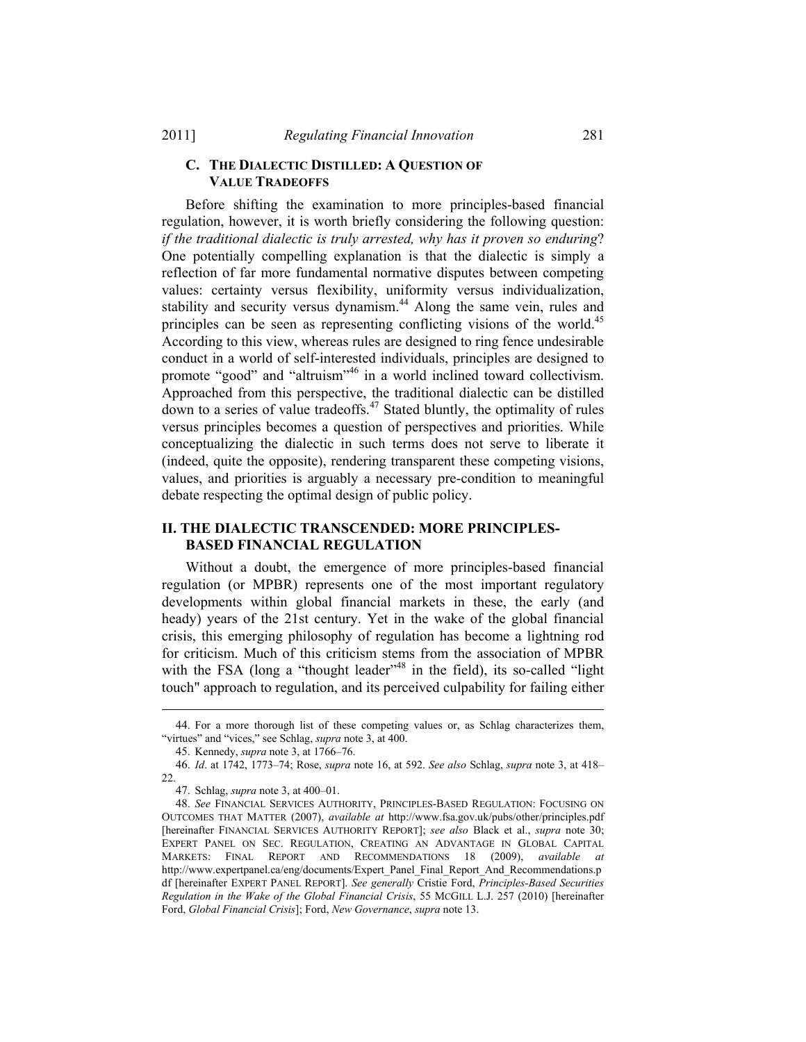### C. The Dialectic Distilled: A Question of Value Tradeoffs

Before shifting the examination to more principles-based financial regulation, however, it is worth briefly considering the following question: *if the traditional dialectic is truly arrested, why has it proven so enduring*? One potentially compelling explanation is that the dialectic is simply a reflection of far more fundamental normative disputes between competing values: certainty versus flexibility, uniformity versus individualization, stability and security versus dynamism.[44] Along the same vein, rules and principles can be seen as representing conflicting visions of the world.[45] According to this view, whereas rules are designed to ring fence undesirable conduct in a world of self-interested individuals, principles are designed to promote "good" and "altruism"[46] in a world inclined toward collectivism. Approached from this perspective, the traditional dialectic can be distilled down to a series of value tradeoffs.[47] Stated bluntly, the optimality of rules versus principles becomes a question of perspectives and priorities. While conceptualizing the dialectic in such terms does not serve to liberate it (indeed, quite the opposite), rendering transparent these competing visions, values, and priorities is arguably a necessary pre-condition to meaningful debate respecting the optimal design of public policy.

## II. The Dialectic Transcended: More Principles-Based Financial Regulation

Without a doubt, the emergence of more principles-based financial regulation (or MPBR) represents one of the most important regulatory developments within global financial markets in these, the early (and heady) years of the 21st century. Yet in the wake of the global financial crisis, this emerging philosophy of regulation has become a lightning rod for criticism. Much of this criticism stems from the association of MPBR with the FSA (long a "thought leader"[48] in the field), its so-called "light touch" approach to regulation, and its perceived culpability for failing either

---

44. For a more thorough list of these competing values or, as Schlag characterizes them, "virtues" and "vices," see Schlag, *supra* note 3, at 400.

45. Kennedy, *supra* note 3, at 1766–76.

46. *Id*. at 1742, 1773–74; Rose, *supra* note 16, at 592. *See also* Schlag, *supra* note 3, at 418–22.

47. Schlag, *supra* note 3, at 400–01.

48. *See* Financial Services Authority, Principles-Based Regulation: Focusing on Outcomes that Matter (2007), *available at* http://www.fsa.gov.uk/pubs/other/principles.pdf [hereinafter Financial Services Authority Report]; *see also* Black et al., *supra* note 30; Expert Panel on Sec. Regulation, Creating an Advantage in Global Capital Markets: Final Report and Recommendations 18 (2009), *available at* http://www.expertpanel.ca/eng/documents/Expert_Panel_Final_Report_And_Recommendations.pdf [hereinafter Expert Panel Report]. *See generally* Cristie Ford, *Principles-Based Securities Regulation in the Wake of the Global Financial Crisis*, 55 McGill L.J. 257 (2010) [hereinafter Ford, *Global Financial Crisis*]; Ford, *New Governance*, *supra* note 13.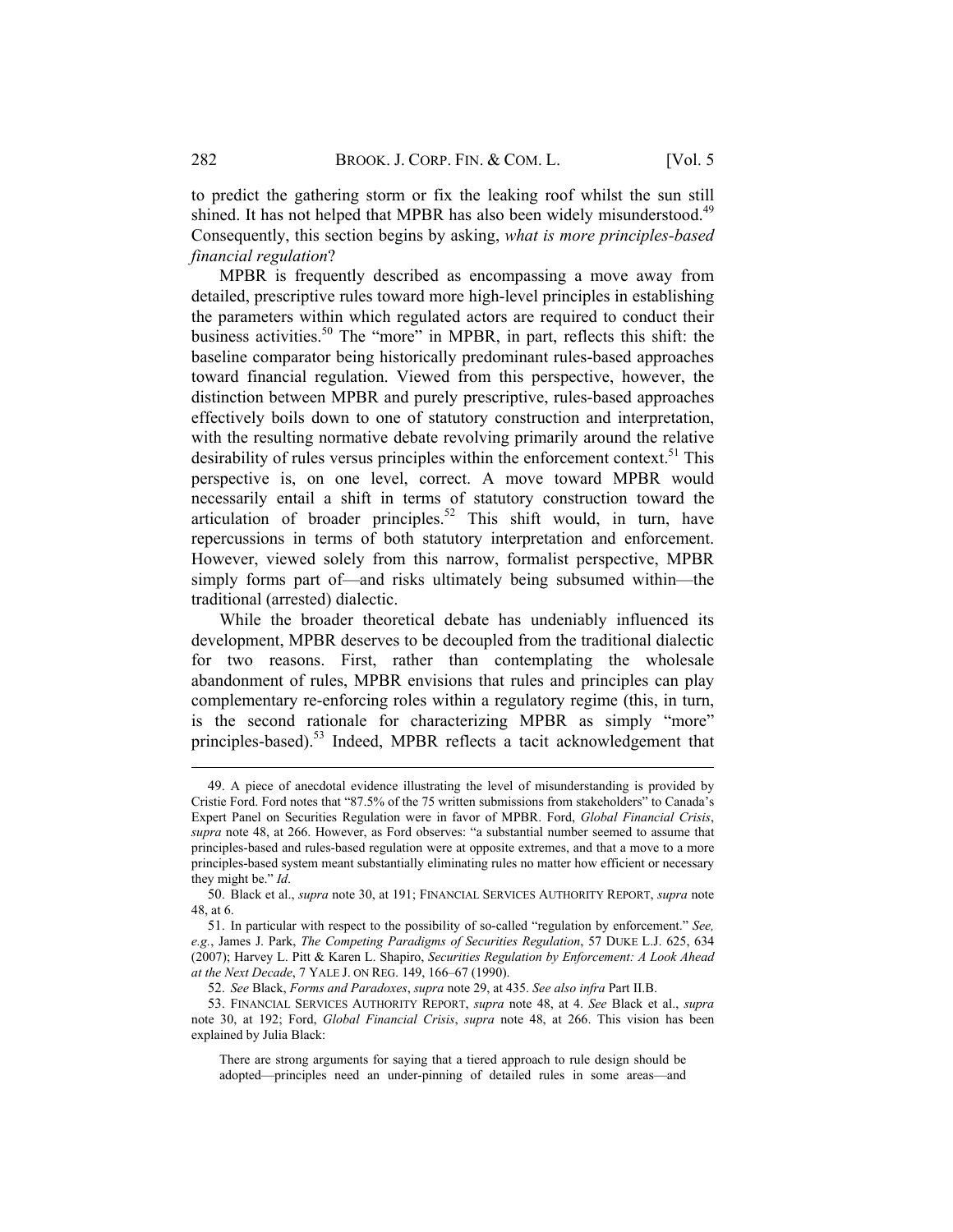to predict the gathering storm or fix the leaking roof whilst the sun still shined. It has not helped that MPBR has also been widely misunderstood.[49] Consequently, this section begins by asking, *what is more principles-based financial regulation*?

MPBR is frequently described as encompassing a move away from detailed, prescriptive rules toward more high-level principles in establishing the parameters within which regulated actors are required to conduct their business activities.[50] The "more" in MPBR, in part, reflects this shift: the baseline comparator being historically predominant rules-based approaches toward financial regulation. Viewed from this perspective, however, the distinction between MPBR and purely prescriptive, rules-based approaches effectively boils down to one of statutory construction and interpretation, with the resulting normative debate revolving primarily around the relative desirability of rules versus principles within the enforcement context.[51] This perspective is, on one level, correct. A move toward MPBR would necessarily entail a shift in terms of statutory construction toward the articulation of broader principles.[52] This shift would, in turn, have repercussions in terms of both statutory interpretation and enforcement. However, viewed solely from this narrow, formalist perspective, MPBR simply forms part of—and risks ultimately being subsumed within—the traditional (arrested) dialectic.

While the broader theoretical debate has undeniably influenced its development, MPBR deserves to be decoupled from the traditional dialectic for two reasons. First, rather than contemplating the wholesale abandonment of rules, MPBR envisions that rules and principles can play complementary re-enforcing roles within a regulatory regime (this, in turn, is the second rationale for characterizing MPBR as simply "more" principles-based).[53] Indeed, MPBR reflects a tacit acknowledgement that

---

49. A piece of anecdotal evidence illustrating the level of misunderstanding is provided by Cristie Ford. Ford notes that "87.5% of the 75 written submissions from stakeholders" to Canada's Expert Panel on Securities Regulation were in favor of MPBR. Ford, *Global Financial Crisis*, *supra* note 48, at 266. However, as Ford observes: "a substantial number seemed to assume that principles-based and rules-based regulation were at opposite extremes, and that a move to a more principles-based system meant substantially eliminating rules no matter how efficient or necessary they might be." *Id*.

50. Black et al., *supra* note 30, at 191; FINANCIAL SERVICES AUTHORITY REPORT, *supra* note 48, at 6.

51. In particular with respect to the possibility of so-called "regulation by enforcement." *See, e.g.*, James J. Park, *The Competing Paradigms of Securities Regulation*, 57 DUKE L.J. 625, 634 (2007); Harvey L. Pitt & Karen L. Shapiro, *Securities Regulation by Enforcement: A Look Ahead at the Next Decade*, 7 YALE J. ON REG. 149, 166–67 (1990).

52. *See* Black, *Forms and Paradoxes*, *supra* note 29, at 435. *See also infra* Part II.B.

53. FINANCIAL SERVICES AUTHORITY REPORT, *supra* note 48, at 4. *See* Black et al., *supra* note 30, at 192; Ford, *Global Financial Crisis*, *supra* note 48, at 266. This vision has been explained by Julia Black:

> There are strong arguments for saying that a tiered approach to rule design should be adopted—principles need an under-pinning of detailed rules in some areas—and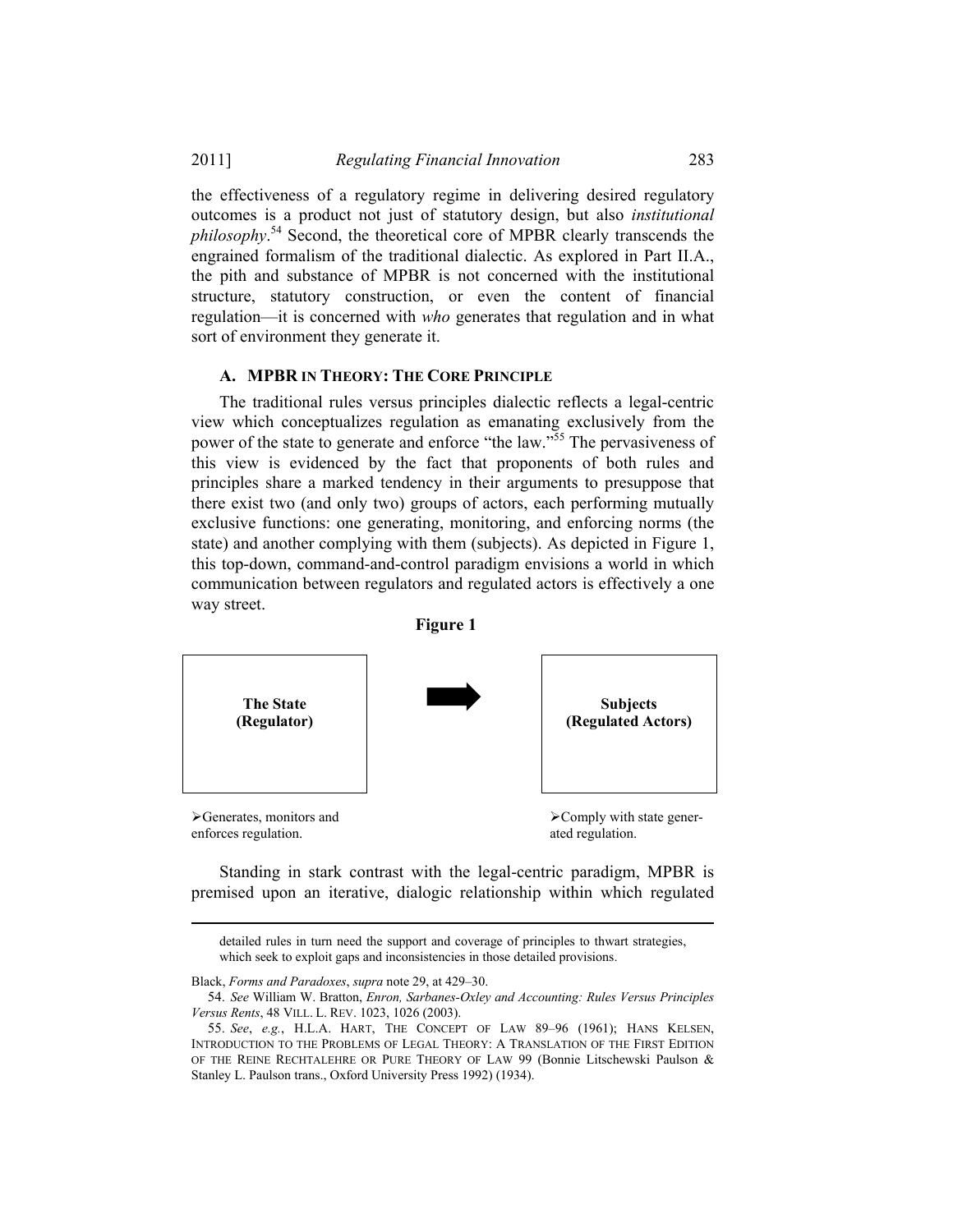the effectiveness of a regulatory regime in delivering desired regulatory outcomes is a product not just of statutory design, but also *institutional philosophy*.[54] Second, the theoretical core of MPBR clearly transcends the engrained formalism of the traditional dialectic. As explored in Part II.A., the pith and substance of MPBR is not concerned with the institutional structure, statutory construction, or even the content of financial regulation—it is concerned with *who* generates that regulation and in what sort of environment they generate it.

### A. MPBR IN THEORY: THE CORE PRINCIPLE

The traditional rules versus principles dialectic reflects a legal-centric view which conceptualizes regulation as emanating exclusively from the power of the state to generate and enforce "the law."[55] The pervasiveness of this view is evidenced by the fact that proponents of both rules and principles share a marked tendency in their arguments to presuppose that there exist two (and only two) groups of actors, each performing mutually exclusive functions: one generating, monitoring, and enforcing norms (the state) and another complying with them (subjects). As depicted in Figure 1, this top-down, command-and-control paradigm envisions a world in which communication between regulators and regulated actors is effectively a one way street.

**Figure 1**

| **The State (Regulator)** | ➡ | **Subjects (Regulated Actors)** |
|---|---|---|
| ➢Generates, monitors and enforces regulation. | | ➢Comply with state generated regulation. |

Standing in stark contrast with the legal-centric paradigm, MPBR is premised upon an iterative, dialogic relationship within which regulated

---

detailed rules in turn need the support and coverage of principles to thwart strategies, which seek to exploit gaps and inconsistencies in those detailed provisions.

Black, *Forms and Paradoxes*, *supra* note 29, at 429–30.

54. *See* William W. Bratton, *Enron, Sarbanes-Oxley and Accounting: Rules Versus Principles Versus Rents*, 48 VILL. L. REV. 1023, 1026 (2003).

55. *See*, *e.g.*, H.L.A. HART, THE CONCEPT OF LAW 89–96 (1961); HANS KELSEN, INTRODUCTION TO THE PROBLEMS OF LEGAL THEORY: A TRANSLATION OF THE FIRST EDITION OF THE REINE RECHTALEHRE OR PURE THEORY OF LAW 99 (Bonnie Litschewski Paulson & Stanley L. Paulson trans., Oxford University Press 1992) (1934).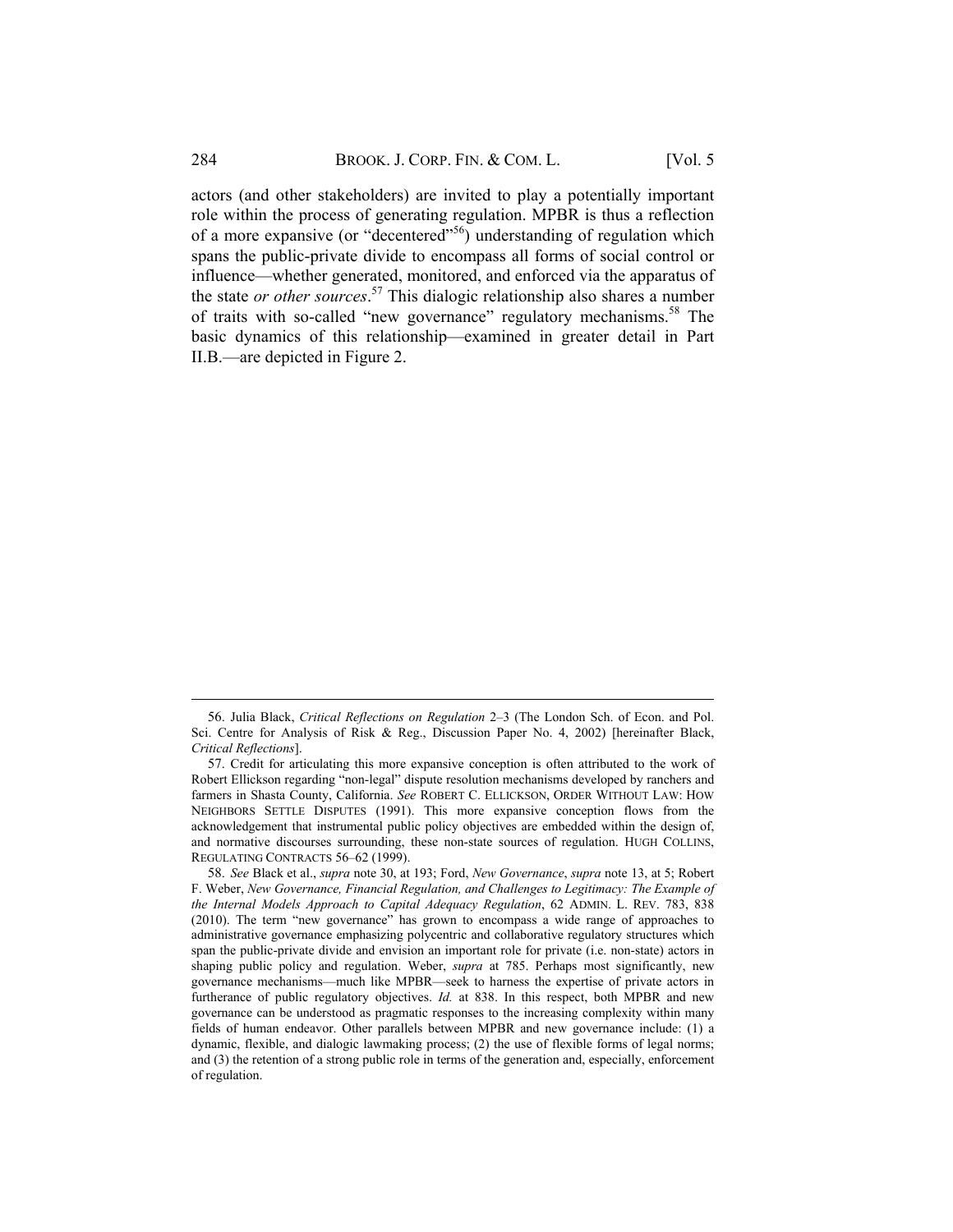actors (and other stakeholders) are invited to play a potentially important role within the process of generating regulation. MPBR is thus a reflection of a more expansive (or "decentered"[56]) understanding of regulation which spans the public-private divide to encompass all forms of social control or influence—whether generated, monitored, and enforced via the apparatus of the state *or other sources*.[57] This dialogic relationship also shares a number of traits with so-called "new governance" regulatory mechanisms.[58] The basic dynamics of this relationship—examined in greater detail in Part II.B.—are depicted in Figure 2.

---

56. Julia Black, *Critical Reflections on Regulation* 2–3 (The London Sch. of Econ. and Pol. Sci. Centre for Analysis of Risk & Reg., Discussion Paper No. 4, 2002) [hereinafter Black, *Critical Reflections*].

57. Credit for articulating this more expansive conception is often attributed to the work of Robert Ellickson regarding "non-legal" dispute resolution mechanisms developed by ranchers and farmers in Shasta County, California. *See* ROBERT C. ELLICKSON, ORDER WITHOUT LAW: HOW NEIGHBORS SETTLE DISPUTES (1991). This more expansive conception flows from the acknowledgement that instrumental public policy objectives are embedded within the design of, and normative discourses surrounding, these non-state sources of regulation. HUGH COLLINS, REGULATING CONTRACTS 56–62 (1999).

58. *See* Black et al., *supra* note 30, at 193; Ford, *New Governance*, *supra* note 13, at 5; Robert F. Weber, *New Governance, Financial Regulation, and Challenges to Legitimacy: The Example of the Internal Models Approach to Capital Adequacy Regulation*, 62 ADMIN. L. REV. 783, 838 (2010). The term "new governance" has grown to encompass a wide range of approaches to administrative governance emphasizing polycentric and collaborative regulatory structures which span the public-private divide and envision an important role for private (i.e. non-state) actors in shaping public policy and regulation. Weber, *supra* at 785. Perhaps most significantly, new governance mechanisms—much like MPBR—seek to harness the expertise of private actors in furtherance of public regulatory objectives. *Id.* at 838. In this respect, both MPBR and new governance can be understood as pragmatic responses to the increasing complexity within many fields of human endeavor. Other parallels between MPBR and new governance include: (1) a dynamic, flexible, and dialogic lawmaking process; (2) the use of flexible forms of legal norms; and (3) the retention of a strong public role in terms of the generation and, especially, enforcement of regulation.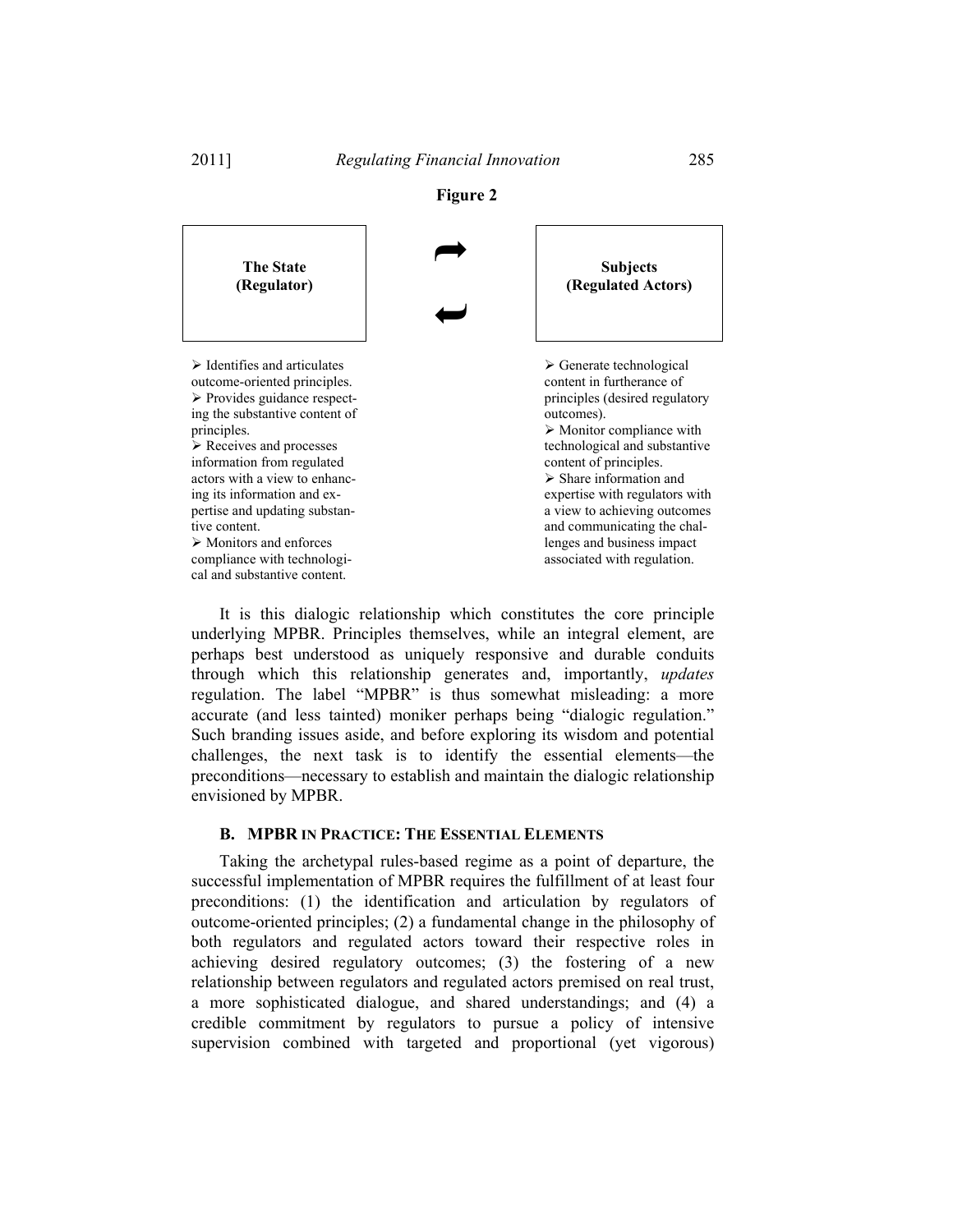**Figure 2**

| **The State (Regulator)** | ⇄ | **Subjects (Regulated Actors)** |
|---|---|---|
| ➢ Identifies and articulates outcome-oriented principles.<br>➢ Provides guidance respecting the substantive content of principles.<br>➢ Receives and processes information from regulated actors with a view to enhancing its information and expertise and updating substantive content.<br>➢ Monitors and enforces compliance with technological and substantive content. | | ➢ Generate technological content in furtherance of principles (desired regulatory outcomes).<br>➢ Monitor compliance with technological and substantive content of principles.<br>➢ Share information and expertise with regulators with a view to achieving outcomes and communicating the challenges and business impact associated with regulation. |

It is this dialogic relationship which constitutes the core principle underlying MPBR. Principles themselves, while an integral element, are perhaps best understood as uniquely responsive and durable conduits through which this relationship generates and, importantly, *updates* regulation. The label "MPBR" is thus somewhat misleading: a more accurate (and less tainted) moniker perhaps being "dialogic regulation." Such branding issues aside, and before exploring its wisdom and potential challenges, the next task is to identify the essential elements—the preconditions—necessary to establish and maintain the dialogic relationship envisioned by MPBR.

### B. MPBR IN PRACTICE: THE ESSENTIAL ELEMENTS

Taking the archetypal rules-based regime as a point of departure, the successful implementation of MPBR requires the fulfillment of at least four preconditions: (1) the identification and articulation by regulators of outcome-oriented principles; (2) a fundamental change in the philosophy of both regulators and regulated actors toward their respective roles in achieving desired regulatory outcomes; (3) the fostering of a new relationship between regulators and regulated actors premised on real trust, a more sophisticated dialogue, and shared understandings; and (4) a credible commitment by regulators to pursue a policy of intensive supervision combined with targeted and proportional (yet vigorous)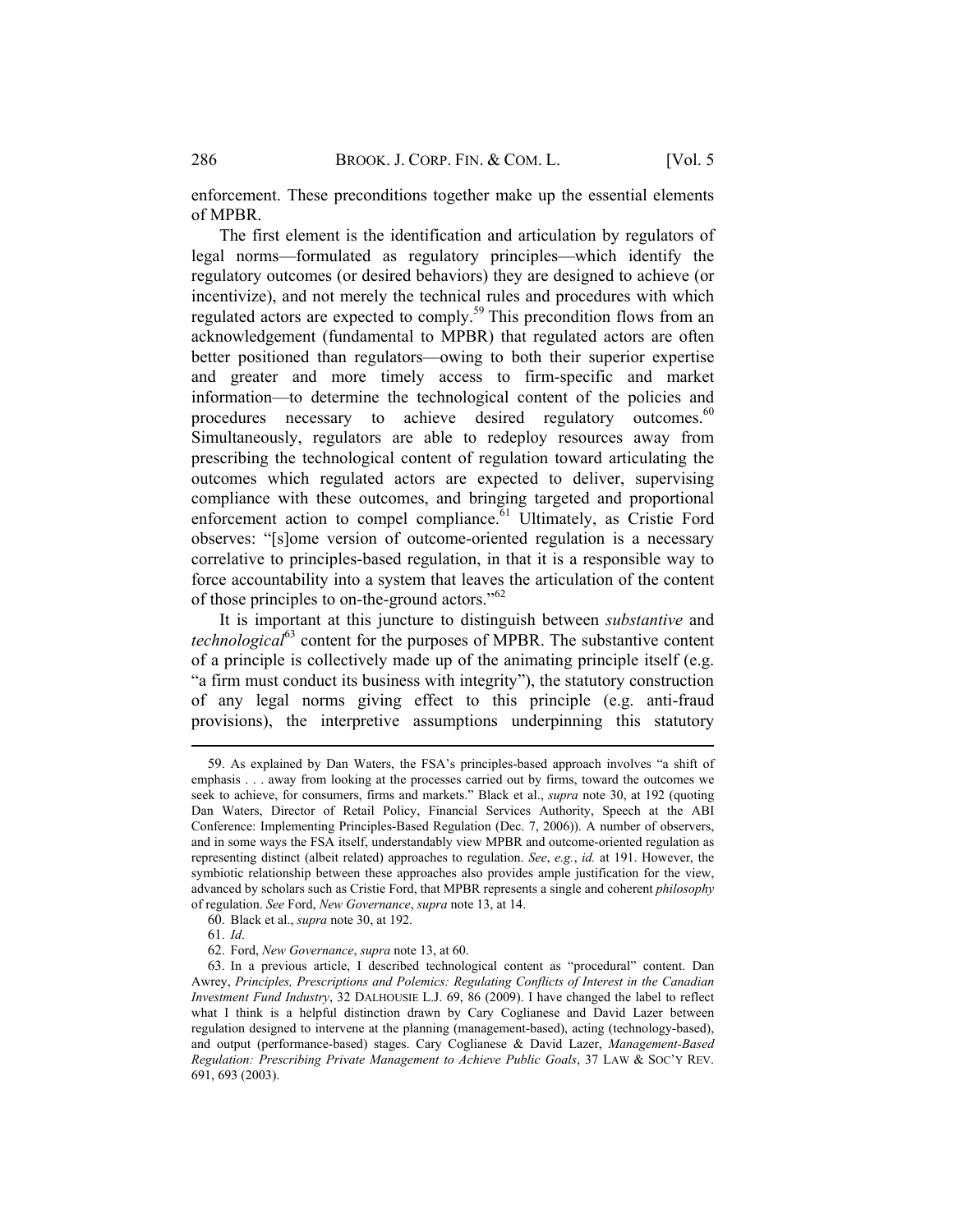enforcement. These preconditions together make up the essential elements of MPBR.

The first element is the identification and articulation by regulators of legal norms—formulated as regulatory principles—which identify the regulatory outcomes (or desired behaviors) they are designed to achieve (or incentivize), and not merely the technical rules and procedures with which regulated actors are expected to comply.[59] This precondition flows from an acknowledgement (fundamental to MPBR) that regulated actors are often better positioned than regulators—owing to both their superior expertise and greater and more timely access to firm-specific and market information—to determine the technological content of the policies and procedures necessary to achieve desired regulatory outcomes.[60] Simultaneously, regulators are able to redeploy resources away from prescribing the technological content of regulation toward articulating the outcomes which regulated actors are expected to deliver, supervising compliance with these outcomes, and bringing targeted and proportional enforcement action to compel compliance.[61] Ultimately, as Cristie Ford observes: "[s]ome version of outcome-oriented regulation is a necessary correlative to principles-based regulation, in that it is a responsible way to force accountability into a system that leaves the articulation of the content of those principles to on-the-ground actors."[62]

It is important at this juncture to distinguish between *substantive* and *technological*[63] content for the purposes of MPBR. The substantive content of a principle is collectively made up of the animating principle itself (e.g. "a firm must conduct its business with integrity"), the statutory construction of any legal norms giving effect to this principle (e.g. anti-fraud provisions), the interpretive assumptions underpinning this statutory

---

59. As explained by Dan Waters, the FSA's principles-based approach involves "a shift of emphasis . . . away from looking at the processes carried out by firms, toward the outcomes we seek to achieve, for consumers, firms and markets." Black et al., *supra* note 30, at 192 (quoting Dan Waters, Director of Retail Policy, Financial Services Authority, Speech at the ABI Conference: Implementing Principles-Based Regulation (Dec. 7, 2006)). A number of observers, and in some ways the FSA itself, understandably view MPBR and outcome-oriented regulation as representing distinct (albeit related) approaches to regulation. *See*, *e.g.*, *id.* at 191. However, the symbiotic relationship between these approaches also provides ample justification for the view, advanced by scholars such as Cristie Ford, that MPBR represents a single and coherent *philosophy* of regulation. *See* Ford, *New Governance*, *supra* note 13, at 14.

60. Black et al., *supra* note 30, at 192.

61. *Id*.

62. Ford, *New Governance*, *supra* note 13, at 60.

63. In a previous article, I described technological content as "procedural" content. Dan Awrey, *Principles, Prescriptions and Polemics: Regulating Conflicts of Interest in the Canadian Investment Fund Industry*, 32 DALHOUSIE L.J. 69, 86 (2009). I have changed the label to reflect what I think is a helpful distinction drawn by Cary Coglianese and David Lazer between regulation designed to intervene at the planning (management-based), acting (technology-based), and output (performance-based) stages. Cary Coglianese & David Lazer, *Management-Based Regulation: Prescribing Private Management to Achieve Public Goals*, 37 LAW & SOC'Y REV. 691, 693 (2003).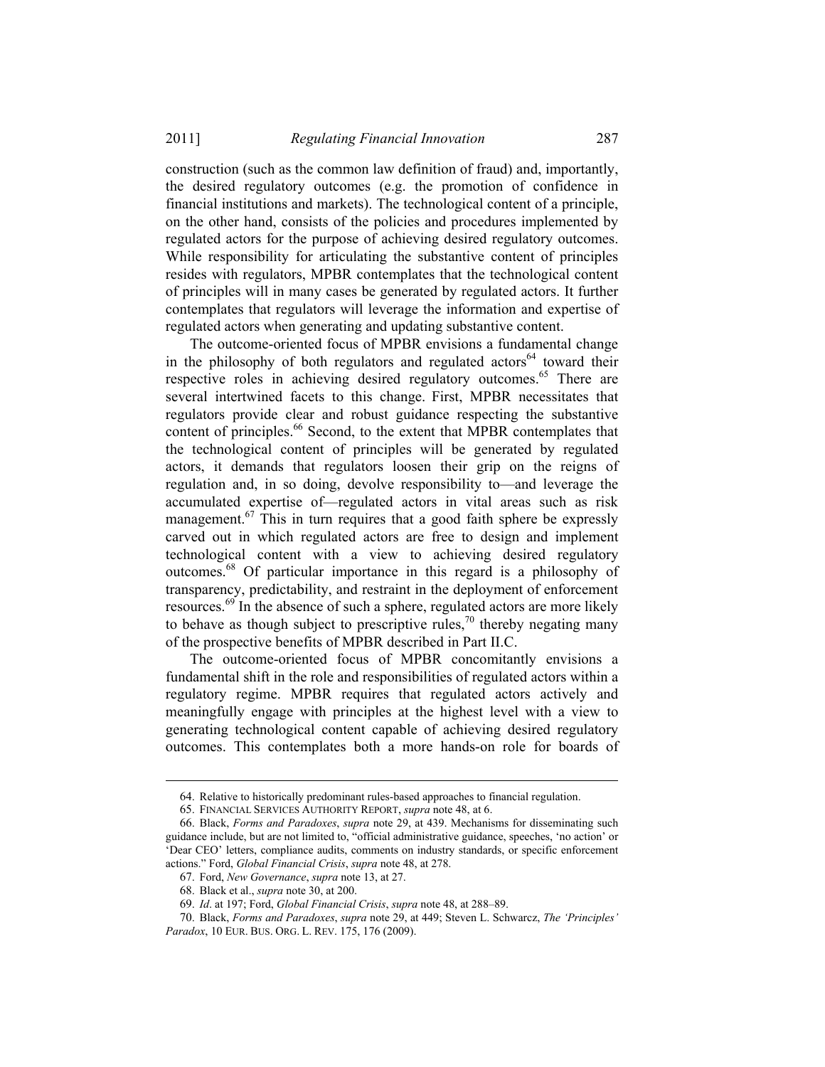construction (such as the common law definition of fraud) and, importantly, the desired regulatory outcomes (e.g. the promotion of confidence in financial institutions and markets). The technological content of a principle, on the other hand, consists of the policies and procedures implemented by regulated actors for the purpose of achieving desired regulatory outcomes. While responsibility for articulating the substantive content of principles resides with regulators, MPBR contemplates that the technological content of principles will in many cases be generated by regulated actors. It further contemplates that regulators will leverage the information and expertise of regulated actors when generating and updating substantive content.

The outcome-oriented focus of MPBR envisions a fundamental change in the philosophy of both regulators and regulated actors[64] toward their respective roles in achieving desired regulatory outcomes.[65] There are several intertwined facets to this change. First, MPBR necessitates that regulators provide clear and robust guidance respecting the substantive content of principles.[66] Second, to the extent that MPBR contemplates that the technological content of principles will be generated by regulated actors, it demands that regulators loosen their grip on the reigns of regulation and, in so doing, devolve responsibility to—and leverage the accumulated expertise of—regulated actors in vital areas such as risk management.[67] This in turn requires that a good faith sphere be expressly carved out in which regulated actors are free to design and implement technological content with a view to achieving desired regulatory outcomes.[68] Of particular importance in this regard is a philosophy of transparency, predictability, and restraint in the deployment of enforcement resources.[69] In the absence of such a sphere, regulated actors are more likely to behave as though subject to prescriptive rules,[70] thereby negating many of the prospective benefits of MPBR described in Part II.C.

The outcome-oriented focus of MPBR concomitantly envisions a fundamental shift in the role and responsibilities of regulated actors within a regulatory regime. MPBR requires that regulated actors actively and meaningfully engage with principles at the highest level with a view to generating technological content capable of achieving desired regulatory outcomes. This contemplates both a more hands-on role for boards of

---

64. Relative to historically predominant rules-based approaches to financial regulation.

65. FINANCIAL SERVICES AUTHORITY REPORT, *supra* note 48, at 6.

66. Black, *Forms and Paradoxes*, *supra* note 29, at 439. Mechanisms for disseminating such guidance include, but are not limited to, "official administrative guidance, speeches, 'no action' or 'Dear CEO' letters, compliance audits, comments on industry standards, or specific enforcement actions." Ford, *Global Financial Crisis*, *supra* note 48, at 278.

67. Ford, *New Governance*, *supra* note 13, at 27.

68. Black et al., *supra* note 30, at 200.

69. *Id*. at 197; Ford, *Global Financial Crisis*, *supra* note 48, at 288–89.

70. Black, *Forms and Paradoxes*, *supra* note 29, at 449; Steven L. Schwarcz, *The 'Principles' Paradox*, 10 EUR. BUS. ORG. L. REV. 175, 176 (2009).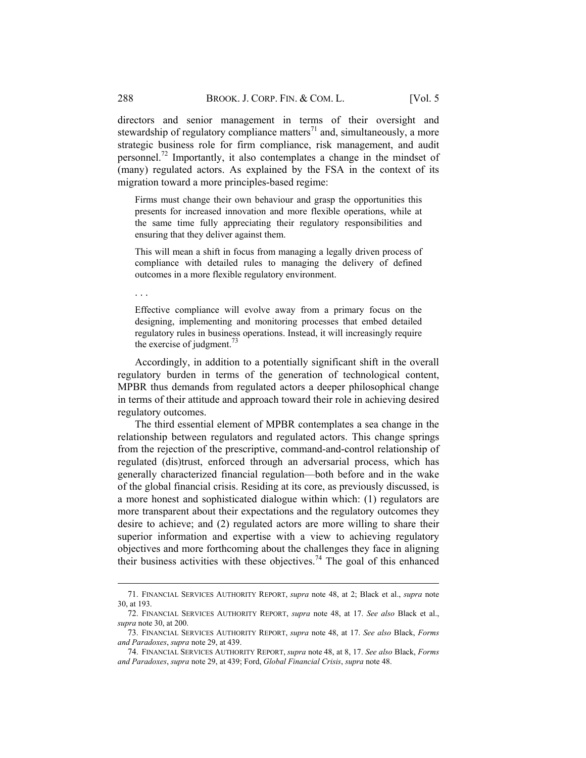directors and senior management in terms of their oversight and stewardship of regulatory compliance matters[71] and, simultaneously, a more strategic business role for firm compliance, risk management, and audit personnel.[72] Importantly, it also contemplates a change in the mindset of (many) regulated actors. As explained by the FSA in the context of its migration toward a more principles-based regime:

> Firms must change their own behaviour and grasp the opportunities this presents for increased innovation and more flexible operations, while at the same time fully appreciating their regulatory responsibilities and ensuring that they deliver against them.
>
> This will mean a shift in focus from managing a legally driven process of compliance with detailed rules to managing the delivery of defined outcomes in a more flexible regulatory environment.
>
> . . .
>
> Effective compliance will evolve away from a primary focus on the designing, implementing and monitoring processes that embed detailed regulatory rules in business operations. Instead, it will increasingly require the exercise of judgment.[73]

Accordingly, in addition to a potentially significant shift in the overall regulatory burden in terms of the generation of technological content, MPBR thus demands from regulated actors a deeper philosophical change in terms of their attitude and approach toward their role in achieving desired regulatory outcomes.

The third essential element of MPBR contemplates a sea change in the relationship between regulators and regulated actors. This change springs from the rejection of the prescriptive, command-and-control relationship of regulated (dis)trust, enforced through an adversarial process, which has generally characterized financial regulation—both before and in the wake of the global financial crisis. Residing at its core, as previously discussed, is a more honest and sophisticated dialogue within which: (1) regulators are more transparent about their expectations and the regulatory outcomes they desire to achieve; and (2) regulated actors are more willing to share their superior information and expertise with a view to achieving regulatory objectives and more forthcoming about the challenges they face in aligning their business activities with these objectives.[74] The goal of this enhanced

---

71. FINANCIAL SERVICES AUTHORITY REPORT, *supra* note 48, at 2; Black et al., *supra* note 30, at 193.

72. FINANCIAL SERVICES AUTHORITY REPORT, *supra* note 48, at 17. *See also* Black et al., *supra* note 30, at 200.

73. FINANCIAL SERVICES AUTHORITY REPORT, *supra* note 48, at 17. *See also* Black, *Forms and Paradoxes*, *supra* note 29, at 439.

74. FINANCIAL SERVICES AUTHORITY REPORT, *supra* note 48, at 8, 17. *See also* Black, *Forms and Paradoxes*, *supra* note 29, at 439; Ford, *Global Financial Crisis*, *supra* note 48.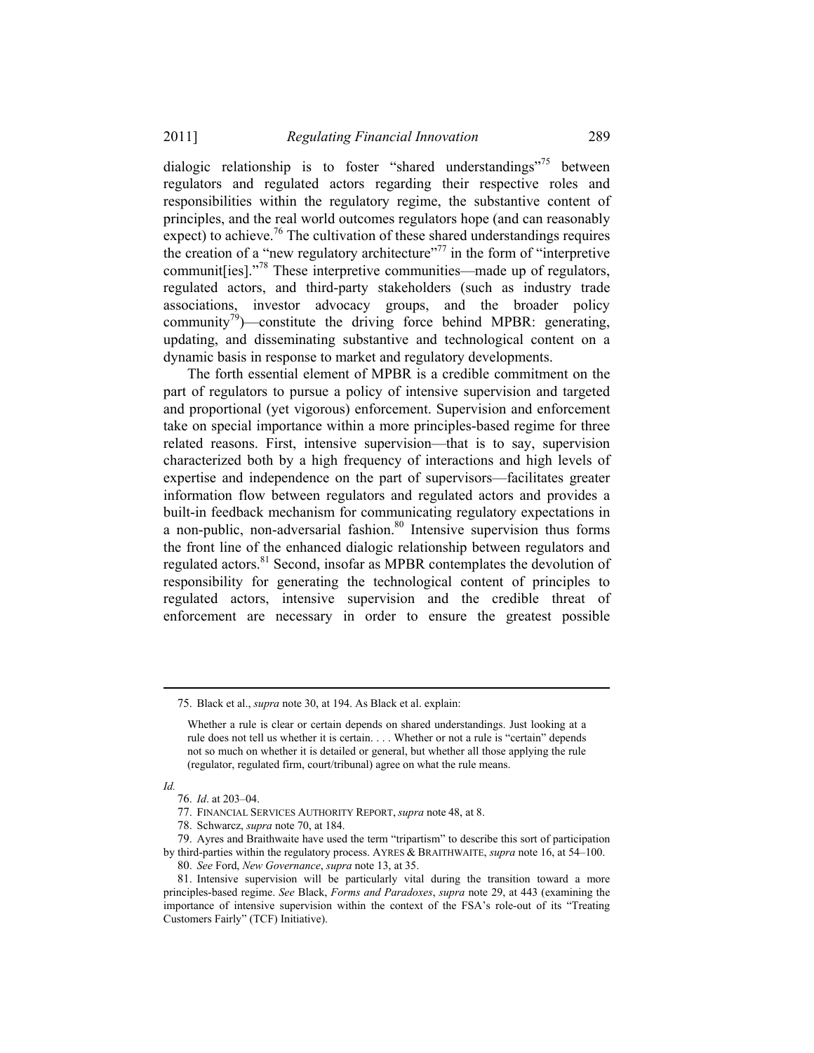dialogic relationship is to foster "shared understandings"[75] between regulators and regulated actors regarding their respective roles and responsibilities within the regulatory regime, the substantive content of principles, and the real world outcomes regulators hope (and can reasonably expect) to achieve.[76] The cultivation of these shared understandings requires the creation of a "new regulatory architecture"[77] in the form of "interpretive communit[ies]."[78] These interpretive communities—made up of regulators, regulated actors, and third-party stakeholders (such as industry trade associations, investor advocacy groups, and the broader policy community[79])—constitute the driving force behind MPBR: generating, updating, and disseminating substantive and technological content on a dynamic basis in response to market and regulatory developments.

The forth essential element of MPBR is a credible commitment on the part of regulators to pursue a policy of intensive supervision and targeted and proportional (yet vigorous) enforcement. Supervision and enforcement take on special importance within a more principles-based regime for three related reasons. First, intensive supervision—that is to say, supervision characterized both by a high frequency of interactions and high levels of expertise and independence on the part of supervisors—facilitates greater information flow between regulators and regulated actors and provides a built-in feedback mechanism for communicating regulatory expectations in a non-public, non-adversarial fashion.[80] Intensive supervision thus forms the front line of the enhanced dialogic relationship between regulators and regulated actors.[81] Second, insofar as MPBR contemplates the devolution of responsibility for generating the technological content of principles to regulated actors, intensive supervision and the credible threat of enforcement are necessary in order to ensure the greatest possible

---

75. Black et al., *supra* note 30, at 194. As Black et al. explain:

> Whether a rule is clear or certain depends on shared understandings. Just looking at a rule does not tell us whether it is certain. . . . Whether or not a rule is "certain" depends not so much on whether it is detailed or general, but whether all those applying the rule (regulator, regulated firm, court/tribunal) agree on what the rule means.

*Id.*

76. *Id*. at 203–04.

77. FINANCIAL SERVICES AUTHORITY REPORT, *supra* note 48, at 8.

78. Schwarcz, *supra* note 70, at 184.

79. Ayres and Braithwaite have used the term "tripartism" to describe this sort of participation by third-parties within the regulatory process. AYRES & BRAITHWAITE, *supra* note 16, at 54–100.

80. *See* Ford, *New Governance*, *supra* note 13, at 35.

81. Intensive supervision will be particularly vital during the transition toward a more principles-based regime. *See* Black, *Forms and Paradoxes*, *supra* note 29, at 443 (examining the importance of intensive supervision within the context of the FSA's role-out of its "Treating Customers Fairly" (TCF) Initiative).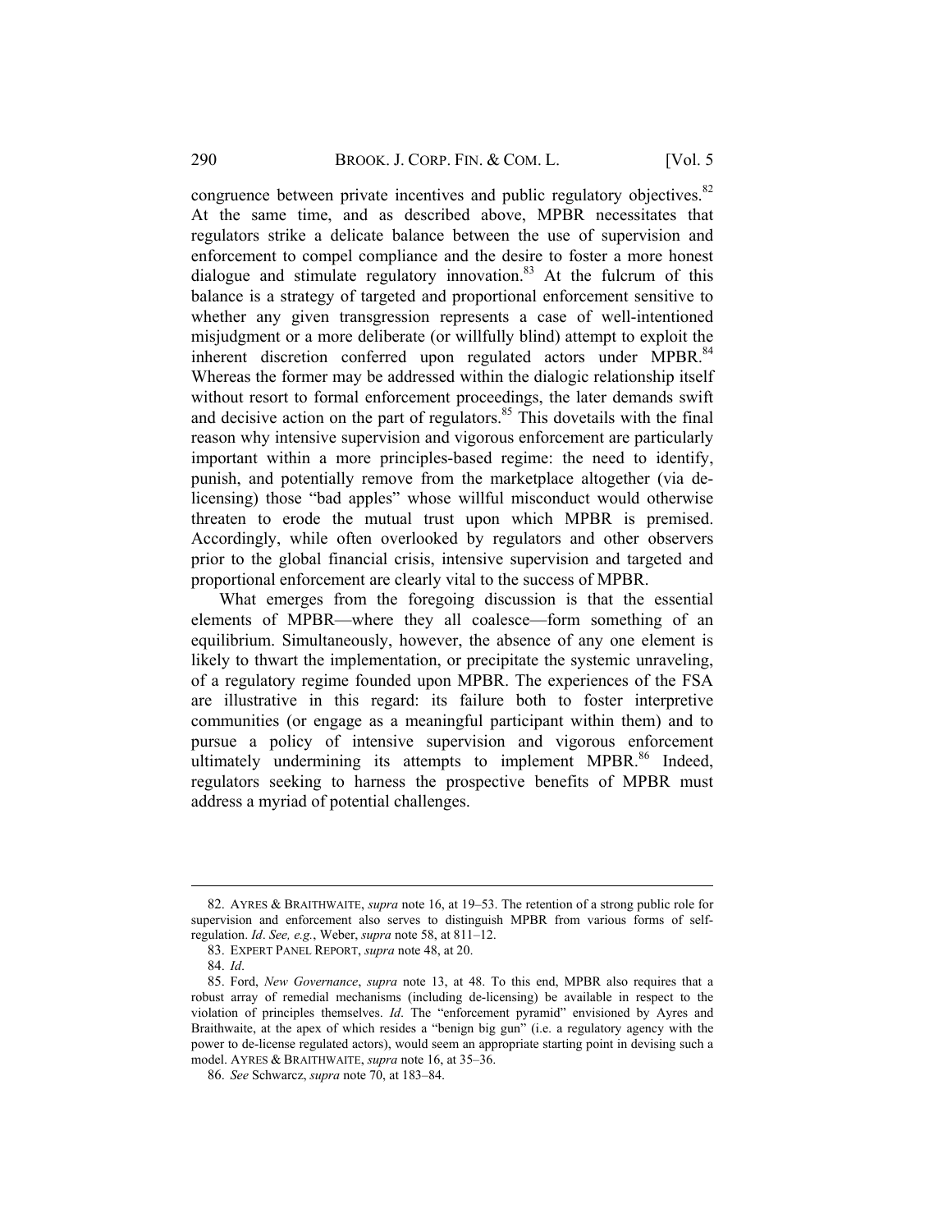congruence between private incentives and public regulatory objectives.[82] At the same time, and as described above, MPBR necessitates that regulators strike a delicate balance between the use of supervision and enforcement to compel compliance and the desire to foster a more honest dialogue and stimulate regulatory innovation.[83] At the fulcrum of this balance is a strategy of targeted and proportional enforcement sensitive to whether any given transgression represents a case of well-intentioned misjudgment or a more deliberate (or willfully blind) attempt to exploit the inherent discretion conferred upon regulated actors under MPBR.[84] Whereas the former may be addressed within the dialogic relationship itself without resort to formal enforcement proceedings, the later demands swift and decisive action on the part of regulators.[85] This dovetails with the final reason why intensive supervision and vigorous enforcement are particularly important within a more principles-based regime: the need to identify, punish, and potentially remove from the marketplace altogether (via de-licensing) those "bad apples" whose willful misconduct would otherwise threaten to erode the mutual trust upon which MPBR is premised. Accordingly, while often overlooked by regulators and other observers prior to the global financial crisis, intensive supervision and targeted and proportional enforcement are clearly vital to the success of MPBR.

What emerges from the foregoing discussion is that the essential elements of MPBR—where they all coalesce—form something of an equilibrium. Simultaneously, however, the absence of any one element is likely to thwart the implementation, or precipitate the systemic unraveling, of a regulatory regime founded upon MPBR. The experiences of the FSA are illustrative in this regard: its failure both to foster interpretive communities (or engage as a meaningful participant within them) and to pursue a policy of intensive supervision and vigorous enforcement ultimately undermining its attempts to implement MPBR.[86] Indeed, regulators seeking to harness the prospective benefits of MPBR must address a myriad of potential challenges.

---

82. AYRES & BRAITHWAITE, *supra* note 16, at 19–53. The retention of a strong public role for supervision and enforcement also serves to distinguish MPBR from various forms of self-regulation. *Id*. *See, e.g.*, Weber, *supra* note 58, at 811–12.

83. EXPERT PANEL REPORT, *supra* note 48, at 20.

84. *Id*.

85. Ford, *New Governance*, *supra* note 13, at 48. To this end, MPBR also requires that a robust array of remedial mechanisms (including de-licensing) be available in respect to the violation of principles themselves. *Id*. The "enforcement pyramid" envisioned by Ayres and Braithwaite, at the apex of which resides a "benign big gun" (i.e. a regulatory agency with the power to de-license regulated actors), would seem an appropriate starting point in devising such a model. AYRES & BRAITHWAITE, *supra* note 16, at 35–36.

86. *See* Schwarcz, *supra* note 70, at 183–84.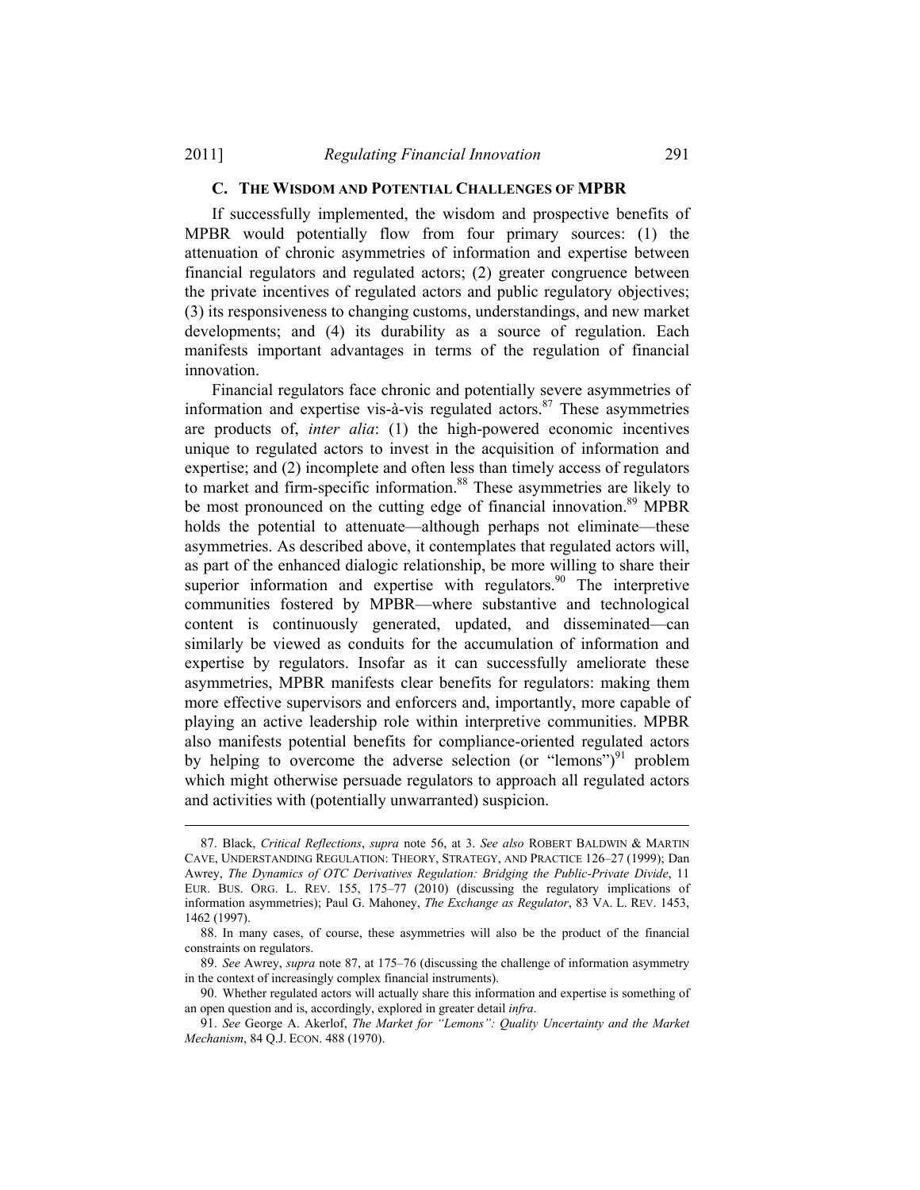### C. The Wisdom and Potential Challenges of MPBR

If successfully implemented, the wisdom and prospective benefits of MPBR would potentially flow from four primary sources: (1) the attenuation of chronic asymmetries of information and expertise between financial regulators and regulated actors; (2) greater congruence between the private incentives of regulated actors and public regulatory objectives; (3) its responsiveness to changing customs, understandings, and new market developments; and (4) its durability as a source of regulation. Each manifests important advantages in terms of the regulation of financial innovation.

Financial regulators face chronic and potentially severe asymmetries of information and expertise vis-à-vis regulated actors.[87] These asymmetries are products of, *inter alia*: (1) the high-powered economic incentives unique to regulated actors to invest in the acquisition of information and expertise; and (2) incomplete and often less than timely access of regulators to market and firm-specific information.[88] These asymmetries are likely to be most pronounced on the cutting edge of financial innovation.[89] MPBR holds the potential to attenuate—although perhaps not eliminate—these asymmetries. As described above, it contemplates that regulated actors will, as part of the enhanced dialogic relationship, be more willing to share their superior information and expertise with regulators.[90] The interpretive communities fostered by MPBR—where substantive and technological content is continuously generated, updated, and disseminated—can similarly be viewed as conduits for the accumulation of information and expertise by regulators. Insofar as it can successfully ameliorate these asymmetries, MPBR manifests clear benefits for regulators: making them more effective supervisors and enforcers and, importantly, more capable of playing an active leadership role within interpretive communities. MPBR also manifests potential benefits for compliance-oriented regulated actors by helping to overcome the adverse selection (or "lemons")[91] problem which might otherwise persuade regulators to approach all regulated actors and activities with (potentially unwarranted) suspicion.

---

87. Black, *Critical Reflections*, *supra* note 56, at 3. *See also* ROBERT BALDWIN & MARTIN CAVE, UNDERSTANDING REGULATION: THEORY, STRATEGY, AND PRACTICE 126–27 (1999); Dan Awrey, *The Dynamics of OTC Derivatives Regulation: Bridging the Public-Private Divide*, 11 EUR. BUS. ORG. L. REV. 155, 175–77 (2010) (discussing the regulatory implications of information asymmetries); Paul G. Mahoney, *The Exchange as Regulator*, 83 VA. L. REV. 1453, 1462 (1997).

88. In many cases, of course, these asymmetries will also be the product of the financial constraints on regulators.

89. *See* Awrey, *supra* note 87, at 175–76 (discussing the challenge of information asymmetry in the context of increasingly complex financial instruments).

90. Whether regulated actors will actually share this information and expertise is something of an open question and is, accordingly, explored in greater detail *infra*.

91. *See* George A. Akerlof, *The Market for "Lemons": Quality Uncertainty and the Market Mechanism*, 84 Q.J. ECON. 488 (1970).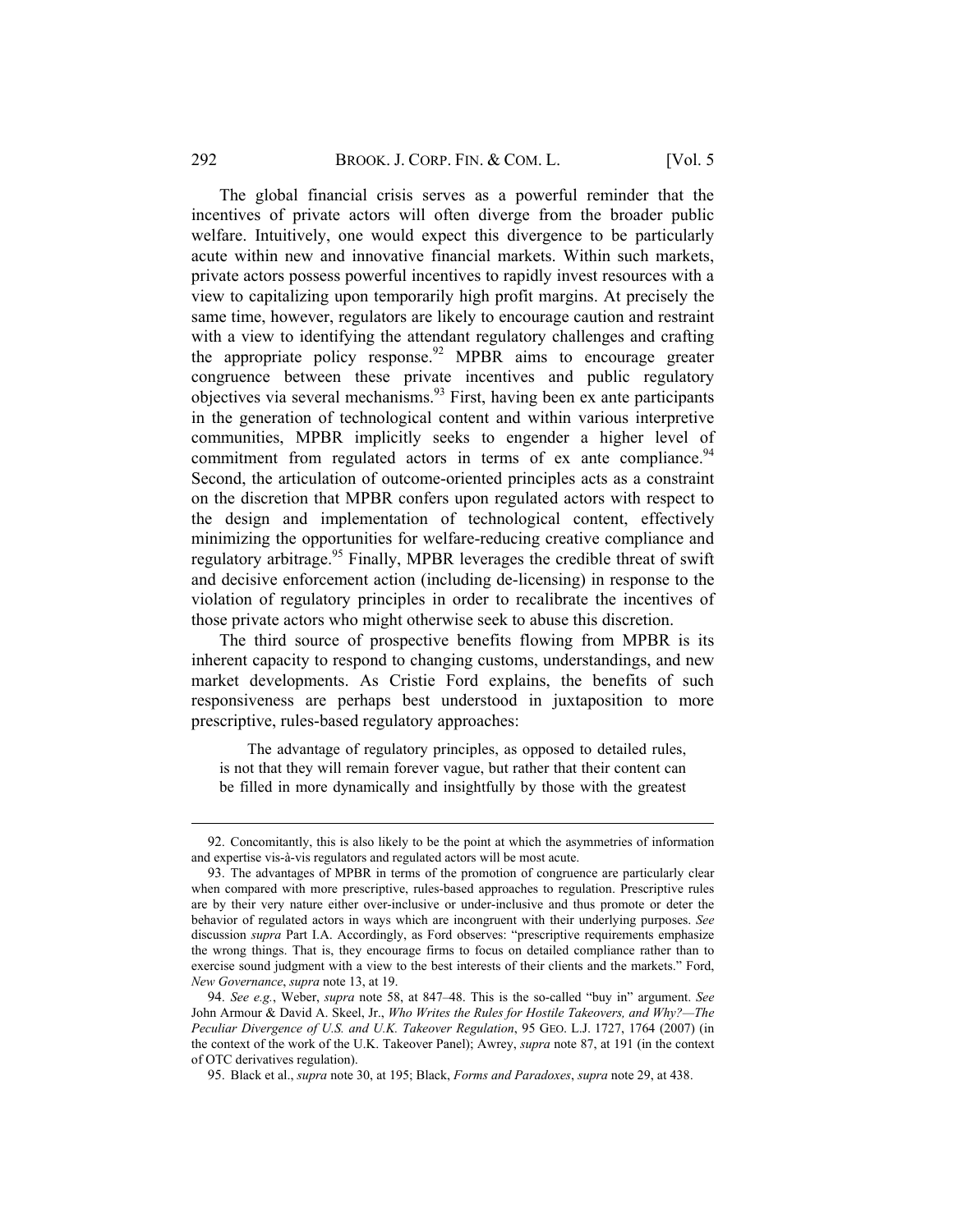The global financial crisis serves as a powerful reminder that the incentives of private actors will often diverge from the broader public welfare. Intuitively, one would expect this divergence to be particularly acute within new and innovative financial markets. Within such markets, private actors possess powerful incentives to rapidly invest resources with a view to capitalizing upon temporarily high profit margins. At precisely the same time, however, regulators are likely to encourage caution and restraint with a view to identifying the attendant regulatory challenges and crafting the appropriate policy response.[92] MPBR aims to encourage greater congruence between these private incentives and public regulatory objectives via several mechanisms.[93] First, having been ex ante participants in the generation of technological content and within various interpretive communities, MPBR implicitly seeks to engender a higher level of commitment from regulated actors in terms of ex ante compliance.[94] Second, the articulation of outcome-oriented principles acts as a constraint on the discretion that MPBR confers upon regulated actors with respect to the design and implementation of technological content, effectively minimizing the opportunities for welfare-reducing creative compliance and regulatory arbitrage.[95] Finally, MPBR leverages the credible threat of swift and decisive enforcement action (including de-licensing) in response to the violation of regulatory principles in order to recalibrate the incentives of those private actors who might otherwise seek to abuse this discretion.

The third source of prospective benefits flowing from MPBR is its inherent capacity to respond to changing customs, understandings, and new market developments. As Cristie Ford explains, the benefits of such responsiveness are perhaps best understood in juxtaposition to more prescriptive, rules-based regulatory approaches:

> The advantage of regulatory principles, as opposed to detailed rules, is not that they will remain forever vague, but rather that their content can be filled in more dynamically and insightfully by those with the greatest

---

92. Concomitantly, this is also likely to be the point at which the asymmetries of information and expertise vis-à-vis regulators and regulated actors will be most acute.

93. The advantages of MPBR in terms of the promotion of congruence are particularly clear when compared with more prescriptive, rules-based approaches to regulation. Prescriptive rules are by their very nature either over-inclusive or under-inclusive and thus promote or deter the behavior of regulated actors in ways which are incongruent with their underlying purposes. *See* discussion *supra* Part I.A. Accordingly, as Ford observes: "prescriptive requirements emphasize the wrong things. That is, they encourage firms to focus on detailed compliance rather than to exercise sound judgment with a view to the best interests of their clients and the markets." Ford, *New Governance*, *supra* note 13, at 19.

94. *See e.g.*, Weber, *supra* note 58, at 847–48. This is the so-called "buy in" argument. *See* John Armour & David A. Skeel, Jr., *Who Writes the Rules for Hostile Takeovers, and Why?—The Peculiar Divergence of U.S. and U.K. Takeover Regulation*, 95 GEO. L.J. 1727, 1764 (2007) (in the context of the work of the U.K. Takeover Panel); Awrey, *supra* note 87, at 191 (in the context of OTC derivatives regulation).

95. Black et al., *supra* note 30, at 195; Black, *Forms and Paradoxes*, *supra* note 29, at 438.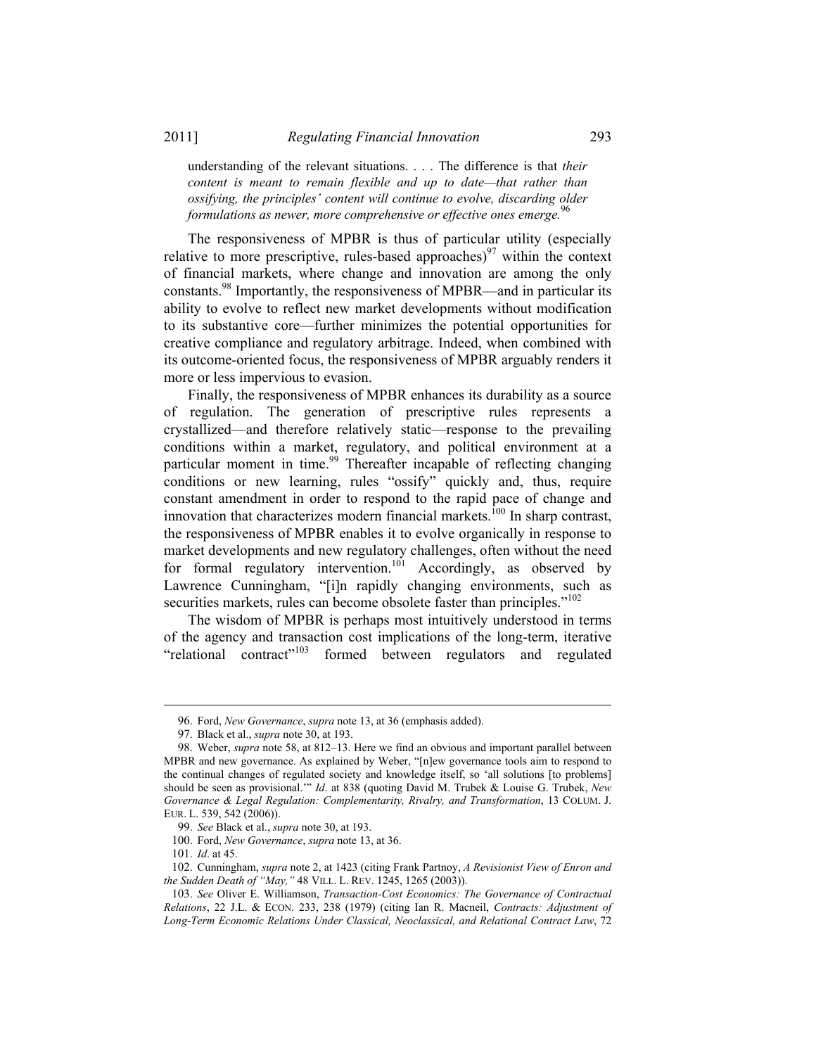understanding of the relevant situations. . . . The difference is that *their content is meant to remain flexible and up to date—that rather than ossifying, the principles' content will continue to evolve, discarding older formulations as newer, more comprehensive or effective ones emerge.*[96]

The responsiveness of MPBR is thus of particular utility (especially relative to more prescriptive, rules-based approaches)[97] within the context of financial markets, where change and innovation are among the only constants.[98] Importantly, the responsiveness of MPBR—and in particular its ability to evolve to reflect new market developments without modification to its substantive core—further minimizes the potential opportunities for creative compliance and regulatory arbitrage. Indeed, when combined with its outcome-oriented focus, the responsiveness of MPBR arguably renders it more or less impervious to evasion.

Finally, the responsiveness of MPBR enhances its durability as a source of regulation. The generation of prescriptive rules represents a crystallized—and therefore relatively static—response to the prevailing conditions within a market, regulatory, and political environment at a particular moment in time.[99] Thereafter incapable of reflecting changing conditions or new learning, rules "ossify" quickly and, thus, require constant amendment in order to respond to the rapid pace of change and innovation that characterizes modern financial markets.[100] In sharp contrast, the responsiveness of MPBR enables it to evolve organically in response to market developments and new regulatory challenges, often without the need for formal regulatory intervention.[101] Accordingly, as observed by Lawrence Cunningham, "[i]n rapidly changing environments, such as securities markets, rules can become obsolete faster than principles."[102]

The wisdom of MPBR is perhaps most intuitively understood in terms of the agency and transaction cost implications of the long-term, iterative "relational contract"[103] formed between regulators and regulated

---

96. Ford, *New Governance*, *supra* note 13, at 36 (emphasis added).

97. Black et al., *supra* note 30, at 193.

98. Weber, *supra* note 58, at 812–13. Here we find an obvious and important parallel between MPBR and new governance. As explained by Weber, "[n]ew governance tools aim to respond to the continual changes of regulated society and knowledge itself, so 'all solutions [to problems] should be seen as provisional.'" *Id*. at 838 (quoting David M. Trubek & Louise G. Trubek, *New Governance & Legal Regulation: Complementarity, Rivalry, and Transformation*, 13 COLUM. J. EUR. L. 539, 542 (2006)).

99. *See* Black et al., *supra* note 30, at 193.

100. Ford, *New Governance*, *supra* note 13, at 36.

101. *Id*. at 45.

102. Cunningham, *supra* note 2, at 1423 (citing Frank Partnoy, *A Revisionist View of Enron and the Sudden Death of "May,"* 48 VILL. L. REV. 1245, 1265 (2003)).

103. *See* Oliver E. Williamson, *Transaction-Cost Economics: The Governance of Contractual Relations*, 22 J.L. & ECON. 233, 238 (1979) (citing Ian R. Macneil, *Contracts: Adjustment of Long-Term Economic Relations Under Classical, Neoclassical, and Relational Contract Law*, 72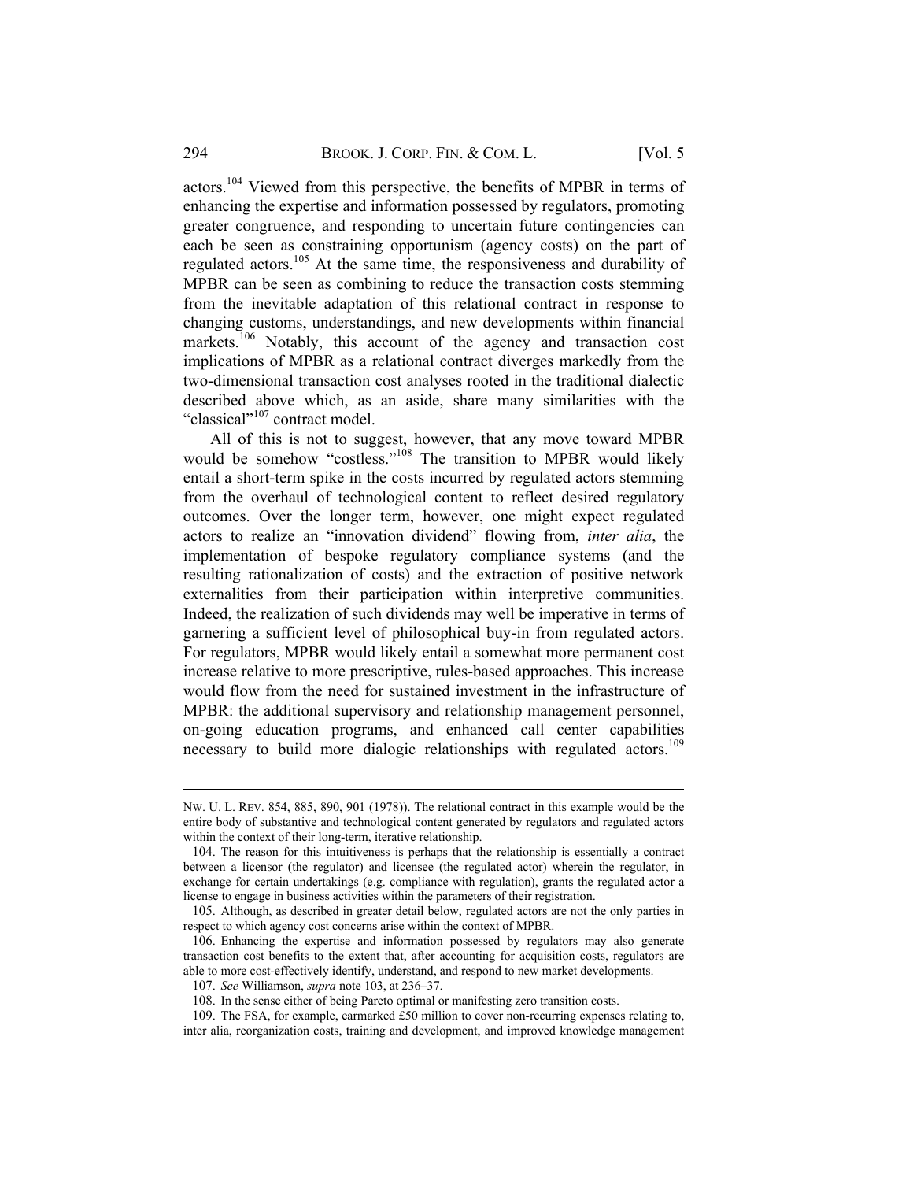actors.[104] Viewed from this perspective, the benefits of MPBR in terms of enhancing the expertise and information possessed by regulators, promoting greater congruence, and responding to uncertain future contingencies can each be seen as constraining opportunism (agency costs) on the part of regulated actors.[105] At the same time, the responsiveness and durability of MPBR can be seen as combining to reduce the transaction costs stemming from the inevitable adaptation of this relational contract in response to changing customs, understandings, and new developments within financial markets.[106] Notably, this account of the agency and transaction cost implications of MPBR as a relational contract diverges markedly from the two-dimensional transaction cost analyses rooted in the traditional dialectic described above which, as an aside, share many similarities with the "classical"[107] contract model.

All of this is not to suggest, however, that any move toward MPBR would be somehow "costless."[108] The transition to MPBR would likely entail a short-term spike in the costs incurred by regulated actors stemming from the overhaul of technological content to reflect desired regulatory outcomes. Over the longer term, however, one might expect regulated actors to realize an "innovation dividend" flowing from, *inter alia*, the implementation of bespoke regulatory compliance systems (and the resulting rationalization of costs) and the extraction of positive network externalities from their participation within interpretive communities. Indeed, the realization of such dividends may well be imperative in terms of garnering a sufficient level of philosophical buy-in from regulated actors. For regulators, MPBR would likely entail a somewhat more permanent cost increase relative to more prescriptive, rules-based approaches. This increase would flow from the need for sustained investment in the infrastructure of MPBR: the additional supervisory and relationship management personnel, on-going education programs, and enhanced call center capabilities necessary to build more dialogic relationships with regulated actors.[109]

---

NW. U. L. REV. 854, 885, 890, 901 (1978)). The relational contract in this example would be the entire body of substantive and technological content generated by regulators and regulated actors within the context of their long-term, iterative relationship.

104. The reason for this intuitiveness is perhaps that the relationship is essentially a contract between a licensor (the regulator) and licensee (the regulated actor) wherein the regulator, in exchange for certain undertakings (e.g. compliance with regulation), grants the regulated actor a license to engage in business activities within the parameters of their registration.

105. Although, as described in greater detail below, regulated actors are not the only parties in respect to which agency cost concerns arise within the context of MPBR.

106. Enhancing the expertise and information possessed by regulators may also generate transaction cost benefits to the extent that, after accounting for acquisition costs, regulators are able to more cost-effectively identify, understand, and respond to new market developments.

107. *See* Williamson, *supra* note 103, at 236–37.

108. In the sense either of being Pareto optimal or manifesting zero transition costs.

109. The FSA, for example, earmarked £50 million to cover non-recurring expenses relating to, inter alia, reorganization costs, training and development, and improved knowledge management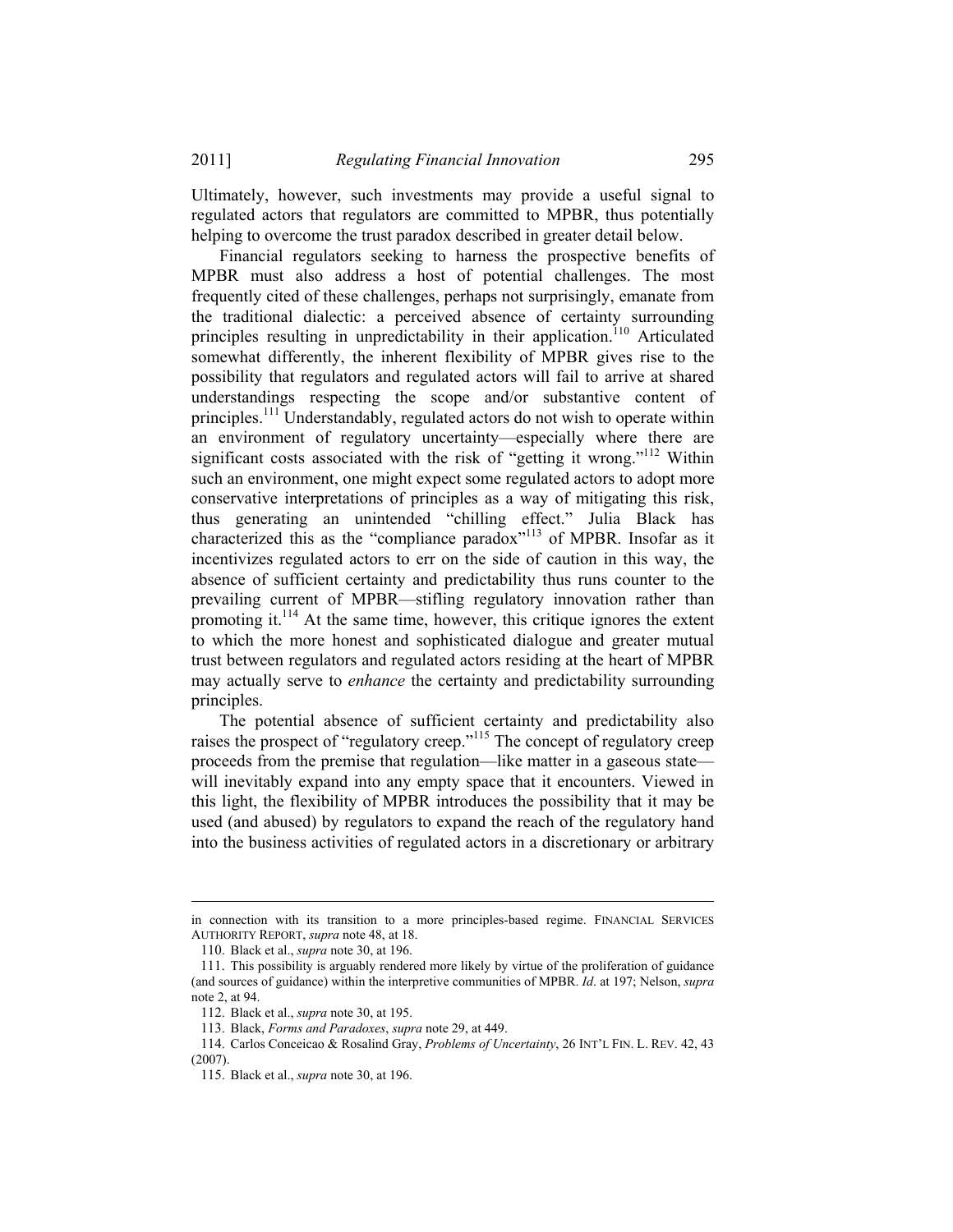Ultimately, however, such investments may provide a useful signal to regulated actors that regulators are committed to MPBR, thus potentially helping to overcome the trust paradox described in greater detail below.

Financial regulators seeking to harness the prospective benefits of MPBR must also address a host of potential challenges. The most frequently cited of these challenges, perhaps not surprisingly, emanate from the traditional dialectic: a perceived absence of certainty surrounding principles resulting in unpredictability in their application.[110] Articulated somewhat differently, the inherent flexibility of MPBR gives rise to the possibility that regulators and regulated actors will fail to arrive at shared understandings respecting the scope and/or substantive content of principles.[111] Understandably, regulated actors do not wish to operate within an environment of regulatory uncertainty—especially where there are significant costs associated with the risk of "getting it wrong."[112] Within such an environment, one might expect some regulated actors to adopt more conservative interpretations of principles as a way of mitigating this risk, thus generating an unintended "chilling effect." Julia Black has characterized this as the "compliance paradox"[113] of MPBR. Insofar as it incentivizes regulated actors to err on the side of caution in this way, the absence of sufficient certainty and predictability thus runs counter to the prevailing current of MPBR—stifling regulatory innovation rather than promoting it.[114] At the same time, however, this critique ignores the extent to which the more honest and sophisticated dialogue and greater mutual trust between regulators and regulated actors residing at the heart of MPBR may actually serve to *enhance* the certainty and predictability surrounding principles.

The potential absence of sufficient certainty and predictability also raises the prospect of "regulatory creep."[115] The concept of regulatory creep proceeds from the premise that regulation—like matter in a gaseous state—will inevitably expand into any empty space that it encounters. Viewed in this light, the flexibility of MPBR introduces the possibility that it may be used (and abused) by regulators to expand the reach of the regulatory hand into the business activities of regulated actors in a discretionary or arbitrary

---

in connection with its transition to a more principles-based regime. FINANCIAL SERVICES AUTHORITY REPORT, *supra* note 48, at 18.

110. Black et al., *supra* note 30, at 196.

111. This possibility is arguably rendered more likely by virtue of the proliferation of guidance (and sources of guidance) within the interpretive communities of MPBR. *Id*. at 197; Nelson, *supra* note 2, at 94.

112. Black et al., *supra* note 30, at 195.

113. Black, *Forms and Paradoxes*, *supra* note 29, at 449.

114. Carlos Conceicao & Rosalind Gray, *Problems of Uncertainty*, 26 INT'L FIN. L. REV. 42, 43 (2007).

115. Black et al., *supra* note 30, at 196.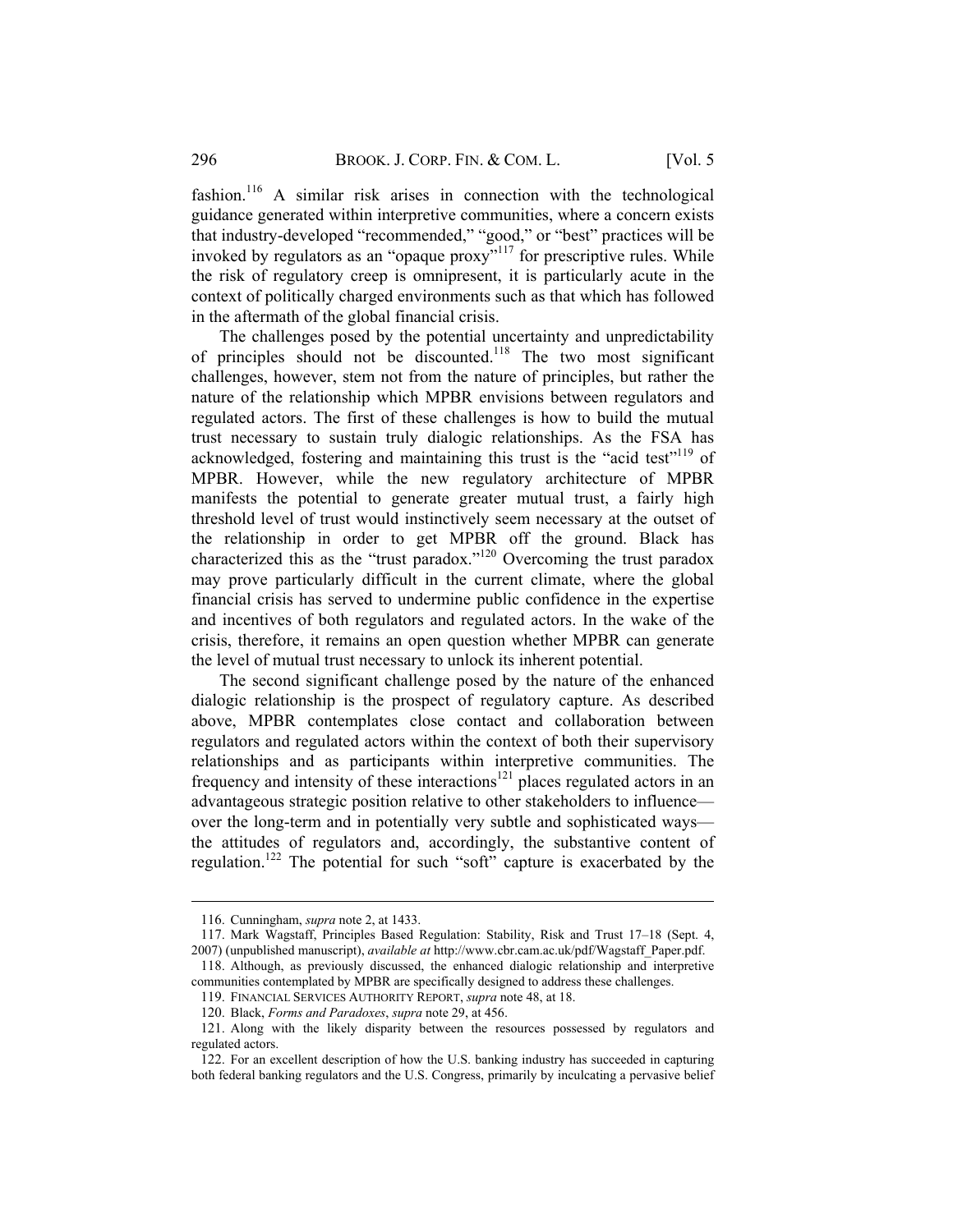fashion.[116] A similar risk arises in connection with the technological guidance generated within interpretive communities, where a concern exists that industry-developed "recommended," "good," or "best" practices will be invoked by regulators as an "opaque proxy"[117] for prescriptive rules. While the risk of regulatory creep is omnipresent, it is particularly acute in the context of politically charged environments such as that which has followed in the aftermath of the global financial crisis.

The challenges posed by the potential uncertainty and unpredictability of principles should not be discounted.[118] The two most significant challenges, however, stem not from the nature of principles, but rather the nature of the relationship which MPBR envisions between regulators and regulated actors. The first of these challenges is how to build the mutual trust necessary to sustain truly dialogic relationships. As the FSA has acknowledged, fostering and maintaining this trust is the "acid test"[119] of MPBR. However, while the new regulatory architecture of MPBR manifests the potential to generate greater mutual trust, a fairly high threshold level of trust would instinctively seem necessary at the outset of the relationship in order to get MPBR off the ground. Black has characterized this as the "trust paradox."[120] Overcoming the trust paradox may prove particularly difficult in the current climate, where the global financial crisis has served to undermine public confidence in the expertise and incentives of both regulators and regulated actors. In the wake of the crisis, therefore, it remains an open question whether MPBR can generate the level of mutual trust necessary to unlock its inherent potential.

The second significant challenge posed by the nature of the enhanced dialogic relationship is the prospect of regulatory capture. As described above, MPBR contemplates close contact and collaboration between regulators and regulated actors within the context of both their supervisory relationships and as participants within interpretive communities. The frequency and intensity of these interactions[121] places regulated actors in an advantageous strategic position relative to other stakeholders to influence—over the long-term and in potentially very subtle and sophisticated ways—the attitudes of regulators and, accordingly, the substantive content of regulation.[122] The potential for such "soft" capture is exacerbated by the

---

116. Cunningham, *supra* note 2, at 1433.

117. Mark Wagstaff, Principles Based Regulation: Stability, Risk and Trust 17–18 (Sept. 4, 2007) (unpublished manuscript), *available at* http://www.cbr.cam.ac.uk/pdf/Wagstaff_Paper.pdf.

118. Although, as previously discussed, the enhanced dialogic relationship and interpretive communities contemplated by MPBR are specifically designed to address these challenges.

119. FINANCIAL SERVICES AUTHORITY REPORT, *supra* note 48, at 18.

120. Black, *Forms and Paradoxes*, *supra* note 29, at 456.

121. Along with the likely disparity between the resources possessed by regulators and regulated actors.

122. For an excellent description of how the U.S. banking industry has succeeded in capturing both federal banking regulators and the U.S. Congress, primarily by inculcating a pervasive belief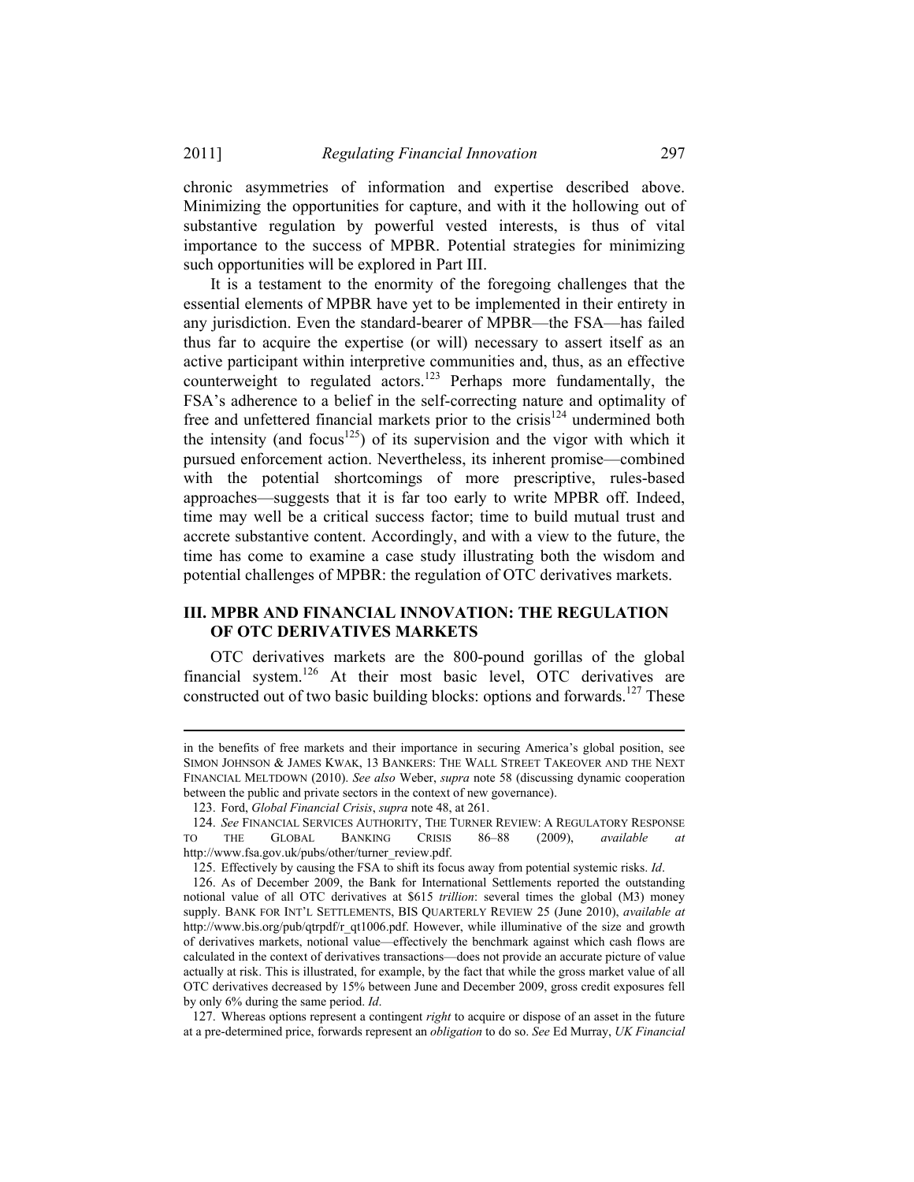chronic asymmetries of information and expertise described above. Minimizing the opportunities for capture, and with it the hollowing out of substantive regulation by powerful vested interests, is thus of vital importance to the success of MPBR. Potential strategies for minimizing such opportunities will be explored in Part III.

It is a testament to the enormity of the foregoing challenges that the essential elements of MPBR have yet to be implemented in their entirety in any jurisdiction. Even the standard-bearer of MPBR—the FSA—has failed thus far to acquire the expertise (or will) necessary to assert itself as an active participant within interpretive communities and, thus, as an effective counterweight to regulated actors.[123] Perhaps more fundamentally, the FSA's adherence to a belief in the self-correcting nature and optimality of free and unfettered financial markets prior to the crisis[124] undermined both the intensity (and focus[125]) of its supervision and the vigor with which it pursued enforcement action. Nevertheless, its inherent promise—combined with the potential shortcomings of more prescriptive, rules-based approaches—suggests that it is far too early to write MPBR off. Indeed, time may well be a critical success factor; time to build mutual trust and accrete substantive content. Accordingly, and with a view to the future, the time has come to examine a case study illustrating both the wisdom and potential challenges of MPBR: the regulation of OTC derivatives markets.

## III. MPBR AND FINANCIAL INNOVATION: THE REGULATION OF OTC DERIVATIVES MARKETS

OTC derivatives markets are the 800-pound gorillas of the global financial system.[126] At their most basic level, OTC derivatives are constructed out of two basic building blocks: options and forwards.[127] These

---

in the benefits of free markets and their importance in securing America's global position, see SIMON JOHNSON & JAMES KWAK, 13 BANKERS: THE WALL STREET TAKEOVER AND THE NEXT FINANCIAL MELTDOWN (2010). *See also* Weber, *supra* note 58 (discussing dynamic cooperation between the public and private sectors in the context of new governance).

123. Ford, *Global Financial Crisis*, *supra* note 48, at 261.

124. *See* FINANCIAL SERVICES AUTHORITY, THE TURNER REVIEW: A REGULATORY RESPONSE TO THE GLOBAL BANKING CRISIS 86–88 (2009), *available at* http://www.fsa.gov.uk/pubs/other/turner_review.pdf.

125. Effectively by causing the FSA to shift its focus away from potential systemic risks. *Id*.

126. As of December 2009, the Bank for International Settlements reported the outstanding notional value of all OTC derivatives at $615 *trillion*: several times the global (M3) money supply. BANK FOR INT'L SETTLEMENTS, BIS QUARTERLY REVIEW 25 (June 2010), *available at* http://www.bis.org/pub/qtrpdf/r_qt1006.pdf. However, while illuminative of the size and growth of derivatives markets, notional value—effectively the benchmark against which cash flows are calculated in the context of derivatives transactions—does not provide an accurate picture of value actually at risk. This is illustrated, for example, by the fact that while the gross market value of all OTC derivatives decreased by 15% between June and December 2009, gross credit exposures fell by only 6% during the same period. *Id*.

127. Whereas options represent a contingent *right* to acquire or dispose of an asset in the future at a pre-determined price, forwards represent an *obligation* to do so. *See* Ed Murray, *UK Financial*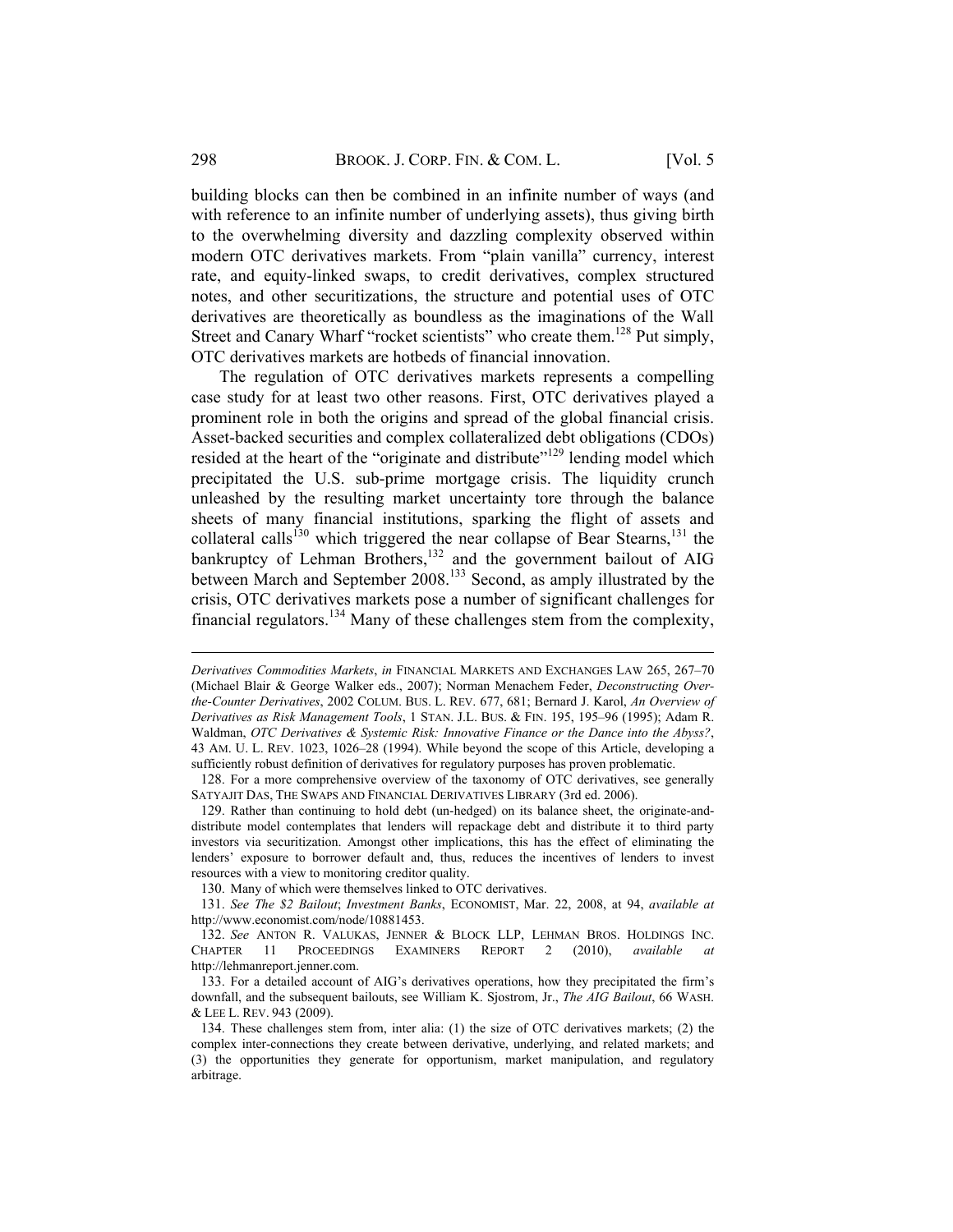building blocks can then be combined in an infinite number of ways (and with reference to an infinite number of underlying assets), thus giving birth to the overwhelming diversity and dazzling complexity observed within modern OTC derivatives markets. From "plain vanilla" currency, interest rate, and equity-linked swaps, to credit derivatives, complex structured notes, and other securitizations, the structure and potential uses of OTC derivatives are theoretically as boundless as the imaginations of the Wall Street and Canary Wharf "rocket scientists" who create them.[128] Put simply, OTC derivatives markets are hotbeds of financial innovation.

The regulation of OTC derivatives markets represents a compelling case study for at least two other reasons. First, OTC derivatives played a prominent role in both the origins and spread of the global financial crisis. Asset-backed securities and complex collateralized debt obligations (CDOs) resided at the heart of the "originate and distribute"[129] lending model which precipitated the U.S. sub-prime mortgage crisis. The liquidity crunch unleashed by the resulting market uncertainty tore through the balance sheets of many financial institutions, sparking the flight of assets and collateral calls[130] which triggered the near collapse of Bear Stearns,[131] the bankruptcy of Lehman Brothers,[132] and the government bailout of AIG between March and September 2008.[133] Second, as amply illustrated by the crisis, OTC derivatives markets pose a number of significant challenges for financial regulators.[134] Many of these challenges stem from the complexity,

---

*Derivatives Commodities Markets*, *in* FINANCIAL MARKETS AND EXCHANGES LAW 265, 267–70 (Michael Blair & George Walker eds., 2007); Norman Menachem Feder, *Deconstructing Over-the-Counter Derivatives*, 2002 COLUM. BUS. L. REV. 677, 681; Bernard J. Karol, *An Overview of Derivatives as Risk Management Tools*, 1 STAN. J.L. BUS. & FIN. 195, 195–96 (1995); Adam R. Waldman, *OTC Derivatives & Systemic Risk: Innovative Finance or the Dance into the Abyss?*, 43 AM. U. L. REV. 1023, 1026–28 (1994). While beyond the scope of this Article, developing a sufficiently robust definition of derivatives for regulatory purposes has proven problematic.

128. For a more comprehensive overview of the taxonomy of OTC derivatives, see generally SATYAJIT DAS, THE SWAPS AND FINANCIAL DERIVATIVES LIBRARY (3rd ed. 2006).

129. Rather than continuing to hold debt (un-hedged) on its balance sheet, the originate-and-distribute model contemplates that lenders will repackage debt and distribute it to third party investors via securitization. Amongst other implications, this has the effect of eliminating the lenders' exposure to borrower default and, thus, reduces the incentives of lenders to invest resources with a view to monitoring creditor quality.

130. Many of which were themselves linked to OTC derivatives.

131. *See The $2 Bailout*; *Investment Banks*, ECONOMIST, Mar. 22, 2008, at 94, *available at* http://www.economist.com/node/10881453.

132. *See* ANTON R. VALUKAS, JENNER & BLOCK LLP, LEHMAN BROS. HOLDINGS INC. CHAPTER 11 PROCEEDINGS EXAMINERS REPORT 2 (2010), *available at* http://lehmanreport.jenner.com.

133. For a detailed account of AIG's derivatives operations, how they precipitated the firm's downfall, and the subsequent bailouts, see William K. Sjostrom, Jr., *The AIG Bailout*, 66 WASH. & LEE L. REV. 943 (2009).

134. These challenges stem from, inter alia: (1) the size of OTC derivatives markets; (2) the complex inter-connections they create between derivative, underlying, and related markets; and (3) the opportunities they generate for opportunism, market manipulation, and regulatory arbitrage.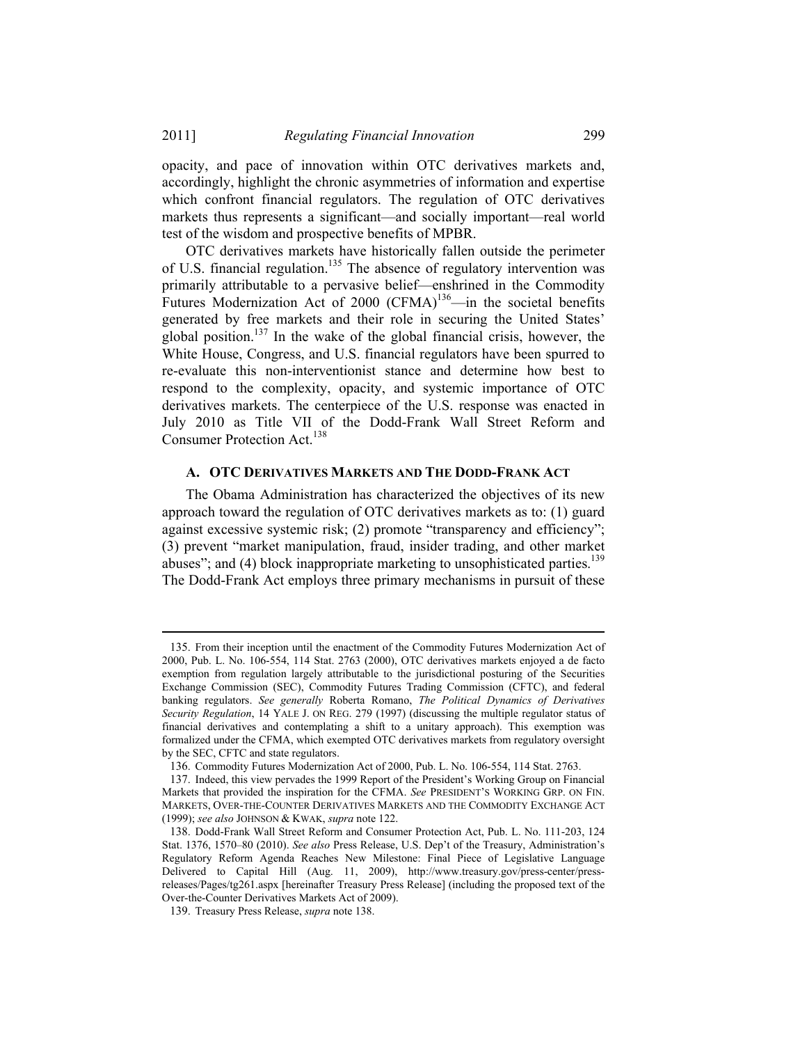opacity, and pace of innovation within OTC derivatives markets and, accordingly, highlight the chronic asymmetries of information and expertise which confront financial regulators. The regulation of OTC derivatives markets thus represents a significant—and socially important—real world test of the wisdom and prospective benefits of MPBR.

OTC derivatives markets have historically fallen outside the perimeter of U.S. financial regulation.[135] The absence of regulatory intervention was primarily attributable to a pervasive belief—enshrined in the Commodity Futures Modernization Act of 2000 (CFMA)[136]—in the societal benefits generated by free markets and their role in securing the United States' global position.[137] In the wake of the global financial crisis, however, the White House, Congress, and U.S. financial regulators have been spurred to re-evaluate this non-interventionist stance and determine how best to respond to the complexity, opacity, and systemic importance of OTC derivatives markets. The centerpiece of the U.S. response was enacted in July 2010 as Title VII of the Dodd-Frank Wall Street Reform and Consumer Protection Act.[138]

### A. OTC DERIVATIVES MARKETS AND THE DODD-FRANK ACT

The Obama Administration has characterized the objectives of its new approach toward the regulation of OTC derivatives markets as to: (1) guard against excessive systemic risk; (2) promote "transparency and efficiency"; (3) prevent "market manipulation, fraud, insider trading, and other market abuses"; and (4) block inappropriate marketing to unsophisticated parties.[139] The Dodd-Frank Act employs three primary mechanisms in pursuit of these

---

135. From their inception until the enactment of the Commodity Futures Modernization Act of 2000, Pub. L. No. 106-554, 114 Stat. 2763 (2000), OTC derivatives markets enjoyed a de facto exemption from regulation largely attributable to the jurisdictional posturing of the Securities Exchange Commission (SEC), Commodity Futures Trading Commission (CFTC), and federal banking regulators. *See generally* Roberta Romano, *The Political Dynamics of Derivatives Security Regulation*, 14 YALE J. ON REG. 279 (1997) (discussing the multiple regulator status of financial derivatives and contemplating a shift to a unitary approach). This exemption was formalized under the CFMA, which exempted OTC derivatives markets from regulatory oversight by the SEC, CFTC and state regulators.

136. Commodity Futures Modernization Act of 2000, Pub. L. No. 106-554, 114 Stat. 2763.

137. Indeed, this view pervades the 1999 Report of the President's Working Group on Financial Markets that provided the inspiration for the CFMA. *See* PRESIDENT'S WORKING GRP. ON FIN. MARKETS, OVER-THE-COUNTER DERIVATIVES MARKETS AND THE COMMODITY EXCHANGE ACT (1999); *see also* JOHNSON & KWAK, *supra* note 122.

138. Dodd-Frank Wall Street Reform and Consumer Protection Act, Pub. L. No. 111-203, 124 Stat. 1376, 1570–80 (2010). *See also* Press Release, U.S. Dep't of the Treasury, Administration's Regulatory Reform Agenda Reaches New Milestone: Final Piece of Legislative Language Delivered to Capital Hill (Aug. 11, 2009), http://www.treasury.gov/press-center/press-releases/Pages/tg261.aspx [hereinafter Treasury Press Release] (including the proposed text of the Over-the-Counter Derivatives Markets Act of 2009).

139. Treasury Press Release, *supra* note 138.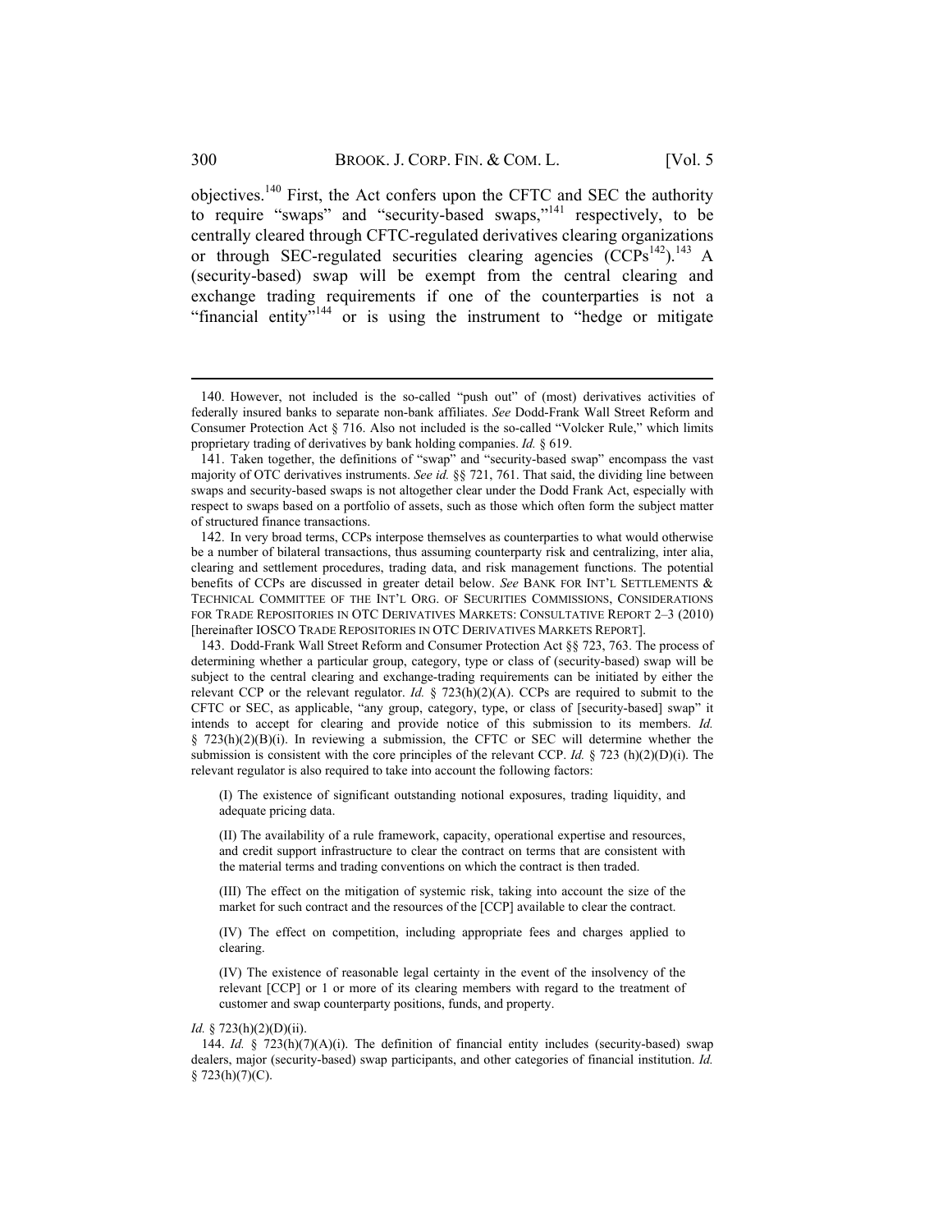objectives.[140] First, the Act confers upon the CFTC and SEC the authority to require "swaps" and "security-based swaps,"[141] respectively, to be centrally cleared through CFTC-regulated derivatives clearing organizations or through SEC-regulated securities clearing agencies (CCPs[142]).[143] A (security-based) swap will be exempt from the central clearing and exchange trading requirements if one of the counterparties is not a "financial entity"[144] or is using the instrument to "hedge or mitigate

---

140. However, not included is the so-called "push out" of (most) derivatives activities of federally insured banks to separate non-bank affiliates. *See* Dodd-Frank Wall Street Reform and Consumer Protection Act § 716. Also not included is the so-called "Volcker Rule," which limits proprietary trading of derivatives by bank holding companies. *Id.* § 619.

141. Taken together, the definitions of "swap" and "security-based swap" encompass the vast majority of OTC derivatives instruments. *See id.* §§ 721, 761. That said, the dividing line between swaps and security-based swaps is not altogether clear under the Dodd Frank Act, especially with respect to swaps based on a portfolio of assets, such as those which often form the subject matter of structured finance transactions.

142. In very broad terms, CCPs interpose themselves as counterparties to what would otherwise be a number of bilateral transactions, thus assuming counterparty risk and centralizing, inter alia, clearing and settlement procedures, trading data, and risk management functions. The potential benefits of CCPs are discussed in greater detail below. *See* BANK FOR INT'L SETTLEMENTS & TECHNICAL COMMITTEE OF THE INT'L ORG. OF SECURITIES COMMISSIONS, CONSIDERATIONS FOR TRADE REPOSITORIES IN OTC DERIVATIVES MARKETS: CONSULTATIVE REPORT 2–3 (2010) [hereinafter IOSCO TRADE REPOSITORIES IN OTC DERIVATIVES MARKETS REPORT].

143. Dodd-Frank Wall Street Reform and Consumer Protection Act §§ 723, 763. The process of determining whether a particular group, category, type or class of (security-based) swap will be subject to the central clearing and exchange-trading requirements can be initiated by either the relevant CCP or the relevant regulator. *Id.* § 723(h)(2)(A). CCPs are required to submit to the CFTC or SEC, as applicable, "any group, category, type, or class of [security-based] swap" it intends to accept for clearing and provide notice of this submission to its members. *Id.* § 723(h)(2)(B)(i). In reviewing a submission, the CFTC or SEC will determine whether the submission is consistent with the core principles of the relevant CCP. *Id.* § 723 (h)(2)(D)(i). The relevant regulator is also required to take into account the following factors:

> (I) The existence of significant outstanding notional exposures, trading liquidity, and adequate pricing data.
>
> (II) The availability of a rule framework, capacity, operational expertise and resources, and credit support infrastructure to clear the contract on terms that are consistent with the material terms and trading conventions on which the contract is then traded.
>
> (III) The effect on the mitigation of systemic risk, taking into account the size of the market for such contract and the resources of the [CCP] available to clear the contract.
>
> (IV) The effect on competition, including appropriate fees and charges applied to clearing.
>
> (IV) The existence of reasonable legal certainty in the event of the insolvency of the relevant [CCP] or 1 or more of its clearing members with regard to the treatment of customer and swap counterparty positions, funds, and property.

*Id.* § 723(h)(2)(D)(ii).

144. *Id.* § 723(h)(7)(A)(i). The definition of financial entity includes (security-based) swap dealers, major (security-based) swap participants, and other categories of financial institution. *Id.* § 723(h)(7)(C).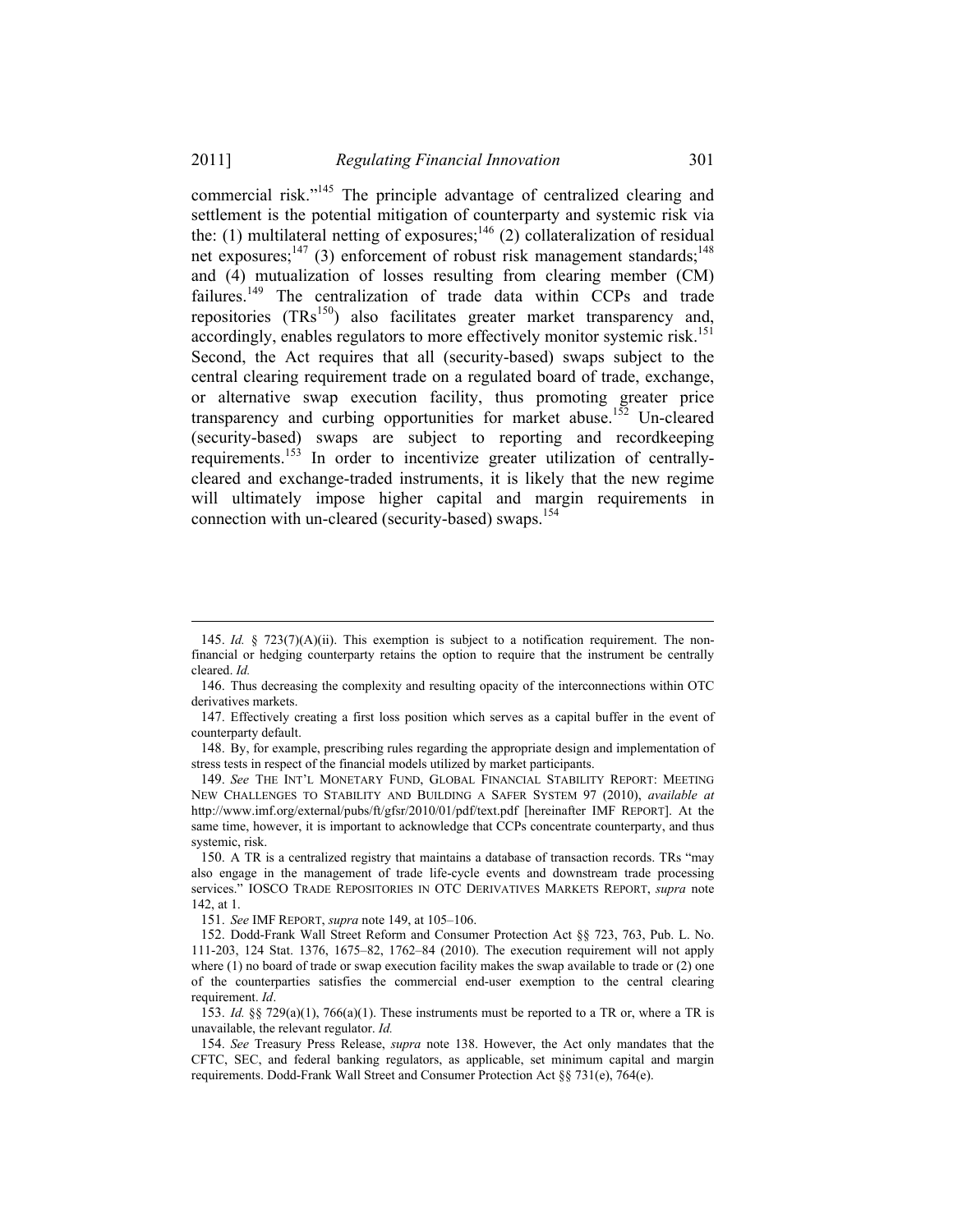commercial risk."[145] The principle advantage of centralized clearing and settlement is the potential mitigation of counterparty and systemic risk via the: (1) multilateral netting of exposures;[146] (2) collateralization of residual net exposures;[147] (3) enforcement of robust risk management standards;[148] and (4) mutualization of losses resulting from clearing member (CM) failures.[149] The centralization of trade data within CCPs and trade repositories (TRs[150]) also facilitates greater market transparency and, accordingly, enables regulators to more effectively monitor systemic risk.[151] Second, the Act requires that all (security-based) swaps subject to the central clearing requirement trade on a regulated board of trade, exchange, or alternative swap execution facility, thus promoting greater price transparency and curbing opportunities for market abuse.[152] Un-cleared (security-based) swaps are subject to reporting and recordkeeping requirements.[153] In order to incentivize greater utilization of centrally-cleared and exchange-traded instruments, it is likely that the new regime will ultimately impose higher capital and margin requirements in connection with un-cleared (security-based) swaps.[154]

---

145. *Id.* § 723(7)(A)(ii). This exemption is subject to a notification requirement. The non-financial or hedging counterparty retains the option to require that the instrument be centrally cleared. *Id.*

146. Thus decreasing the complexity and resulting opacity of the interconnections within OTC derivatives markets.

147. Effectively creating a first loss position which serves as a capital buffer in the event of counterparty default.

148. By, for example, prescribing rules regarding the appropriate design and implementation of stress tests in respect of the financial models utilized by market participants.

149. *See* THE INT'L MONETARY FUND, GLOBAL FINANCIAL STABILITY REPORT: MEETING NEW CHALLENGES TO STABILITY AND BUILDING A SAFER SYSTEM 97 (2010), *available at* http://www.imf.org/external/pubs/ft/gfsr/2010/01/pdf/text.pdf [hereinafter IMF REPORT]. At the same time, however, it is important to acknowledge that CCPs concentrate counterparty, and thus systemic, risk.

150. A TR is a centralized registry that maintains a database of transaction records. TRs "may also engage in the management of trade life-cycle events and downstream trade processing services." IOSCO TRADE REPOSITORIES IN OTC DERIVATIVES MARKETS REPORT, *supra* note 142, at 1.

151. *See* IMF REPORT, *supra* note 149, at 105–106.

152. Dodd-Frank Wall Street Reform and Consumer Protection Act §§ 723, 763, Pub. L. No. 111-203, 124 Stat. 1376, 1675–82, 1762–84 (2010). The execution requirement will not apply where (1) no board of trade or swap execution facility makes the swap available to trade or (2) one of the counterparties satisfies the commercial end-user exemption to the central clearing requirement. *Id*.

153. *Id.* §§ 729(a)(1), 766(a)(1). These instruments must be reported to a TR or, where a TR is unavailable, the relevant regulator. *Id.*

154. *See* Treasury Press Release, *supra* note 138. However, the Act only mandates that the CFTC, SEC, and federal banking regulators, as applicable, set minimum capital and margin requirements. Dodd-Frank Wall Street and Consumer Protection Act §§ 731(e), 764(e).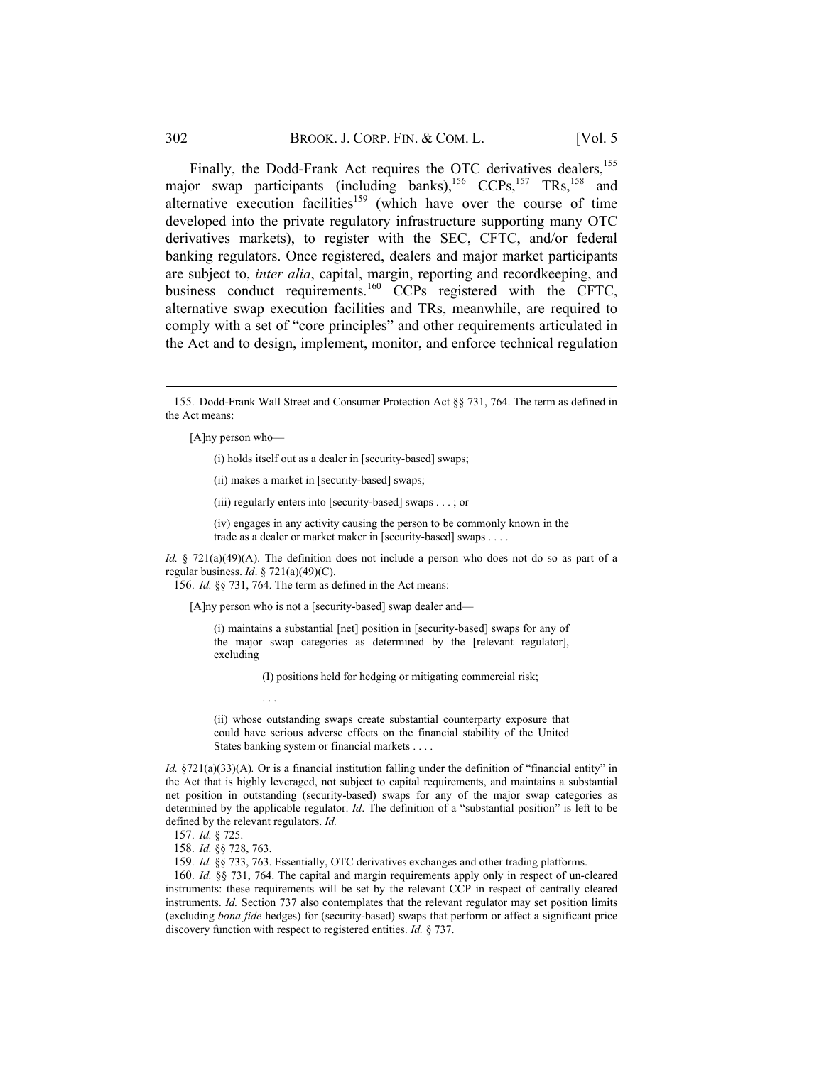Finally, the Dodd-Frank Act requires the OTC derivatives dealers,[155] major swap participants (including banks),[156] CCPs,[157] TRs,[158] and alternative execution facilities[159] (which have over the course of time developed into the private regulatory infrastructure supporting many OTC derivatives markets), to register with the SEC, CFTC, and/or federal banking regulators. Once registered, dealers and major market participants are subject to, *inter alia*, capital, margin, reporting and recordkeeping, and business conduct requirements.[160] CCPs registered with the CFTC, alternative swap execution facilities and TRs, meanwhile, are required to comply with a set of "core principles" and other requirements articulated in the Act and to design, implement, monitor, and enforce technical regulation

---

155. Dodd-Frank Wall Street and Consumer Protection Act §§ 731, 764. The term as defined in the Act means:

> [A]ny person who—
>
> > (i) holds itself out as a dealer in [security-based] swaps;
> >
> > (ii) makes a market in [security-based] swaps;
> >
> > (iii) regularly enters into [security-based] swaps . . . ; or
> >
> > (iv) engages in any activity causing the person to be commonly known in the trade as a dealer or market maker in [security-based] swaps . . . .

*Id.* § 721(a)(49)(A). The definition does not include a person who does not do so as part of a regular business. *Id*. § 721(a)(49)(C).

156. *Id.* §§ 731, 764. The term as defined in the Act means:

> [A]ny person who is not a [security-based] swap dealer and—
>
> > (i) maintains a substantial [net] position in [security-based] swaps for any of the major swap categories as determined by the [relevant regulator], excluding
> >
> > > (I) positions held for hedging or mitigating commercial risk;
> > >
> > > . . .
> >
> > (ii) whose outstanding swaps create substantial counterparty exposure that could have serious adverse effects on the financial stability of the United States banking system or financial markets . . . .

*Id.* §721(a)(33)(A)*.* Or is a financial institution falling under the definition of "financial entity" in the Act that is highly leveraged, not subject to capital requirements, and maintains a substantial net position in outstanding (security-based) swaps for any of the major swap categories as determined by the applicable regulator. *Id*. The definition of a "substantial position" is left to be defined by the relevant regulators. *Id.*

157. *Id.* § 725.

158. *Id.* §§ 728, 763.

159. *Id.* §§ 733, 763. Essentially, OTC derivatives exchanges and other trading platforms.

160. *Id.* §§ 731, 764. The capital and margin requirements apply only in respect of un-cleared instruments: these requirements will be set by the relevant CCP in respect of centrally cleared instruments. *Id.* Section 737 also contemplates that the relevant regulator may set position limits (excluding *bona fide* hedges) for (security-based) swaps that perform or affect a significant price discovery function with respect to registered entities. *Id.* § 737.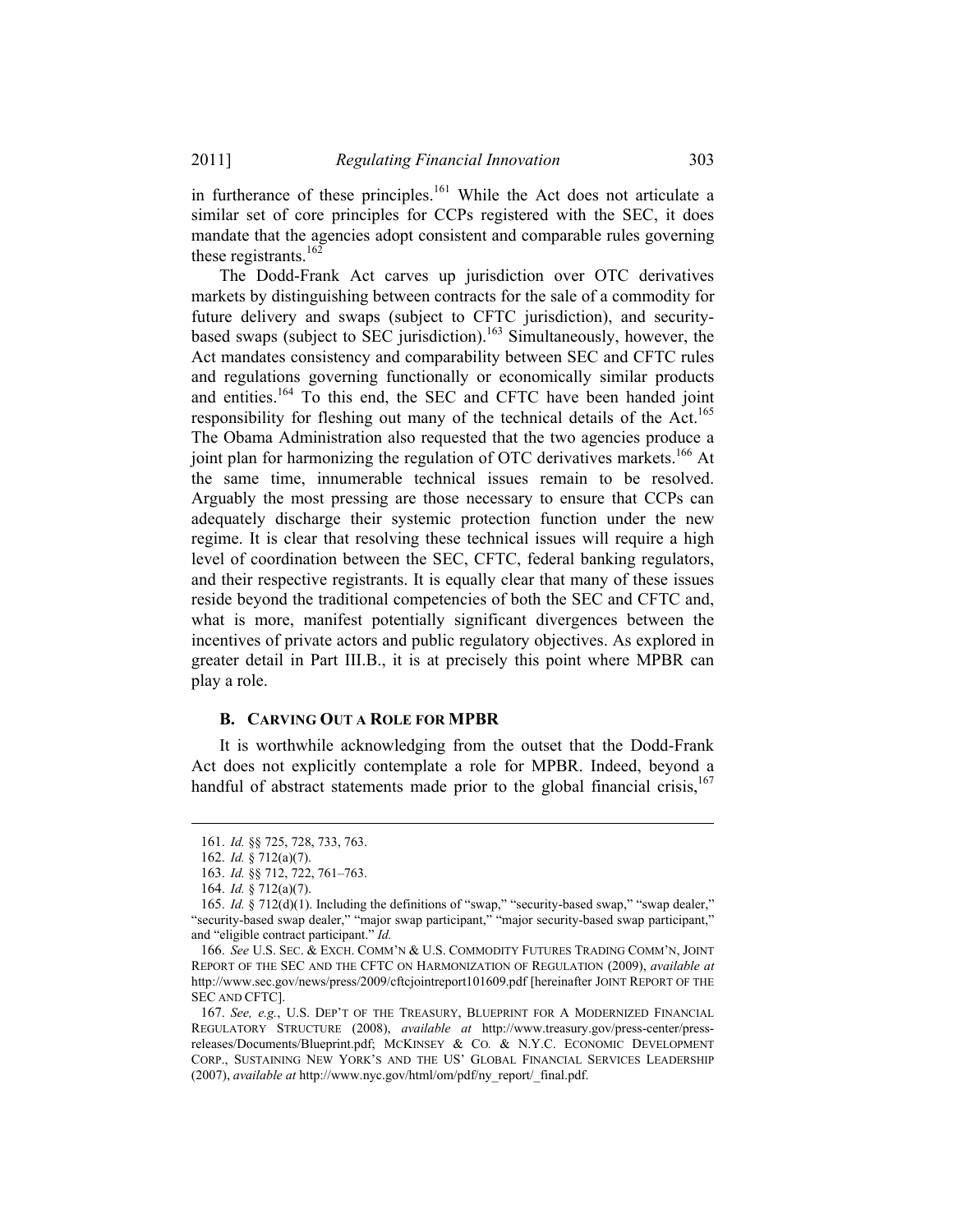in furtherance of these principles.[161] While the Act does not articulate a similar set of core principles for CCPs registered with the SEC, it does mandate that the agencies adopt consistent and comparable rules governing these registrants.[162]

The Dodd-Frank Act carves up jurisdiction over OTC derivatives markets by distinguishing between contracts for the sale of a commodity for future delivery and swaps (subject to CFTC jurisdiction), and security-based swaps (subject to SEC jurisdiction).[163] Simultaneously, however, the Act mandates consistency and comparability between SEC and CFTC rules and regulations governing functionally or economically similar products and entities.[164] To this end, the SEC and CFTC have been handed joint responsibility for fleshing out many of the technical details of the Act.[165] The Obama Administration also requested that the two agencies produce a joint plan for harmonizing the regulation of OTC derivatives markets.[166] At the same time, innumerable technical issues remain to be resolved. Arguably the most pressing are those necessary to ensure that CCPs can adequately discharge their systemic protection function under the new regime. It is clear that resolving these technical issues will require a high level of coordination between the SEC, CFTC, federal banking regulators, and their respective registrants. It is equally clear that many of these issues reside beyond the traditional competencies of both the SEC and CFTC and, what is more, manifest potentially significant divergences between the incentives of private actors and public regulatory objectives. As explored in greater detail in Part III.B., it is at precisely this point where MPBR can play a role.

### B. CARVING OUT A ROLE FOR MPBR

It is worthwhile acknowledging from the outset that the Dodd-Frank Act does not explicitly contemplate a role for MPBR. Indeed, beyond a handful of abstract statements made prior to the global financial crisis,[167]

---

161. *Id.* §§ 725, 728, 733, 763.

162. *Id.* § 712(a)(7).

163. *Id.* §§ 712, 722, 761–763.

164. *Id.* § 712(a)(7).

165. *Id.* § 712(d)(1). Including the definitions of "swap," "security-based swap," "swap dealer," "security-based swap dealer," "major swap participant," "major security-based swap participant," and "eligible contract participant." *Id.*

166. *See* U.S. SEC. & EXCH. COMM'N & U.S. COMMODITY FUTURES TRADING COMM'N, JOINT REPORT OF THE SEC AND THE CFTC ON HARMONIZATION OF REGULATION (2009), *available at* http://www.sec.gov/news/press/2009/cftcjointreport101609.pdf [hereinafter JOINT REPORT OF THE SEC AND CFTC].

167. *See, e.g.*, U.S. DEP'T OF THE TREASURY, BLUEPRINT FOR A MODERNIZED FINANCIAL REGULATORY STRUCTURE (2008), *available at* http://www.treasury.gov/press-center/press-releases/Documents/Blueprint.pdf; MCKINSEY & CO. & N.Y.C. ECONOMIC DEVELOPMENT CORP., SUSTAINING NEW YORK'S AND THE US' GLOBAL FINANCIAL SERVICES LEADERSHIP (2007), *available at* http://www.nyc.gov/html/om/pdf/ny_report/_final.pdf.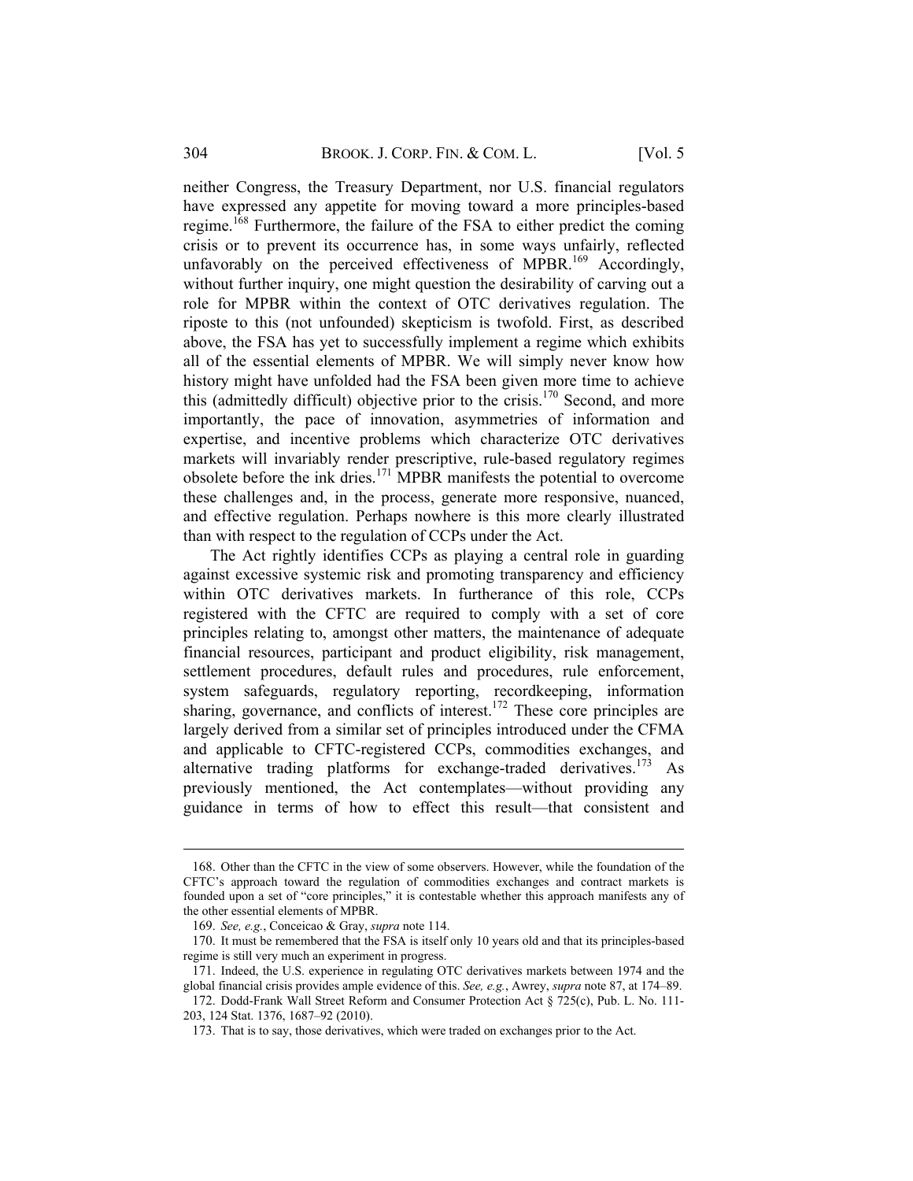neither Congress, the Treasury Department, nor U.S. financial regulators have expressed any appetite for moving toward a more principles-based regime.[168] Furthermore, the failure of the FSA to either predict the coming crisis or to prevent its occurrence has, in some ways unfairly, reflected unfavorably on the perceived effectiveness of MPBR.[169] Accordingly, without further inquiry, one might question the desirability of carving out a role for MPBR within the context of OTC derivatives regulation. The riposte to this (not unfounded) skepticism is twofold. First, as described above, the FSA has yet to successfully implement a regime which exhibits all of the essential elements of MPBR. We will simply never know how history might have unfolded had the FSA been given more time to achieve this (admittedly difficult) objective prior to the crisis.[170] Second, and more importantly, the pace of innovation, asymmetries of information and expertise, and incentive problems which characterize OTC derivatives markets will invariably render prescriptive, rule-based regulatory regimes obsolete before the ink dries.[171] MPBR manifests the potential to overcome these challenges and, in the process, generate more responsive, nuanced, and effective regulation. Perhaps nowhere is this more clearly illustrated than with respect to the regulation of CCPs under the Act.

The Act rightly identifies CCPs as playing a central role in guarding against excessive systemic risk and promoting transparency and efficiency within OTC derivatives markets. In furtherance of this role, CCPs registered with the CFTC are required to comply with a set of core principles relating to, amongst other matters, the maintenance of adequate financial resources, participant and product eligibility, risk management, settlement procedures, default rules and procedures, rule enforcement, system safeguards, regulatory reporting, recordkeeping, information sharing, governance, and conflicts of interest.[172] These core principles are largely derived from a similar set of principles introduced under the CFMA and applicable to CFTC-registered CCPs, commodities exchanges, and alternative trading platforms for exchange-traded derivatives.[173] As previously mentioned, the Act contemplates—without providing any guidance in terms of how to effect this result—that consistent and

---

168. Other than the CFTC in the view of some observers. However, while the foundation of the CFTC's approach toward the regulation of commodities exchanges and contract markets is founded upon a set of "core principles," it is contestable whether this approach manifests any of the other essential elements of MPBR.

169. *See, e.g.*, Conceicao & Gray, *supra* note 114.

170. It must be remembered that the FSA is itself only 10 years old and that its principles-based regime is still very much an experiment in progress.

171. Indeed, the U.S. experience in regulating OTC derivatives markets between 1974 and the global financial crisis provides ample evidence of this. *See, e.g.*, Awrey, *supra* note 87, at 174–89.

172. Dodd-Frank Wall Street Reform and Consumer Protection Act § 725(c), Pub. L. No. 111-203, 124 Stat. 1376, 1687–92 (2010).

173. That is to say, those derivatives, which were traded on exchanges prior to the Act.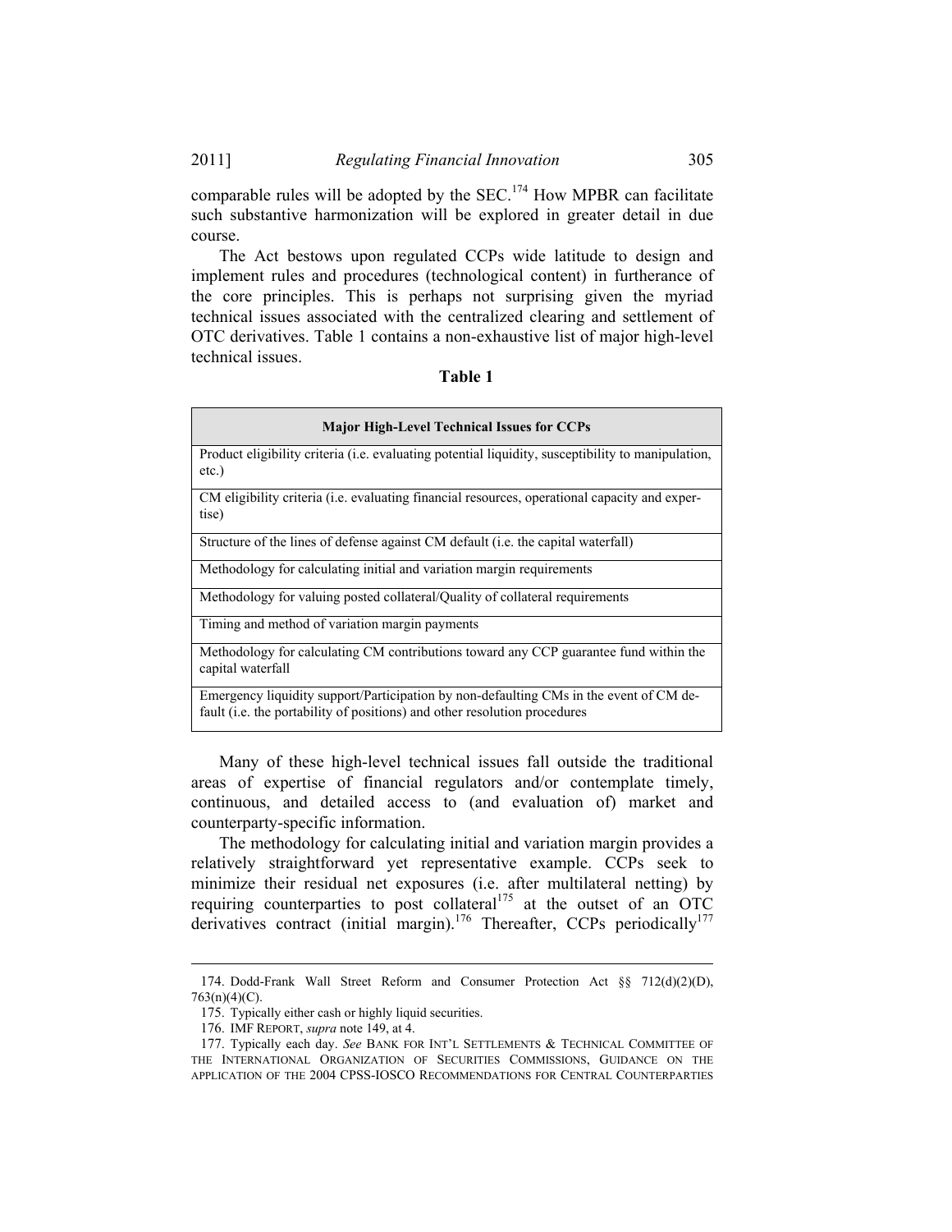comparable rules will be adopted by the SEC.[174] How MPBR can facilitate such substantive harmonization will be explored in greater detail in due course.

The Act bestows upon regulated CCPs wide latitude to design and implement rules and procedures (technological content) in furtherance of the core principles. This is perhaps not surprising given the myriad technical issues associated with the centralized clearing and settlement of OTC derivatives. Table 1 contains a non-exhaustive list of major high-level technical issues.

**Table 1**

| **Major High-Level Technical Issues for CCPs** |
|---|
| Product eligibility criteria (i.e. evaluating potential liquidity, susceptibility to manipulation, etc.) |
| CM eligibility criteria (i.e. evaluating financial resources, operational capacity and expertise) |
| Structure of the lines of defense against CM default (i.e. the capital waterfall) |
| Methodology for calculating initial and variation margin requirements |
| Methodology for valuing posted collateral/Quality of collateral requirements |
| Timing and method of variation margin payments |
| Methodology for calculating CM contributions toward any CCP guarantee fund within the capital waterfall |
| Emergency liquidity support/Participation by non-defaulting CMs in the event of CM default (i.e. the portability of positions) and other resolution procedures |

Many of these high-level technical issues fall outside the traditional areas of expertise of financial regulators and/or contemplate timely, continuous, and detailed access to (and evaluation of) market and counterparty-specific information.

The methodology for calculating initial and variation margin provides a relatively straightforward yet representative example. CCPs seek to minimize their residual net exposures (i.e. after multilateral netting) by requiring counterparties to post collateral[175] at the outset of an OTC derivatives contract (initial margin).[176] Thereafter, CCPs periodically[177]

---

174. Dodd-Frank Wall Street Reform and Consumer Protection Act §§ 712(d)(2)(D), 763(n)(4)(C).

175. Typically either cash or highly liquid securities.

176. IMF REPORT, *supra* note 149, at 4.

177. Typically each day. *See* BANK FOR INT'L SETTLEMENTS & TECHNICAL COMMITTEE OF THE INTERNATIONAL ORGANIZATION OF SECURITIES COMMISSIONS, GUIDANCE ON THE APPLICATION OF THE 2004 CPSS-IOSCO RECOMMENDATIONS FOR CENTRAL COUNTERPARTIES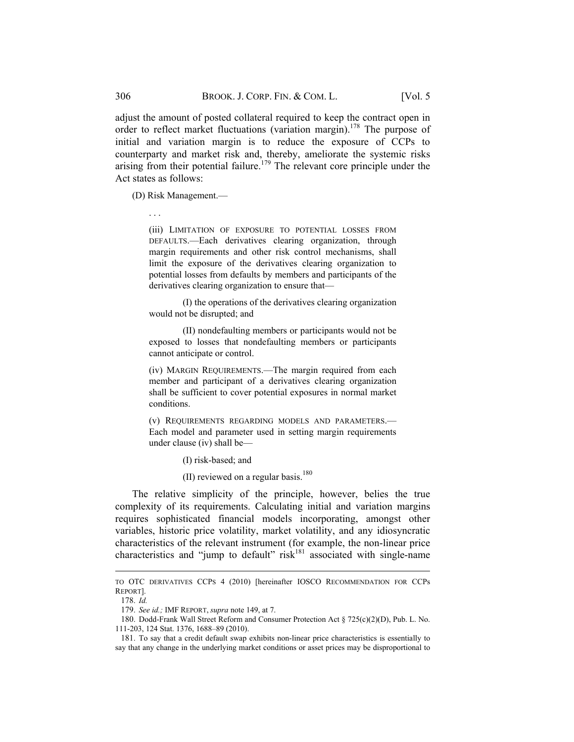adjust the amount of posted collateral required to keep the contract open in order to reflect market fluctuations (variation margin).[178] The purpose of initial and variation margin is to reduce the exposure of CCPs to counterparty and market risk and, thereby, ameliorate the systemic risks arising from their potential failure.[179] The relevant core principle under the Act states as follows:

> (D) Risk Management.—
>
> . . .
>
> (iii) LIMITATION OF EXPOSURE TO POTENTIAL LOSSES FROM DEFAULTS.—Each derivatives clearing organization, through margin requirements and other risk control mechanisms, shall limit the exposure of the derivatives clearing organization to potential losses from defaults by members and participants of the derivatives clearing organization to ensure that—
>
> (I) the operations of the derivatives clearing organization would not be disrupted; and
>
> (II) nondefaulting members or participants would not be exposed to losses that nondefaulting members or participants cannot anticipate or control.
>
> (iv) MARGIN REQUIREMENTS.—The margin required from each member and participant of a derivatives clearing organization shall be sufficient to cover potential exposures in normal market conditions.
>
> (v) REQUIREMENTS REGARDING MODELS AND PARAMETERS.—Each model and parameter used in setting margin requirements under clause (iv) shall be—
>
> (I) risk-based; and
>
> (II) reviewed on a regular basis.[180]

The relative simplicity of the principle, however, belies the true complexity of its requirements. Calculating initial and variation margins requires sophisticated financial models incorporating, amongst other variables, historic price volatility, market volatility, and any idiosyncratic characteristics of the relevant instrument (for example, the non-linear price characteristics and "jump to default" risk[181] associated with single-name

---

TO OTC DERIVATIVES CCPS 4 (2010) [hereinafter IOSCO RECOMMENDATION FOR CCPS REPORT].

178. *Id.*

179. *See id.;* IMF REPORT, *supra* note 149, at 7.

180. Dodd-Frank Wall Street Reform and Consumer Protection Act § 725(c)(2)(D), Pub. L. No. 111-203, 124 Stat. 1376, 1688–89 (2010).

181. To say that a credit default swap exhibits non-linear price characteristics is essentially to say that any change in the underlying market conditions or asset prices may be disproportional to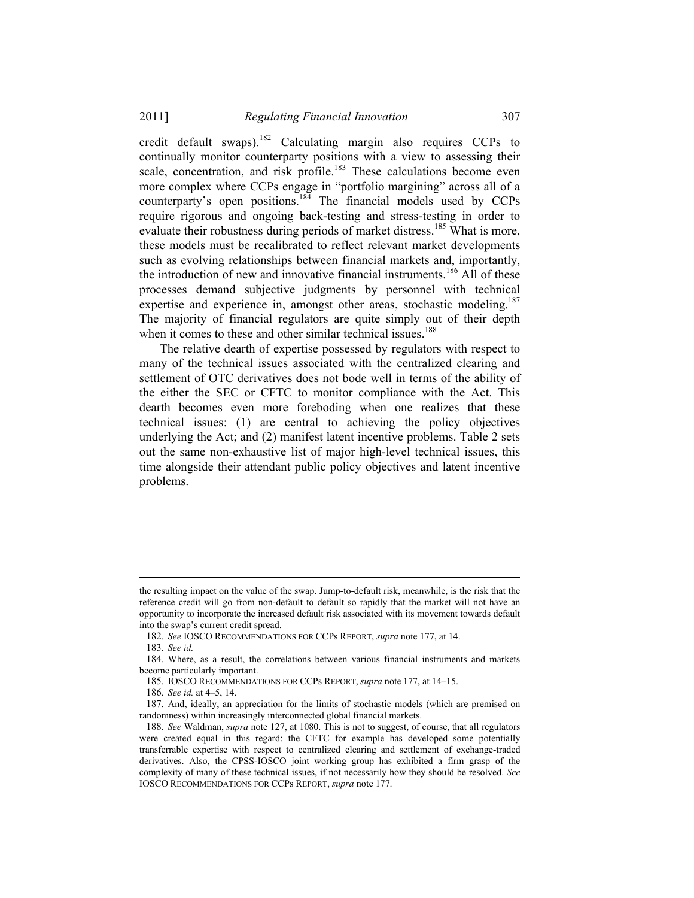credit default swaps).[182] Calculating margin also requires CCPs to continually monitor counterparty positions with a view to assessing their scale, concentration, and risk profile.[183] These calculations become even more complex where CCPs engage in "portfolio margining" across all of a counterparty's open positions.[184] The financial models used by CCPs require rigorous and ongoing back-testing and stress-testing in order to evaluate their robustness during periods of market distress.[185] What is more, these models must be recalibrated to reflect relevant market developments such as evolving relationships between financial markets and, importantly, the introduction of new and innovative financial instruments.[186] All of these processes demand subjective judgments by personnel with technical expertise and experience in, amongst other areas, stochastic modeling.[187] The majority of financial regulators are quite simply out of their depth when it comes to these and other similar technical issues.[188]

The relative dearth of expertise possessed by regulators with respect to many of the technical issues associated with the centralized clearing and settlement of OTC derivatives does not bode well in terms of the ability of the either the SEC or CFTC to monitor compliance with the Act. This dearth becomes even more foreboding when one realizes that these technical issues: (1) are central to achieving the policy objectives underlying the Act; and (2) manifest latent incentive problems. Table 2 sets out the same non-exhaustive list of major high-level technical issues, this time alongside their attendant public policy objectives and latent incentive problems.

---

the resulting impact on the value of the swap. Jump-to-default risk, meanwhile, is the risk that the reference credit will go from non-default to default so rapidly that the market will not have an opportunity to incorporate the increased default risk associated with its movement towards default into the swap's current credit spread.

182. *See* IOSCO RECOMMENDATIONS FOR CCPS REPORT, *supra* note 177, at 14.

183. *See id.*

184. Where, as a result, the correlations between various financial instruments and markets become particularly important.

185. IOSCO RECOMMENDATIONS FOR CCPS REPORT, *supra* note 177, at 14–15.

186. *See id.* at 4–5, 14.

187. And, ideally, an appreciation for the limits of stochastic models (which are premised on randomness) within increasingly interconnected global financial markets.

188. *See* Waldman, *supra* note 127, at 1080. This is not to suggest, of course, that all regulators were created equal in this regard: the CFTC for example has developed some potentially transferrable expertise with respect to centralized clearing and settlement of exchange-traded derivatives. Also, the CPSS-IOSCO joint working group has exhibited a firm grasp of the complexity of many of these technical issues, if not necessarily how they should be resolved. *See* IOSCO RECOMMENDATIONS FOR CCPS REPORT, *supra* note 177.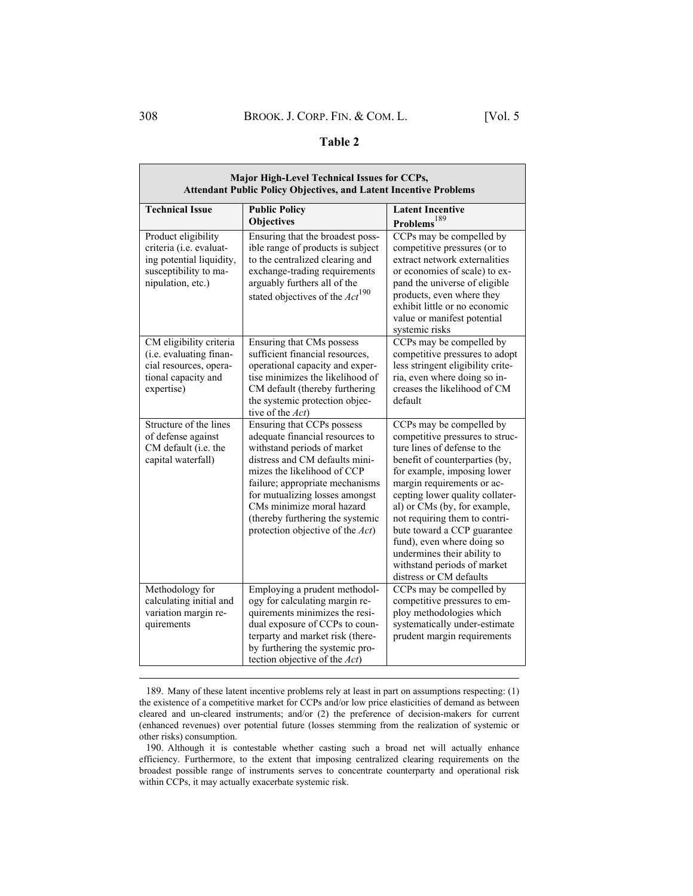**Table 2**

| **Major High-Level Technical Issues for CCPs, Attendant Public Policy Objectives, and Latent Incentive Problems** | | |
|---|---|---|
| **Technical Issue** | **Public Policy Objectives** | **Latent Incentive Problems**[189] |
| Product eligibility criteria (i.e. evaluating potential liquidity, susceptibility to manipulation, etc.) | Ensuring that the broadest possible range of products is subject to the centralized clearing and exchange-trading requirements arguably furthers all of the stated objectives of the *Act*[190] | CCPs may be compelled by competitive pressures (or to extract network externalities or economies of scale) to expand the universe of eligible products, even where they exhibit little or no economic value or manifest potential systemic risks |
| CM eligibility criteria (i.e. evaluating financial resources, operational capacity and expertise) | Ensuring that CMs possess sufficient financial resources, operational capacity and expertise minimizes the likelihood of CM default (thereby furthering the systemic protection objective of the *Act*) | CCPs may be compelled by competitive pressures to adopt less stringent eligibility criteria, even where doing so increases the likelihood of CM default |
| Structure of the lines of defense against CM default (i.e. the capital waterfall) | Ensuring that CCPs possess adequate financial resources to withstand periods of market distress and CM defaults minimizes the likelihood of CCP failure; appropriate mechanisms for mutualizing losses amongst CMs minimize moral hazard (thereby furthering the systemic protection objective of the *Act*) | CCPs may be compelled by competitive pressures to structure lines of defense to the benefit of counterparties (by, for example, imposing lower margin requirements or accepting lower quality collateral) or CMs (by, for example, not requiring them to contribute toward a CCP guarantee fund), even where doing so undermines their ability to withstand periods of market distress or CM defaults |
| Methodology for calculating initial and variation margin requirements | Employing a prudent methodology for calculating margin requirements minimizes the residual exposure of CCPs to counterparty and market risk (thereby furthering the systemic protection objective of the *Act*) | CCPs may be compelled by competitive pressures to employ methodologies which systematically under-estimate prudent margin requirements |

189. Many of these latent incentive problems rely at least in part on assumptions respecting: (1) the existence of a competitive market for CCPs and/or low price elasticities of demand as between cleared and un-cleared instruments; and/or (2) the preference of decision-makers for current (enhanced revenues) over potential future (losses stemming from the realization of systemic or other risks) consumption.

190. Although it is contestable whether casting such a broad net will actually enhance efficiency. Furthermore, to the extent that imposing centralized clearing requirements on the broadest possible range of instruments serves to concentrate counterparty and operational risk within CCPs, it may actually exacerbate systemic risk.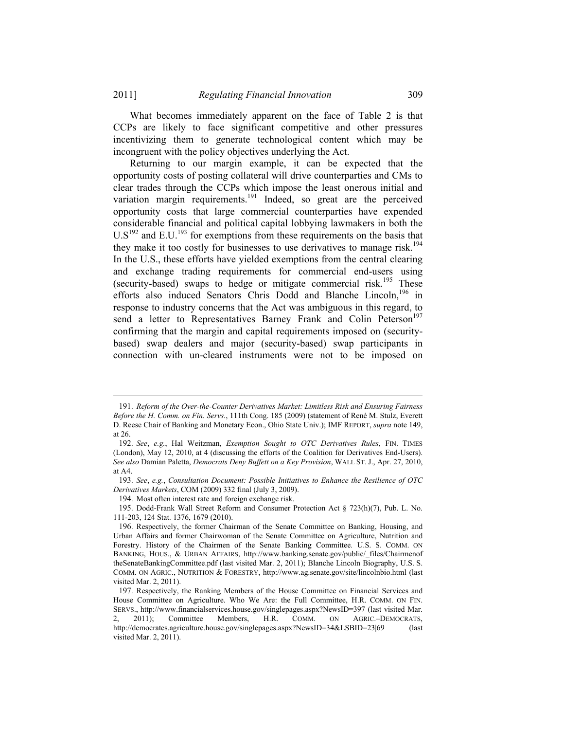What becomes immediately apparent on the face of Table 2 is that CCPs are likely to face significant competitive and other pressures incentivizing them to generate technological content which may be incongruent with the policy objectives underlying the Act.

Returning to our margin example, it can be expected that the opportunity costs of posting collateral will drive counterparties and CMs to clear trades through the CCPs which impose the least onerous initial and variation margin requirements.[191] Indeed, so great are the perceived opportunity costs that large commercial counterparties have expended considerable financial and political capital lobbying lawmakers in both the U.S[192] and E.U.[193] for exemptions from these requirements on the basis that they make it too costly for businesses to use derivatives to manage risk.[194] In the U.S., these efforts have yielded exemptions from the central clearing and exchange trading requirements for commercial end-users using (security-based) swaps to hedge or mitigate commercial risk.[195] These efforts also induced Senators Chris Dodd and Blanche Lincoln,[196] in response to industry concerns that the Act was ambiguous in this regard, to send a letter to Representatives Barney Frank and Colin Peterson[197] confirming that the margin and capital requirements imposed on (security-based) swap dealers and major (security-based) swap participants in connection with un-cleared instruments were not to be imposed on

---

191. *Reform of the Over-the-Counter Derivatives Market: Limitless Risk and Ensuring Fairness Before the H. Comm. on Fin. Servs.*, 111th Cong. 185 (2009) (statement of René M. Stulz, Everett D. Reese Chair of Banking and Monetary Econ., Ohio State Univ.); IMF REPORT, *supra* note 149, at 26.

192. *See*, *e.g.*, Hal Weitzman, *Exemption Sought to OTC Derivatives Rules*, FIN. TIMES (London), May 12, 2010, at 4 (discussing the efforts of the Coalition for Derivatives End-Users). *See also* Damian Paletta, *Democrats Deny Buffett on a Key Provision*, WALL ST. J., Apr. 27, 2010, at A4.

193. *See*, *e.g.*, *Consultation Document: Possible Initiatives to Enhance the Resilience of OTC Derivatives Markets*, COM (2009) 332 final (July 3, 2009).

194. Most often interest rate and foreign exchange risk.

195. Dodd-Frank Wall Street Reform and Consumer Protection Act § 723(h)(7), Pub. L. No. 111-203, 124 Stat. 1376, 1679 (2010).

196. Respectively, the former Chairman of the Senate Committee on Banking, Housing, and Urban Affairs and former Chairwoman of the Senate Committee on Agriculture, Nutrition and Forestry. History of the Chairmen of the Senate Banking Committee*.* U.S. S. COMM. ON BANKING, HOUS., & URBAN AFFAIRS, http://www.banking.senate.gov/public/_files/Chairmenof theSenateBankingCommittee.pdf (last visited Mar. 2, 2011); Blanche Lincoln Biography, U.S. S. COMM. ON AGRIC., NUTRITION & FORESTRY, http://www.ag.senate.gov/site/lincolnbio.html (last visited Mar. 2, 2011).

197. Respectively, the Ranking Members of the House Committee on Financial Services and House Committee on Agriculture. Who We Are: the Full Committee, H.R. COMM. ON FIN. SERVS., http://www.financialservices.house.gov/singlepages.aspx?NewsID=397 (last visited Mar. 2, 2011); Committee Members, H.R. COMM. ON AGRIC.–DEMOCRATS, http://democrats.agriculture.house.gov/singlepages.aspx?NewsID=34&LSBID=23|69 (last visited Mar. 2, 2011).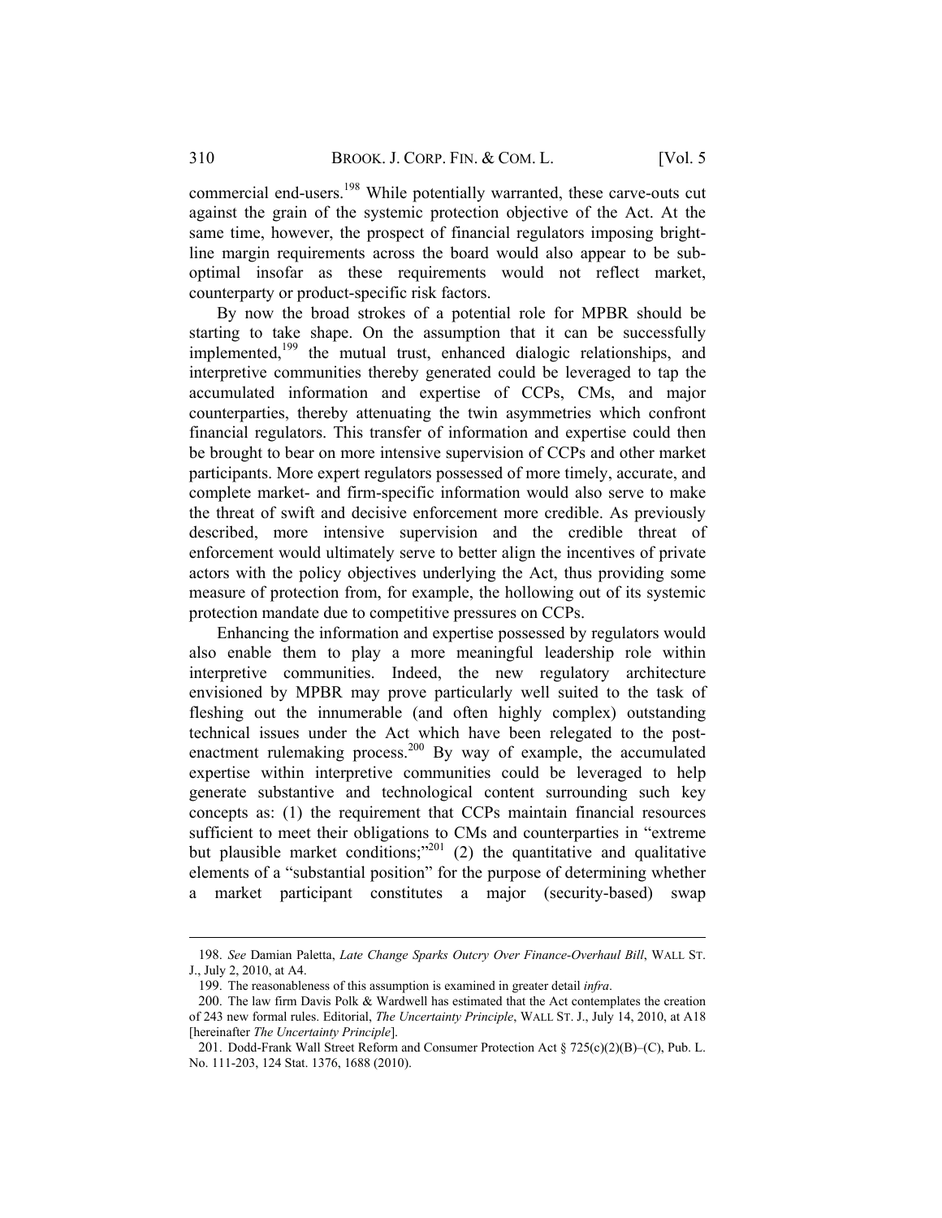commercial end-users.[198] While potentially warranted, these carve-outs cut against the grain of the systemic protection objective of the Act. At the same time, however, the prospect of financial regulators imposing bright-line margin requirements across the board would also appear to be sub-optimal insofar as these requirements would not reflect market, counterparty or product-specific risk factors.

By now the broad strokes of a potential role for MPBR should be starting to take shape. On the assumption that it can be successfully implemented,[199] the mutual trust, enhanced dialogic relationships, and interpretive communities thereby generated could be leveraged to tap the accumulated information and expertise of CCPs, CMs, and major counterparties, thereby attenuating the twin asymmetries which confront financial regulators. This transfer of information and expertise could then be brought to bear on more intensive supervision of CCPs and other market participants. More expert regulators possessed of more timely, accurate, and complete market- and firm-specific information would also serve to make the threat of swift and decisive enforcement more credible. As previously described, more intensive supervision and the credible threat of enforcement would ultimately serve to better align the incentives of private actors with the policy objectives underlying the Act, thus providing some measure of protection from, for example, the hollowing out of its systemic protection mandate due to competitive pressures on CCPs.

Enhancing the information and expertise possessed by regulators would also enable them to play a more meaningful leadership role within interpretive communities. Indeed, the new regulatory architecture envisioned by MPBR may prove particularly well suited to the task of fleshing out the innumerable (and often highly complex) outstanding technical issues under the Act which have been relegated to the post-enactment rulemaking process.[200] By way of example, the accumulated expertise within interpretive communities could be leveraged to help generate substantive and technological content surrounding such key concepts as: (1) the requirement that CCPs maintain financial resources sufficient to meet their obligations to CMs and counterparties in "extreme but plausible market conditions;"[201] (2) the quantitative and qualitative elements of a "substantial position" for the purpose of determining whether a market participant constitutes a major (security-based) swap

---

198. *See* Damian Paletta, *Late Change Sparks Outcry Over Finance-Overhaul Bill*, WALL ST. J., July 2, 2010, at A4.

199. The reasonableness of this assumption is examined in greater detail *infra*.

200. The law firm Davis Polk & Wardwell has estimated that the Act contemplates the creation of 243 new formal rules. Editorial, *The Uncertainty Principle*, WALL ST. J., July 14, 2010, at A18 [hereinafter *The Uncertainty Principle*].

201. Dodd-Frank Wall Street Reform and Consumer Protection Act § 725(c)(2)(B)–(C), Pub. L. No. 111-203, 124 Stat. 1376, 1688 (2010).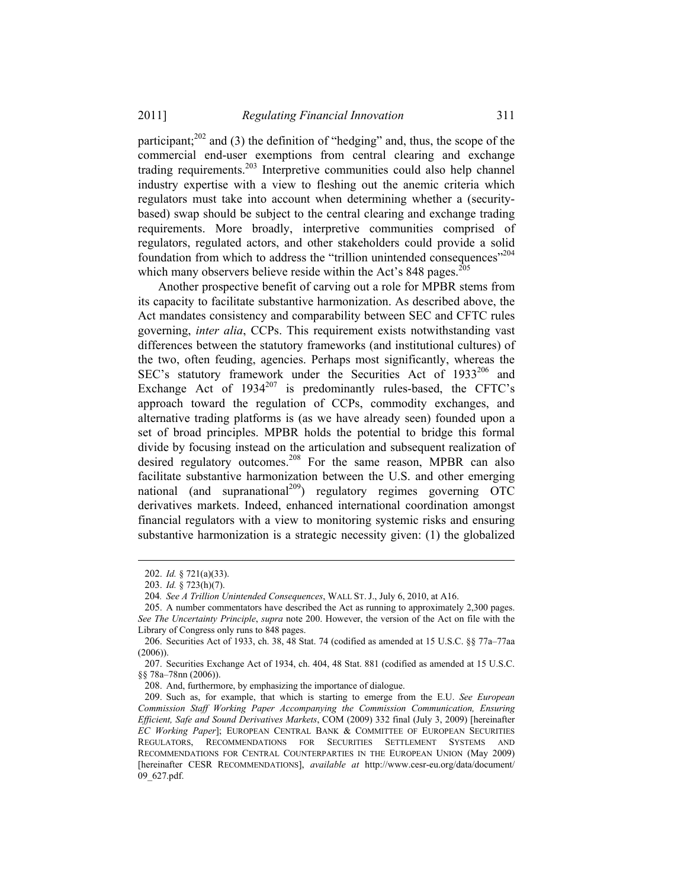participant;[202] and (3) the definition of "hedging" and, thus, the scope of the commercial end-user exemptions from central clearing and exchange trading requirements.[203] Interpretive communities could also help channel industry expertise with a view to fleshing out the anemic criteria which regulators must take into account when determining whether a (security-based) swap should be subject to the central clearing and exchange trading requirements. More broadly, interpretive communities comprised of regulators, regulated actors, and other stakeholders could provide a solid foundation from which to address the "trillion unintended consequences"[204] which many observers believe reside within the Act's 848 pages.[205]

Another prospective benefit of carving out a role for MPBR stems from its capacity to facilitate substantive harmonization. As described above, the Act mandates consistency and comparability between SEC and CFTC rules governing, *inter alia*, CCPs. This requirement exists notwithstanding vast differences between the statutory frameworks (and institutional cultures) of the two, often feuding, agencies. Perhaps most significantly, whereas the SEC's statutory framework under the Securities Act of 1933[206] and Exchange Act of 1934[207] is predominantly rules-based, the CFTC's approach toward the regulation of CCPs, commodity exchanges, and alternative trading platforms is (as we have already seen) founded upon a set of broad principles. MPBR holds the potential to bridge this formal divide by focusing instead on the articulation and subsequent realization of desired regulatory outcomes.[208] For the same reason, MPBR can also facilitate substantive harmonization between the U.S. and other emerging national (and supranational[209]) regulatory regimes governing OTC derivatives markets. Indeed, enhanced international coordination amongst financial regulators with a view to monitoring systemic risks and ensuring substantive harmonization is a strategic necessity given: (1) the globalized

---

202. *Id.* § 721(a)(33).

203. *Id.* § 723(h)(7).

204. *See A Trillion Unintended Consequences*, WALL ST. J., July 6, 2010, at A16.

205. A number commentators have described the Act as running to approximately 2,300 pages. *See The Uncertainty Principle*, *supra* note 200. However, the version of the Act on file with the Library of Congress only runs to 848 pages.

206. Securities Act of 1933, ch. 38, 48 Stat. 74 (codified as amended at 15 U.S.C. §§ 77a–77aa (2006)).

207. Securities Exchange Act of 1934, ch. 404, 48 Stat. 881 (codified as amended at 15 U.S.C. §§ 78a–78nn (2006)).

208. And, furthermore, by emphasizing the importance of dialogue.

209. Such as, for example, that which is starting to emerge from the E.U. *See European Commission Staff Working Paper Accompanying the Commission Communication, Ensuring Efficient, Safe and Sound Derivatives Markets*, COM (2009) 332 final (July 3, 2009) [hereinafter *EC Working Paper*]; EUROPEAN CENTRAL BANK & COMMITTEE OF EUROPEAN SECURITIES REGULATORS, RECOMMENDATIONS FOR SECURITIES SETTLEMENT SYSTEMS AND RECOMMENDATIONS FOR CENTRAL COUNTERPARTIES IN THE EUROPEAN UNION (May 2009) [hereinafter CESR RECOMMENDATIONS], *available at* http://www.cesr-eu.org/data/document/09_627.pdf.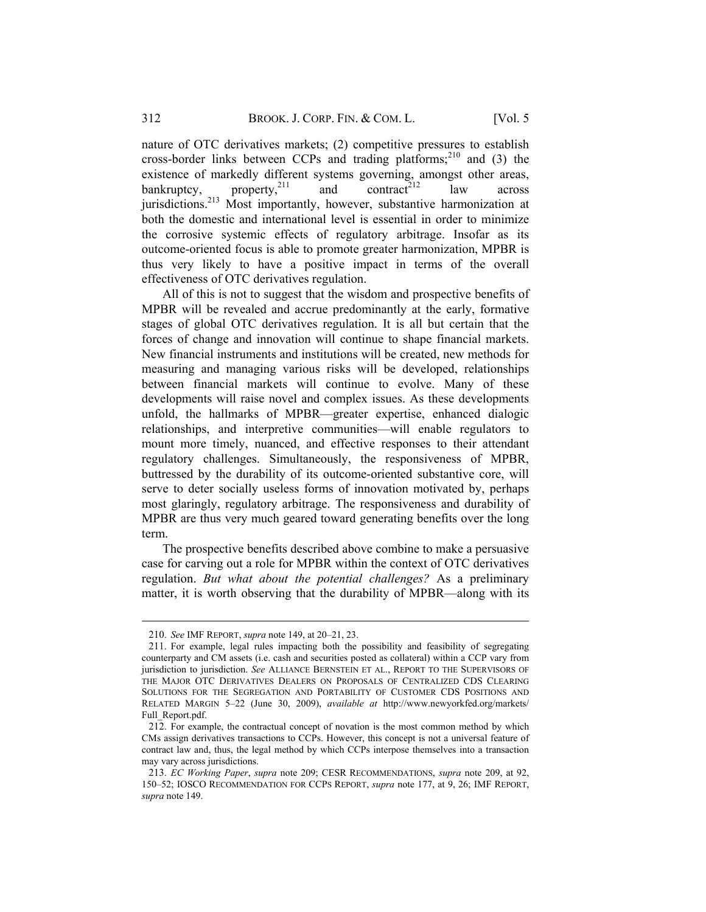nature of OTC derivatives markets; (2) competitive pressures to establish cross-border links between CCPs and trading platforms;[210] and (3) the existence of markedly different systems governing, amongst other areas, bankruptcy, property,[211] and contract[212] law across jurisdictions.[213] Most importantly, however, substantive harmonization at both the domestic and international level is essential in order to minimize the corrosive systemic effects of regulatory arbitrage. Insofar as its outcome-oriented focus is able to promote greater harmonization, MPBR is thus very likely to have a positive impact in terms of the overall effectiveness of OTC derivatives regulation.

All of this is not to suggest that the wisdom and prospective benefits of MPBR will be revealed and accrue predominantly at the early, formative stages of global OTC derivatives regulation. It is all but certain that the forces of change and innovation will continue to shape financial markets. New financial instruments and institutions will be created, new methods for measuring and managing various risks will be developed, relationships between financial markets will continue to evolve. Many of these developments will raise novel and complex issues. As these developments unfold, the hallmarks of MPBR—greater expertise, enhanced dialogic relationships, and interpretive communities—will enable regulators to mount more timely, nuanced, and effective responses to their attendant regulatory challenges. Simultaneously, the responsiveness of MPBR, buttressed by the durability of its outcome-oriented substantive core, will serve to deter socially useless forms of innovation motivated by, perhaps most glaringly, regulatory arbitrage. The responsiveness and durability of MPBR are thus very much geared toward generating benefits over the long term.

The prospective benefits described above combine to make a persuasive case for carving out a role for MPBR within the context of OTC derivatives regulation. *But what about the potential challenges?* As a preliminary matter, it is worth observing that the durability of MPBR—along with its

---

210. *See* IMF REPORT, *supra* note 149, at 20–21, 23.

211. For example, legal rules impacting both the possibility and feasibility of segregating counterparty and CM assets (i.e. cash and securities posted as collateral) within a CCP vary from jurisdiction to jurisdiction. *See* ALLIANCE BERNSTEIN ET AL., REPORT TO THE SUPERVISORS OF THE MAJOR OTC DERIVATIVES DEALERS ON PROPOSALS OF CENTRALIZED CDS CLEARING SOLUTIONS FOR THE SEGREGATION AND PORTABILITY OF CUSTOMER CDS POSITIONS AND RELATED MARGIN 5–22 (June 30, 2009), *available at* http://www.newyorkfed.org/markets/Full_Report.pdf.

212. For example, the contractual concept of novation is the most common method by which CMs assign derivatives transactions to CCPs. However, this concept is not a universal feature of contract law and, thus, the legal method by which CCPs interpose themselves into a transaction may vary across jurisdictions.

213. *EC Working Paper*, *supra* note 209; CESR RECOMMENDATIONS, *supra* note 209, at 92, 150–52; IOSCO RECOMMENDATION FOR CCPS REPORT, *supra* note 177, at 9, 26; IMF REPORT, *supra* note 149.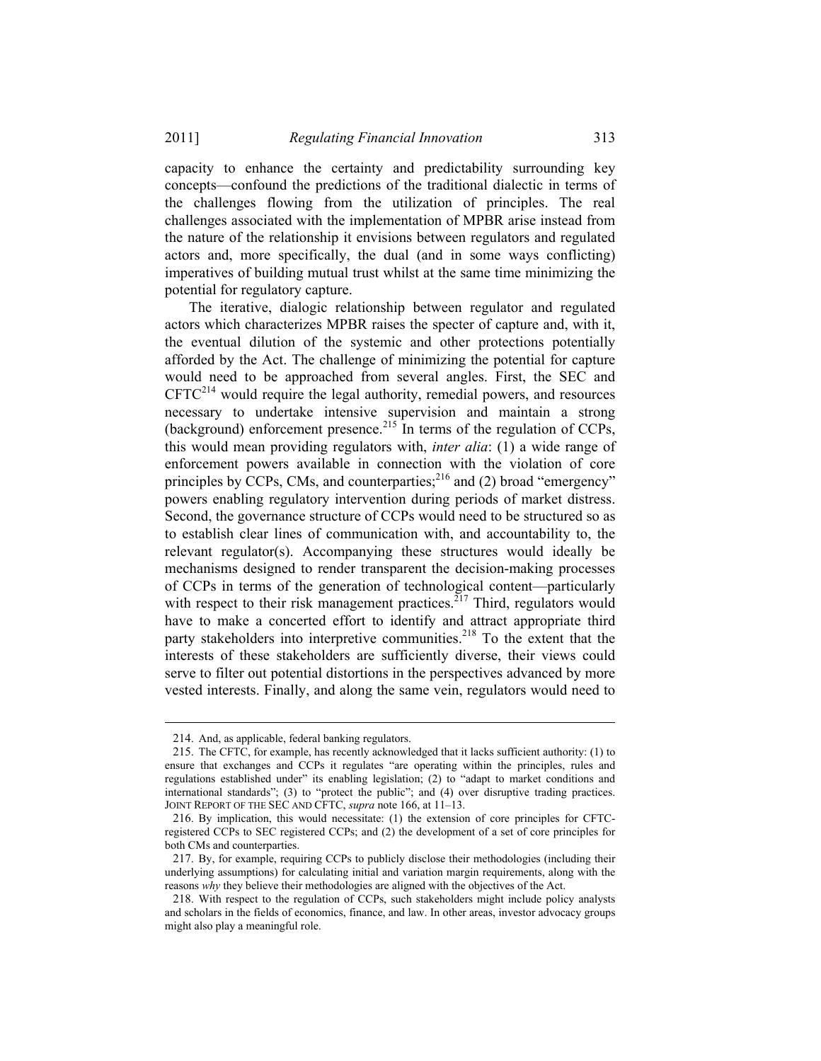capacity to enhance the certainty and predictability surrounding key concepts—confound the predictions of the traditional dialectic in terms of the challenges flowing from the utilization of principles. The real challenges associated with the implementation of MPBR arise instead from the nature of the relationship it envisions between regulators and regulated actors and, more specifically, the dual (and in some ways conflicting) imperatives of building mutual trust whilst at the same time minimizing the potential for regulatory capture.

The iterative, dialogic relationship between regulator and regulated actors which characterizes MPBR raises the specter of capture and, with it, the eventual dilution of the systemic and other protections potentially afforded by the Act. The challenge of minimizing the potential for capture would need to be approached from several angles. First, the SEC and CFTC[214] would require the legal authority, remedial powers, and resources necessary to undertake intensive supervision and maintain a strong (background) enforcement presence.[215] In terms of the regulation of CCPs, this would mean providing regulators with, *inter alia*: (1) a wide range of enforcement powers available in connection with the violation of core principles by CCPs, CMs, and counterparties;[216] and (2) broad "emergency" powers enabling regulatory intervention during periods of market distress. Second, the governance structure of CCPs would need to be structured so as to establish clear lines of communication with, and accountability to, the relevant regulator(s). Accompanying these structures would ideally be mechanisms designed to render transparent the decision-making processes of CCPs in terms of the generation of technological content—particularly with respect to their risk management practices.[217] Third, regulators would have to make a concerted effort to identify and attract appropriate third party stakeholders into interpretive communities.[218] To the extent that the interests of these stakeholders are sufficiently diverse, their views could serve to filter out potential distortions in the perspectives advanced by more vested interests. Finally, and along the same vein, regulators would need to

---

214. And, as applicable, federal banking regulators.

215. The CFTC, for example, has recently acknowledged that it lacks sufficient authority: (1) to ensure that exchanges and CCPs it regulates "are operating within the principles, rules and regulations established under" its enabling legislation; (2) to "adapt to market conditions and international standards"; (3) to "protect the public"; and (4) over disruptive trading practices. JOINT REPORT OF THE SEC AND CFTC, *supra* note 166, at 11–13.

216. By implication, this would necessitate: (1) the extension of core principles for CFTC-registered CCPs to SEC registered CCPs; and (2) the development of a set of core principles for both CMs and counterparties.

217. By, for example, requiring CCPs to publicly disclose their methodologies (including their underlying assumptions) for calculating initial and variation margin requirements, along with the reasons *why* they believe their methodologies are aligned with the objectives of the Act.

218. With respect to the regulation of CCPs, such stakeholders might include policy analysts and scholars in the fields of economics, finance, and law. In other areas, investor advocacy groups might also play a meaningful role.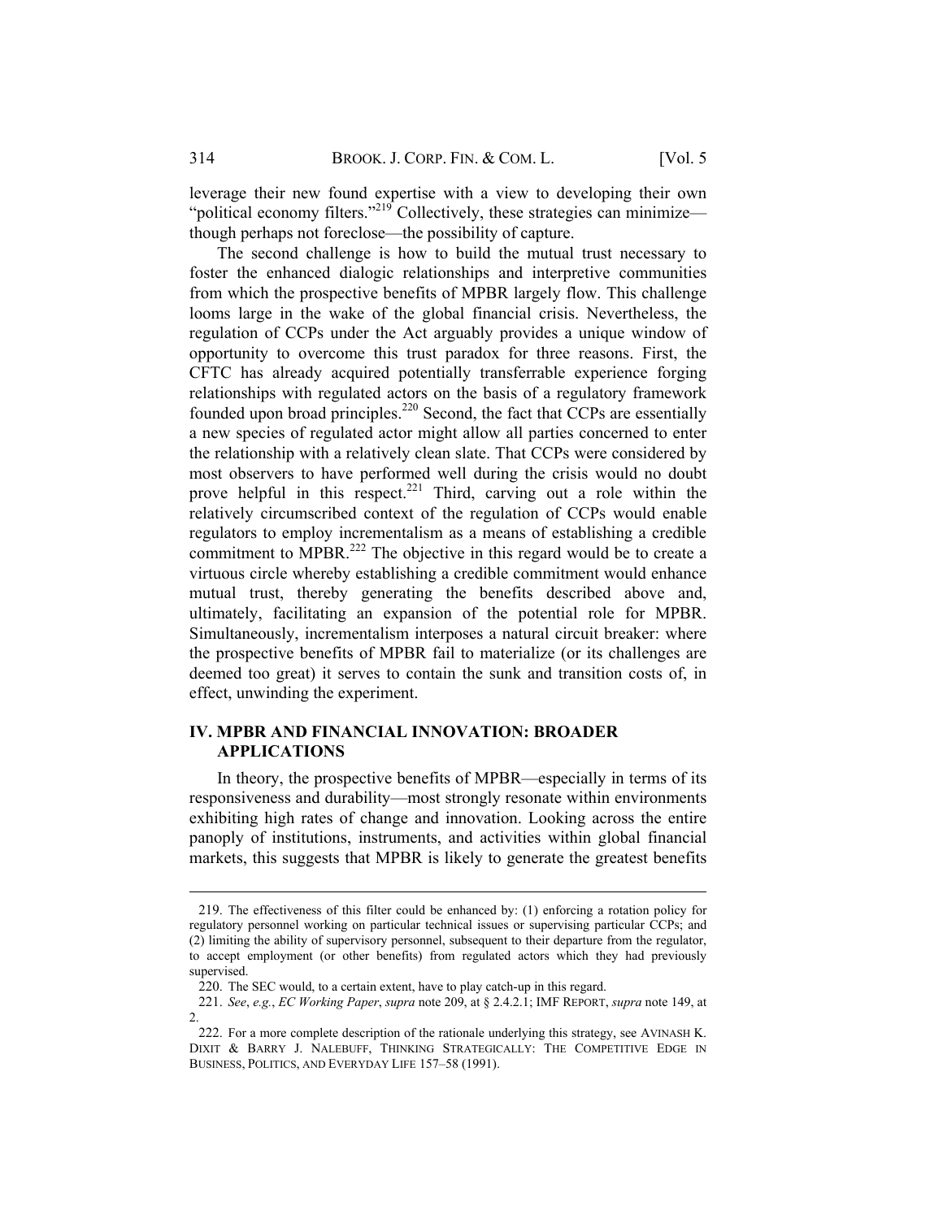leverage their new found expertise with a view to developing their own "political economy filters."[219] Collectively, these strategies can minimize—though perhaps not foreclose—the possibility of capture.

The second challenge is how to build the mutual trust necessary to foster the enhanced dialogic relationships and interpretive communities from which the prospective benefits of MPBR largely flow. This challenge looms large in the wake of the global financial crisis. Nevertheless, the regulation of CCPs under the Act arguably provides a unique window of opportunity to overcome this trust paradox for three reasons. First, the CFTC has already acquired potentially transferrable experience forging relationships with regulated actors on the basis of a regulatory framework founded upon broad principles.[220] Second, the fact that CCPs are essentially a new species of regulated actor might allow all parties concerned to enter the relationship with a relatively clean slate. That CCPs were considered by most observers to have performed well during the crisis would no doubt prove helpful in this respect.[221] Third, carving out a role within the relatively circumscribed context of the regulation of CCPs would enable regulators to employ incrementalism as a means of establishing a credible commitment to MPBR.[222] The objective in this regard would be to create a virtuous circle whereby establishing a credible commitment would enhance mutual trust, thereby generating the benefits described above and, ultimately, facilitating an expansion of the potential role for MPBR. Simultaneously, incrementalism interposes a natural circuit breaker: where the prospective benefits of MPBR fail to materialize (or its challenges are deemed too great) it serves to contain the sunk and transition costs of, in effect, unwinding the experiment.

## IV. MPBR AND FINANCIAL INNOVATION: BROADER APPLICATIONS

In theory, the prospective benefits of MPBR—especially in terms of its responsiveness and durability—most strongly resonate within environments exhibiting high rates of change and innovation. Looking across the entire panoply of institutions, instruments, and activities within global financial markets, this suggests that MPBR is likely to generate the greatest benefits

---

219. The effectiveness of this filter could be enhanced by: (1) enforcing a rotation policy for regulatory personnel working on particular technical issues or supervising particular CCPs; and (2) limiting the ability of supervisory personnel, subsequent to their departure from the regulator, to accept employment (or other benefits) from regulated actors which they had previously supervised.

220. The SEC would, to a certain extent, have to play catch-up in this regard.

221. *See*, *e.g.*, *EC Working Paper*, *supra* note 209, at § 2.4.2.1; IMF REPORT, *supra* note 149, at 2.

222. For a more complete description of the rationale underlying this strategy, see AVINASH K. DIXIT & BARRY J. NALEBUFF, THINKING STRATEGICALLY: THE COMPETITIVE EDGE IN BUSINESS, POLITICS, AND EVERYDAY LIFE 157–58 (1991).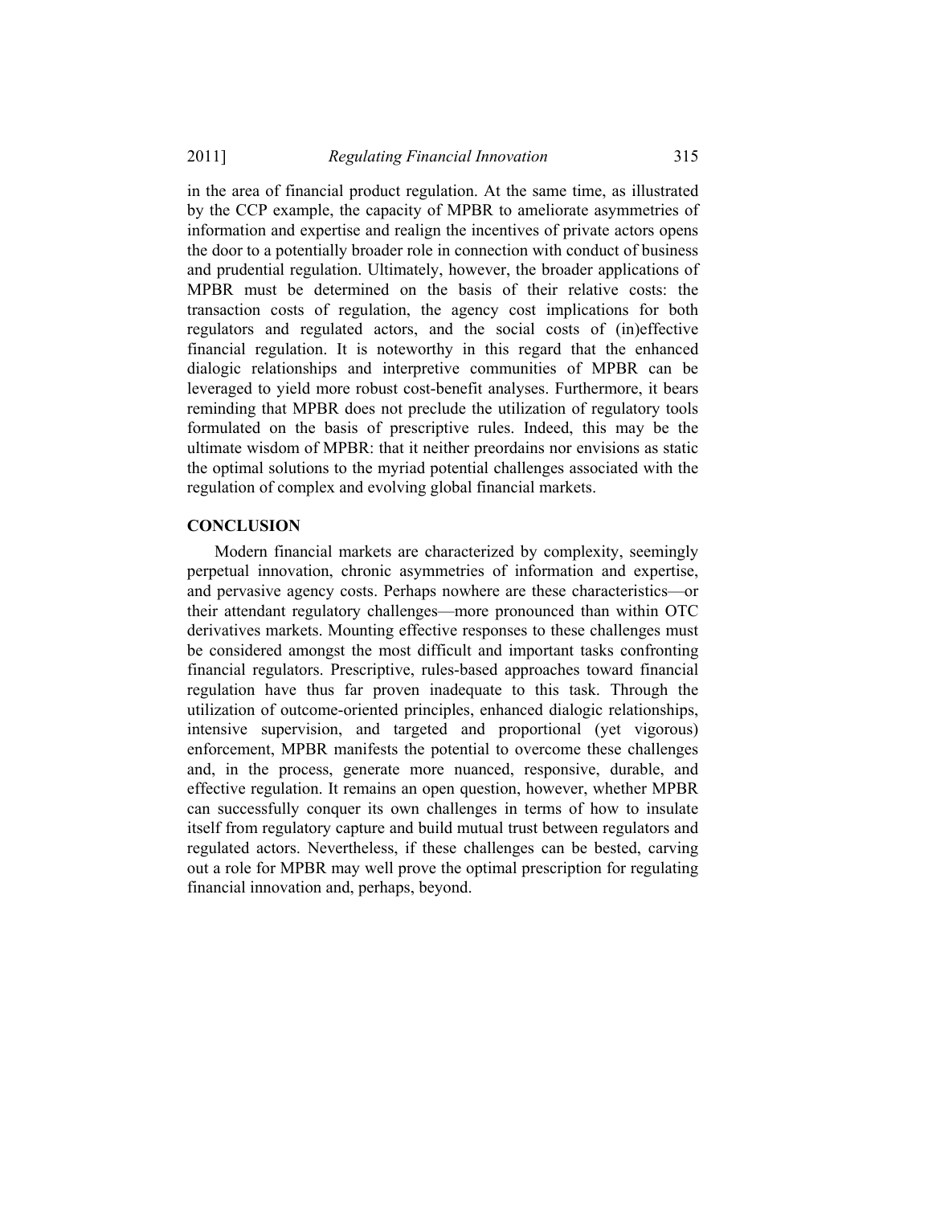in the area of financial product regulation. At the same time, as illustrated by the CCP example, the capacity of MPBR to ameliorate asymmetries of information and expertise and realign the incentives of private actors opens the door to a potentially broader role in connection with conduct of business and prudential regulation. Ultimately, however, the broader applications of MPBR must be determined on the basis of their relative costs: the transaction costs of regulation, the agency cost implications for both regulators and regulated actors, and the social costs of (in)effective financial regulation. It is noteworthy in this regard that the enhanced dialogic relationships and interpretive communities of MPBR can be leveraged to yield more robust cost-benefit analyses. Furthermore, it bears reminding that MPBR does not preclude the utilization of regulatory tools formulated on the basis of prescriptive rules. Indeed, this may be the ultimate wisdom of MPBR: that it neither preordains nor envisions as static the optimal solutions to the myriad potential challenges associated with the regulation of complex and evolving global financial markets.

## CONCLUSION

Modern financial markets are characterized by complexity, seemingly perpetual innovation, chronic asymmetries of information and expertise, and pervasive agency costs. Perhaps nowhere are these characteristics—or their attendant regulatory challenges—more pronounced than within OTC derivatives markets. Mounting effective responses to these challenges must be considered amongst the most difficult and important tasks confronting financial regulators. Prescriptive, rules-based approaches toward financial regulation have thus far proven inadequate to this task. Through the utilization of outcome-oriented principles, enhanced dialogic relationships, intensive supervision, and targeted and proportional (yet vigorous) enforcement, MPBR manifests the potential to overcome these challenges and, in the process, generate more nuanced, responsive, durable, and effective regulation. It remains an open question, however, whether MPBR can successfully conquer its own challenges in terms of how to insulate itself from regulatory capture and build mutual trust between regulators and regulated actors. Nevertheless, if these challenges can be bested, carving out a role for MPBR may well prove the optimal prescription for regulating financial innovation and, perhaps, beyond.